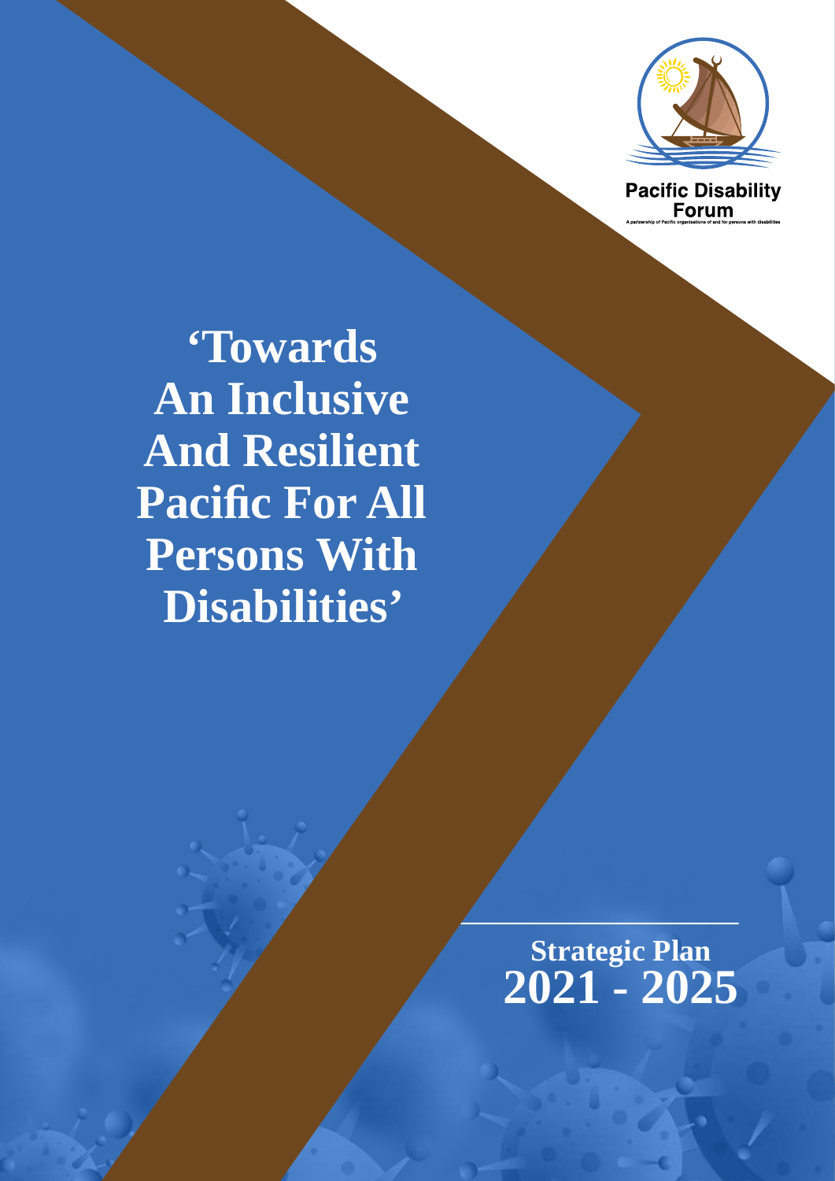Pacific Disability Forum

A partnership of Pacific organisations of and for persons with disabilities

# ‘Towards An Inclusive And Resilient Pacific For All Persons With Disabilities’

## Strategic Plan 2021 - 2025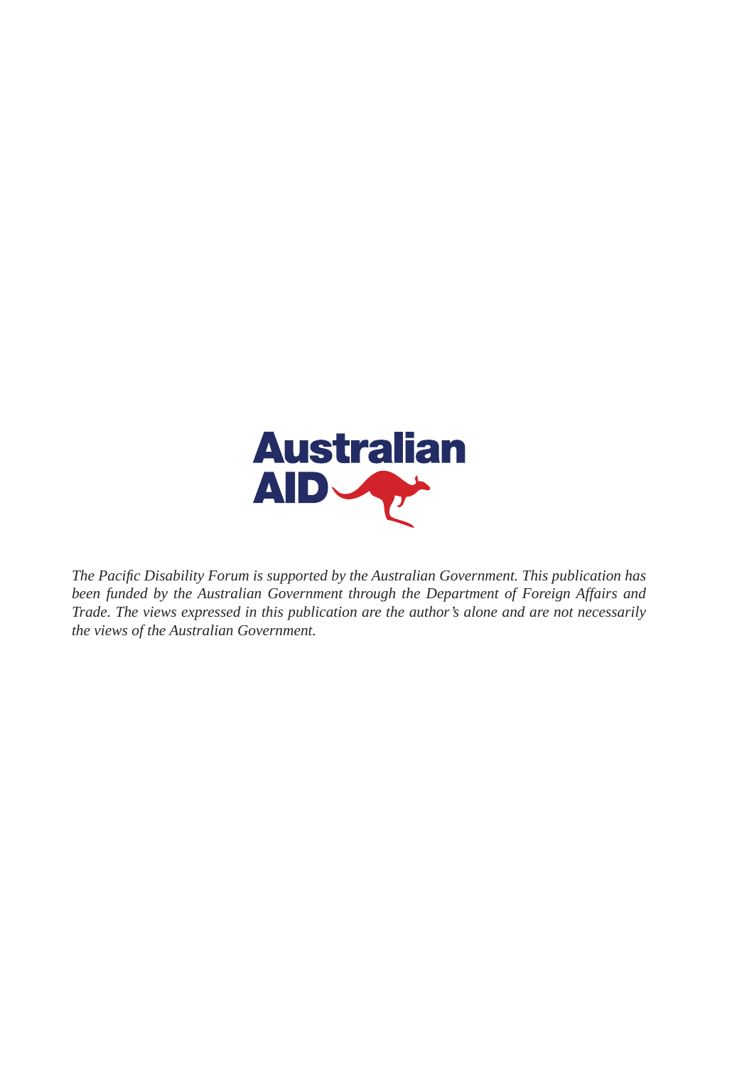Australian AID

*The Pacific Disability Forum is supported by the Australian Government. This publication has been funded by the Australian Government through the Department of Foreign Affairs and Trade. The views expressed in this publication are the author's alone and are not necessarily the views of the Australian Government.*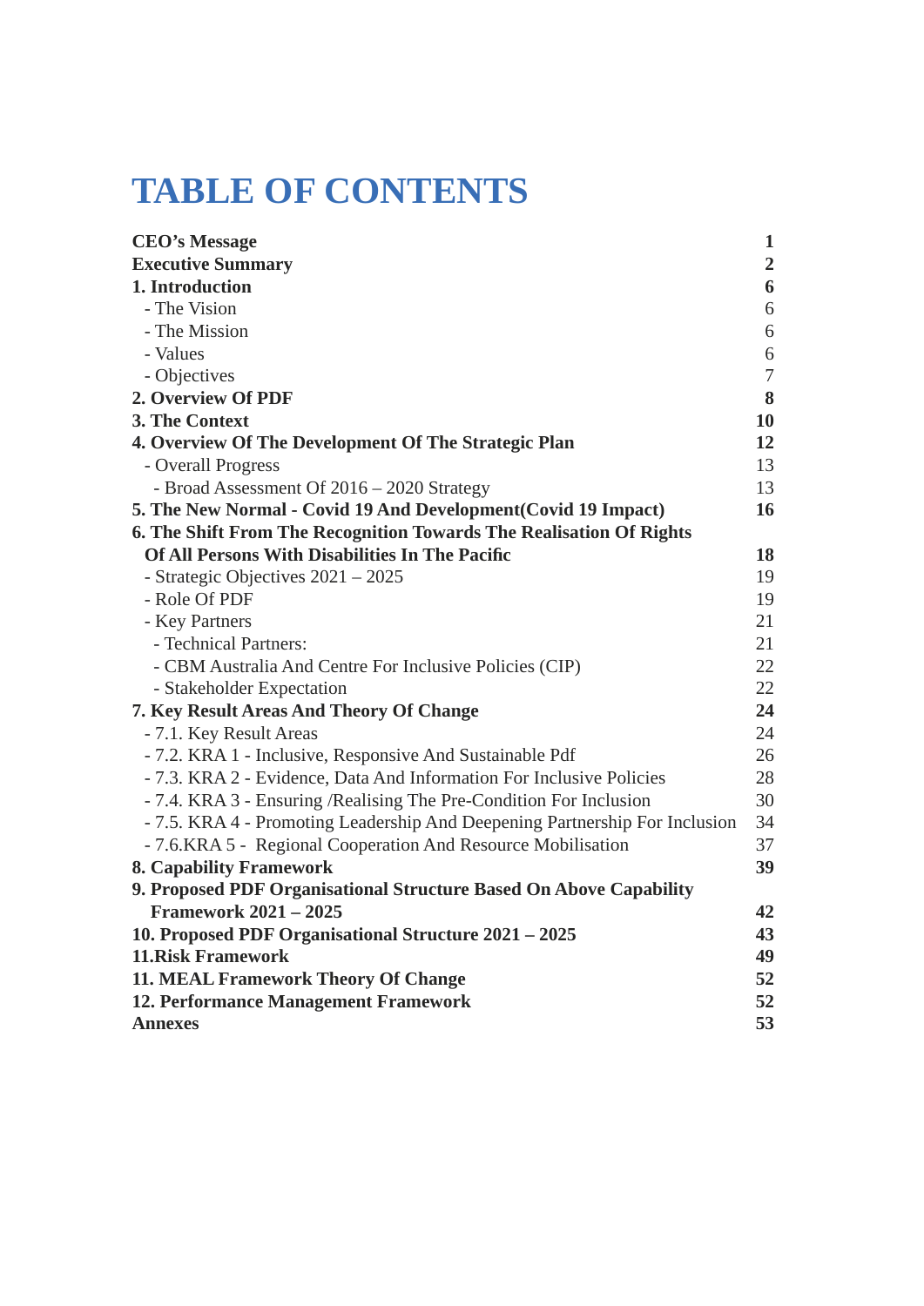# TABLE OF CONTENTS

| | |
|---|---|
| **CEO's Message** | **1** |
| **Executive Summary** | **2** |
| **1. Introduction** | **6** |
| - The Vision | 6 |
| - The Mission | 6 |
| - Values | 6 |
| - Objectives | 7 |
| **2. Overview Of PDF** | **8** |
| **3. The Context** | **10** |
| **4. Overview Of The Development Of The Strategic Plan** | **12** |
| - Overall Progress | 13 |
| - Broad Assessment Of 2016 – 2020 Strategy | 13 |
| **5. The New Normal - Covid 19 And Development(Covid 19 Impact)** | **16** |
| **6. The Shift From The Recognition Towards The Realisation Of Rights Of All Persons With Disabilities In The Pacific** | **18** |
| - Strategic Objectives 2021 – 2025 | 19 |
| - Role Of PDF | 19 |
| - Key Partners | 21 |
| - Technical Partners: | 21 |
| - CBM Australia And Centre For Inclusive Policies (CIP) | 22 |
| - Stakeholder Expectation | 22 |
| **7. Key Result Areas And Theory Of Change** | **24** |
| - 7.1. Key Result Areas | 24 |
| - 7.2. KRA 1 - Inclusive, Responsive And Sustainable Pdf | 26 |
| - 7.3. KRA 2 - Evidence, Data And Information For Inclusive Policies | 28 |
| - 7.4. KRA 3 - Ensuring /Realising The Pre-Condition For Inclusion | 30 |
| - 7.5. KRA 4 - Promoting Leadership And Deepening Partnership For Inclusion | 34 |
| - 7.6.KRA 5 - Regional Cooperation And Resource Mobilisation | 37 |
| **8. Capability Framework** | **39** |
| **9. Proposed PDF Organisational Structure Based On Above Capability Framework 2021 – 2025** | **42** |
| **10. Proposed PDF Organisational Structure 2021 – 2025** | **43** |
| **11.Risk Framework** | **49** |
| **11. MEAL Framework Theory Of Change** | **52** |
| **12. Performance Management Framework** | **52** |
| **Annexes** | **53** |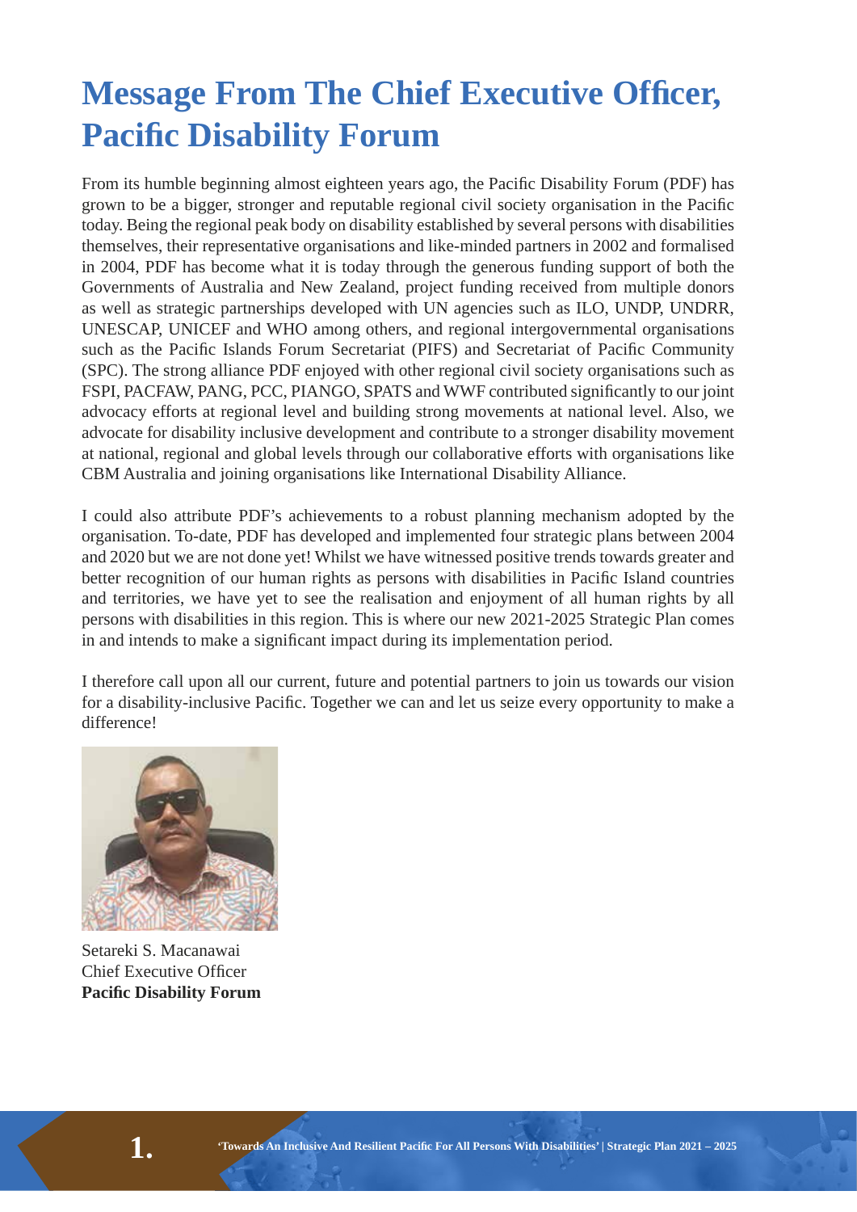# Message From The Chief Executive Officer, Pacific Disability Forum

From its humble beginning almost eighteen years ago, the Pacific Disability Forum (PDF) has grown to be a bigger, stronger and reputable regional civil society organisation in the Pacific today. Being the regional peak body on disability established by several persons with disabilities themselves, their representative organisations and like-minded partners in 2002 and formalised in 2004, PDF has become what it is today through the generous funding support of both the Governments of Australia and New Zealand, project funding received from multiple donors as well as strategic partnerships developed with UN agencies such as ILO, UNDP, UNDRR, UNESCAP, UNICEF and WHO among others, and regional intergovernmental organisations such as the Pacific Islands Forum Secretariat (PIFS) and Secretariat of Pacific Community (SPC). The strong alliance PDF enjoyed with other regional civil society organisations such as FSPI, PACFAW, PANG, PCC, PIANGO, SPATS and WWF contributed significantly to our joint advocacy efforts at regional level and building strong movements at national level. Also, we advocate for disability inclusive development and contribute to a stronger disability movement at national, regional and global levels through our collaborative efforts with organisations like CBM Australia and joining organisations like International Disability Alliance.

I could also attribute PDF's achievements to a robust planning mechanism adopted by the organisation. To-date, PDF has developed and implemented four strategic plans between 2004 and 2020 but we are not done yet! Whilst we have witnessed positive trends towards greater and better recognition of our human rights as persons with disabilities in Pacific Island countries and territories, we have yet to see the realisation and enjoyment of all human rights by all persons with disabilities in this region. This is where our new 2021-2025 Strategic Plan comes in and intends to make a significant impact during its implementation period.

I therefore call upon all our current, future and potential partners to join us towards our vision for a disability-inclusive Pacific. Together we can and let us seize every opportunity to make a difference!

Setareki S. Macanawai
Chief Executive Officer
**Pacific Disability Forum**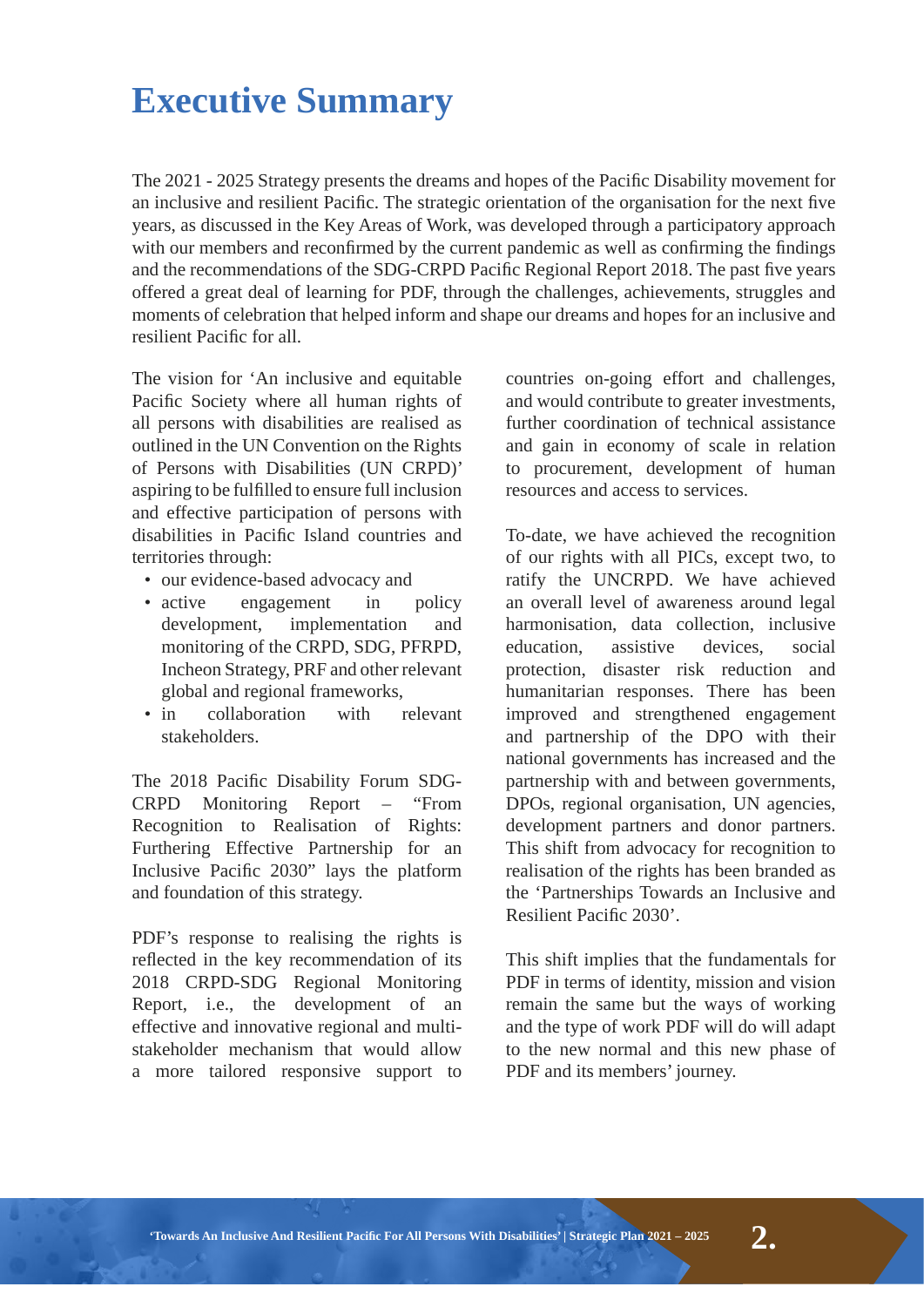# Executive Summary

The 2021 - 2025 Strategy presents the dreams and hopes of the Pacific Disability movement for an inclusive and resilient Pacific. The strategic orientation of the organisation for the next five years, as discussed in the Key Areas of Work, was developed through a participatory approach with our members and reconfirmed by the current pandemic as well as confirming the findings and the recommendations of the SDG-CRPD Pacific Regional Report 2018. The past five years offered a great deal of learning for PDF, through the challenges, achievements, struggles and moments of celebration that helped inform and shape our dreams and hopes for an inclusive and resilient Pacific for all.

The vision for 'An inclusive and equitable Pacific Society where all human rights of all persons with disabilities are realised as outlined in the UN Convention on the Rights of Persons with Disabilities (UN CRPD)' aspiring to be fulfilled to ensure full inclusion and effective participation of persons with disabilities in Pacific Island countries and territories through:

- our evidence-based advocacy and
- active engagement in policy development, implementation and monitoring of the CRPD, SDG, PFRPD, Incheon Strategy, PRF and other relevant global and regional frameworks,
- in collaboration with relevant stakeholders.

The 2018 Pacific Disability Forum SDG-CRPD Monitoring Report – "From Recognition to Realisation of Rights: Furthering Effective Partnership for an Inclusive Pacific 2030" lays the platform and foundation of this strategy.

PDF's response to realising the rights is reflected in the key recommendation of its 2018 CRPD-SDG Regional Monitoring Report, i.e., the development of an effective and innovative regional and multi-stakeholder mechanism that would allow a more tailored responsive support to countries on-going effort and challenges, and would contribute to greater investments, further coordination of technical assistance and gain in economy of scale in relation to procurement, development of human resources and access to services.

To-date, we have achieved the recognition of our rights with all PICs, except two, to ratify the UNCRPD. We have achieved an overall level of awareness around legal harmonisation, data collection, inclusive education, assistive devices, social protection, disaster risk reduction and humanitarian responses. There has been improved and strengthened engagement and partnership of the DPO with their national governments has increased and the partnership with and between governments, DPOs, regional organisation, UN agencies, development partners and donor partners. This shift from advocacy for recognition to realisation of the rights has been branded as the 'Partnerships Towards an Inclusive and Resilient Pacific 2030'.

This shift implies that the fundamentals for PDF in terms of identity, mission and vision remain the same but the ways of working and the type of work PDF will do will adapt to the new normal and this new phase of PDF and its members' journey.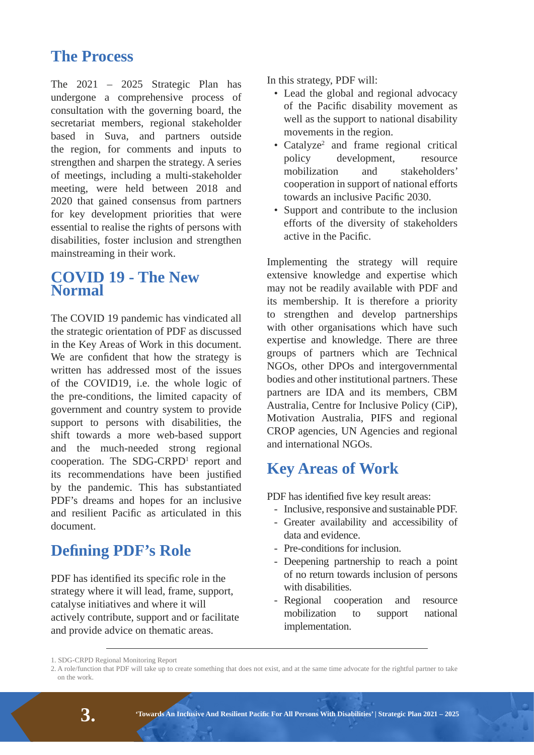## The Process

The 2021 – 2025 Strategic Plan has undergone a comprehensive process of consultation with the governing board, the secretariat members, regional stakeholder based in Suva, and partners outside the region, for comments and inputs to strengthen and sharpen the strategy. A series of meetings, including a multi-stakeholder meeting, were held between 2018 and 2020 that gained consensus from partners for key development priorities that were essential to realise the rights of persons with disabilities, foster inclusion and strengthen mainstreaming in their work.

## COVID 19 - The New Normal

The COVID 19 pandemic has vindicated all the strategic orientation of PDF as discussed in the Key Areas of Work in this document. We are confident that how the strategy is written has addressed most of the issues of the COVID19, i.e. the whole logic of the pre-conditions, the limited capacity of government and country system to provide support to persons with disabilities, the shift towards a more web-based support and the much-needed strong regional cooperation. The SDG-CRPD[1] report and its recommendations have been justified by the pandemic. This has substantiated PDF's dreams and hopes for an inclusive and resilient Pacific as articulated in this document.

## Defining PDF's Role

PDF has identified its specific role in the strategy where it will lead, frame, support, catalyse initiatives and where it will actively contribute, support and or facilitate and provide advice on thematic areas.

In this strategy, PDF will:

- Lead the global and regional advocacy of the Pacific disability movement as well as the support to national disability movements in the region.
- Catalyze[2] and frame regional critical policy development, resource mobilization and stakeholders' cooperation in support of national efforts towards an inclusive Pacific 2030.
- Support and contribute to the inclusion efforts of the diversity of stakeholders active in the Pacific.

Implementing the strategy will require extensive knowledge and expertise which may not be readily available with PDF and its membership. It is therefore a priority to strengthen and develop partnerships with other organisations which have such expertise and knowledge. There are three groups of partners which are Technical NGOs, other DPOs and intergovernmental bodies and other institutional partners. These partners are IDA and its members, CBM Australia, Centre for Inclusive Policy (CiP), Motivation Australia, PIFS and regional CROP agencies, UN Agencies and regional and international NGOs.

## Key Areas of Work

PDF has identified five key result areas:

- Inclusive, responsive and sustainable PDF.
- Greater availability and accessibility of data and evidence.
- Pre-conditions for inclusion.
- Deepening partnership to reach a point of no return towards inclusion of persons with disabilities.
- Regional cooperation and resource mobilization to support national implementation.

---

1. SDG-CRPD Regional Monitoring Report
2. A role/function that PDF will take up to create something that does not exist, and at the same time advocate for the rightful partner to take on the work.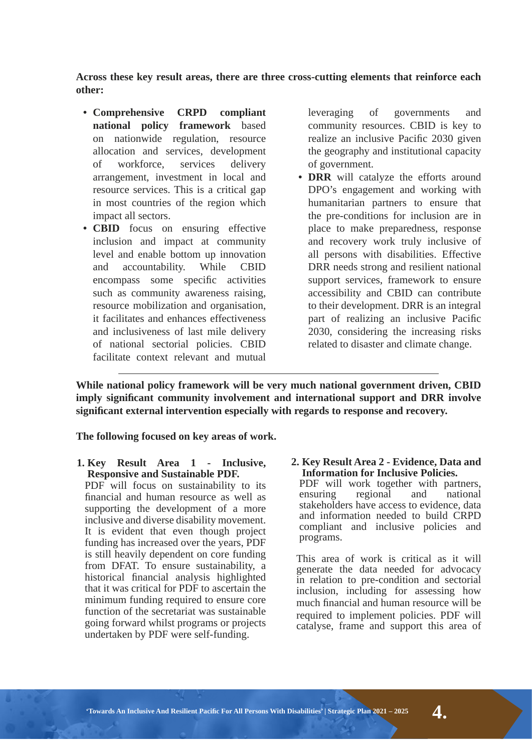**Across these key result areas, there are three cross-cutting elements that reinforce each other:**

- **Comprehensive CRPD compliant national policy framework** based on nationwide regulation, resource allocation and services, development of workforce, services delivery arrangement, investment in local and resource services. This is a critical gap in most countries of the region which impact all sectors.
- **CBID** focus on ensuring effective inclusion and impact at community level and enable bottom up innovation and accountability. While CBID encompass some specific activities such as community awareness raising, resource mobilization and organisation, it facilitates and enhances effectiveness and inclusiveness of last mile delivery of national sectorial policies. CBID facilitate context relevant and mutual leveraging of governments and community resources. CBID is key to realize an inclusive Pacific 2030 given the geography and institutional capacity of government.
- **DRR** will catalyze the efforts around DPO's engagement and working with humanitarian partners to ensure that the pre-conditions for inclusion are in place to make preparedness, response and recovery work truly inclusive of all persons with disabilities. Effective DRR needs strong and resilient national support services, framework to ensure accessibility and CBID can contribute to their development. DRR is an integral part of realizing an inclusive Pacific 2030, considering the increasing risks related to disaster and climate change.

---

**While national policy framework will be very much national government driven, CBID imply significant community involvement and international support and DRR involve significant external intervention especially with regards to response and recovery.**

**The following focused on key areas of work.**

**1. Key Result Area 1 - Inclusive, Responsive and Sustainable PDF.**

PDF will focus on sustainability to its financial and human resource as well as supporting the development of a more inclusive and diverse disability movement. It is evident that even though project funding has increased over the years, PDF is still heavily dependent on core funding from DFAT. To ensure sustainability, a historical financial analysis highlighted that it was critical for PDF to ascertain the minimum funding required to ensure core function of the secretariat was sustainable going forward whilst programs or projects undertaken by PDF were self-funding.

**2. Key Result Area 2 - Evidence, Data and Information for Inclusive Policies.**

PDF will work together with partners, ensuring regional and national stakeholders have access to evidence, data and information needed to build CRPD compliant and inclusive policies and programs.

This area of work is critical as it will generate the data needed for advocacy in relation to pre-condition and sectorial inclusion, including for assessing how much financial and human resource will be required to implement policies. PDF will catalyse, frame and support this area of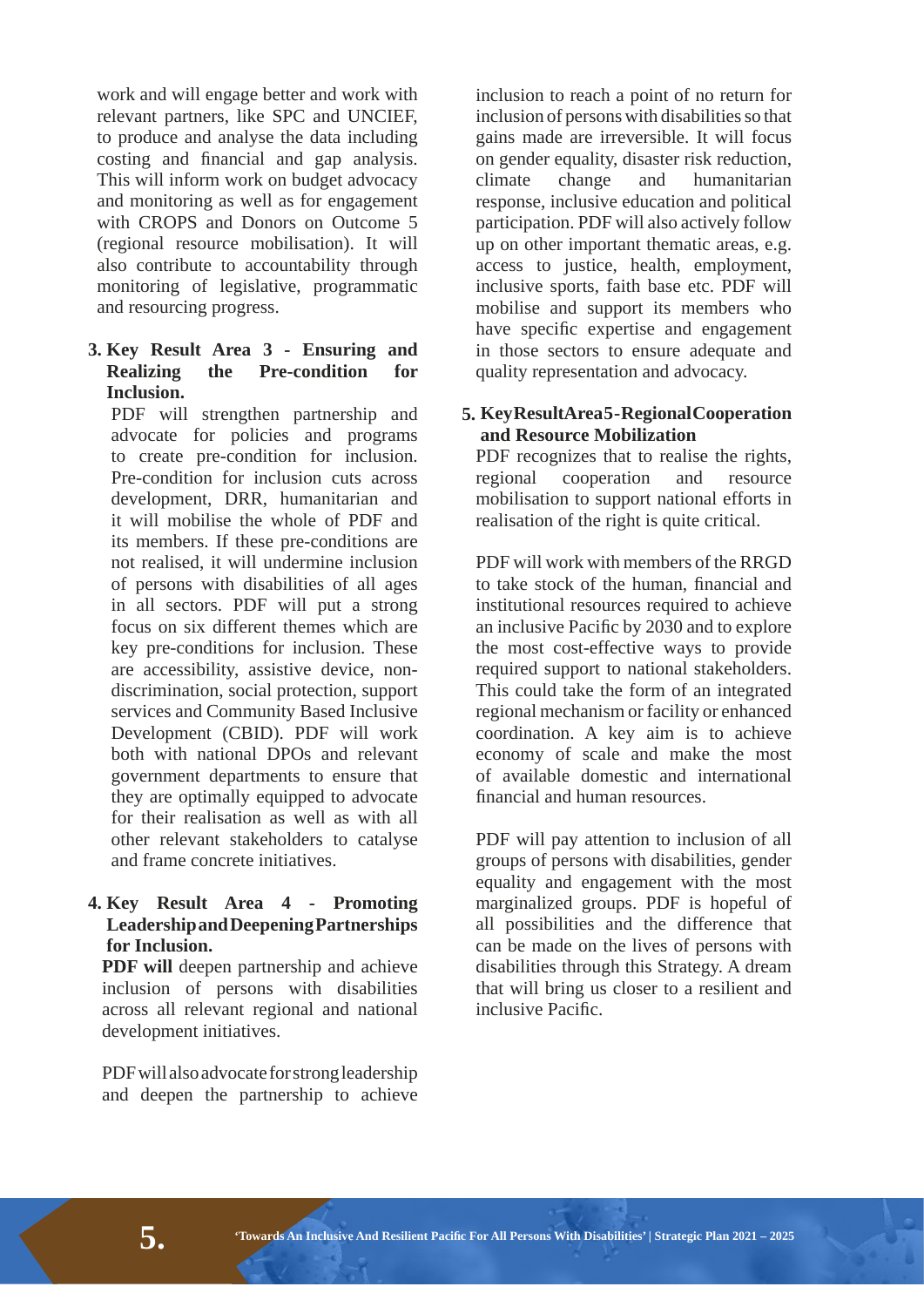work and will engage better and work with relevant partners, like SPC and UNCIEF, to produce and analyse the data including costing and financial and gap analysis. This will inform work on budget advocacy and monitoring as well as for engagement with CROPS and Donors on Outcome 5 (regional resource mobilisation). It will also contribute to accountability through monitoring of legislative, programmatic and resourcing progress.

3. **Key Result Area 3 - Ensuring and Realizing the Pre-condition for Inclusion.**

   PDF will strengthen partnership and advocate for policies and programs to create pre-condition for inclusion. Pre-condition for inclusion cuts across development, DRR, humanitarian and it will mobilise the whole of PDF and its members. If these pre-conditions are not realised, it will undermine inclusion of persons with disabilities of all ages in all sectors. PDF will put a strong focus on six different themes which are key pre-conditions for inclusion. These are accessibility, assistive device, non-discrimination, social protection, support services and Community Based Inclusive Development (CBID). PDF will work both with national DPOs and relevant government departments to ensure that they are optimally equipped to advocate for their realisation as well as with all other relevant stakeholders to catalyse and frame concrete initiatives.

4. **Key Result Area 4 - Promoting Leadership and Deepening Partnerships for Inclusion.**

   **PDF will** deepen partnership and achieve inclusion of persons with disabilities across all relevant regional and national development initiatives.

   PDF will also advocate for strong leadership and deepen the partnership to achieve inclusion to reach a point of no return for inclusion of persons with disabilities so that gains made are irreversible. It will focus on gender equality, disaster risk reduction, climate change and humanitarian response, inclusive education and political participation. PDF will also actively follow up on other important thematic areas, e.g. access to justice, health, employment, inclusive sports, faith base etc. PDF will mobilise and support its members who have specific expertise and engagement in those sectors to ensure adequate and quality representation and advocacy.

5. **Key Result Area 5 - Regional Cooperation and Resource Mobilization**

   PDF recognizes that to realise the rights, regional cooperation and resource mobilisation to support national efforts in realisation of the right is quite critical.

   PDF will work with members of the RRGD to take stock of the human, financial and institutional resources required to achieve an inclusive Pacific by 2030 and to explore the most cost-effective ways to provide required support to national stakeholders. This could take the form of an integrated regional mechanism or facility or enhanced coordination. A key aim is to achieve economy of scale and make the most of available domestic and international financial and human resources.

   PDF will pay attention to inclusion of all groups of persons with disabilities, gender equality and engagement with the most marginalized groups. PDF is hopeful of all possibilities and the difference that can be made on the lives of persons with disabilities through this Strategy. A dream that will bring us closer to a resilient and inclusive Pacific.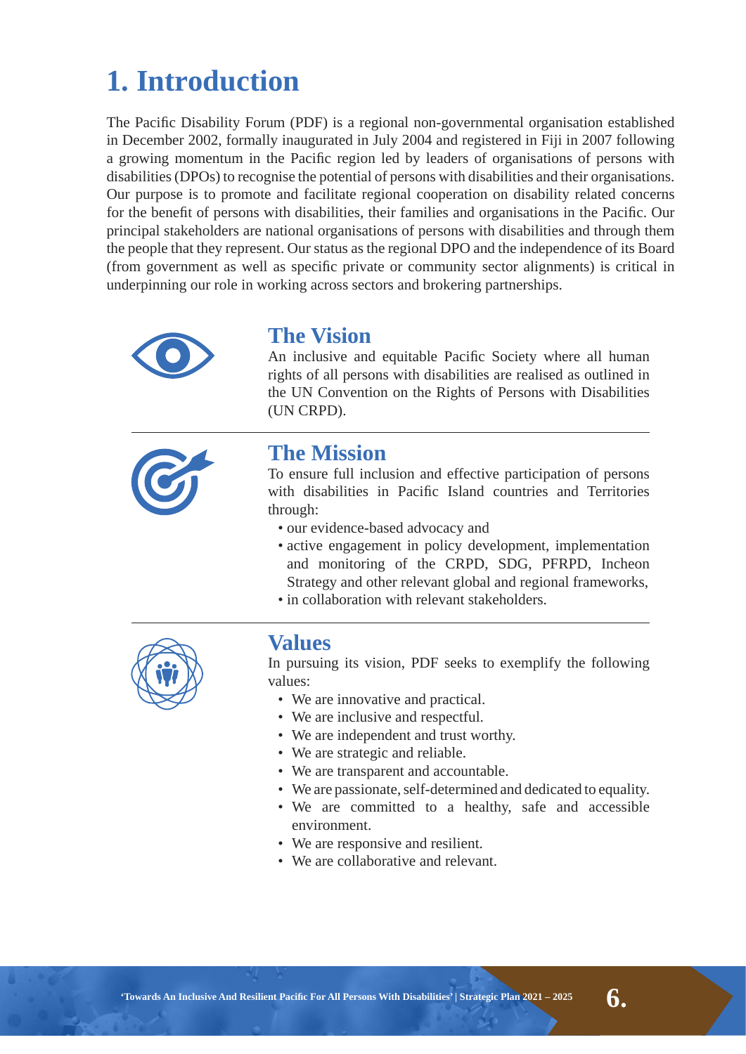# 1. Introduction

The Pacific Disability Forum (PDF) is a regional non-governmental organisation established in December 2002, formally inaugurated in July 2004 and registered in Fiji in 2007 following a growing momentum in the Pacific region led by leaders of organisations of persons with disabilities (DPOs) to recognise the potential of persons with disabilities and their organisations. Our purpose is to promote and facilitate regional cooperation on disability related concerns for the benefit of persons with disabilities, their families and organisations in the Pacific. Our principal stakeholders are national organisations of persons with disabilities and through them the people that they represent. Our status as the regional DPO and the independence of its Board (from government as well as specific private or community sector alignments) is critical in underpinning our role in working across sectors and brokering partnerships.

## The Vision

An inclusive and equitable Pacific Society where all human rights of all persons with disabilities are realised as outlined in the UN Convention on the Rights of Persons with Disabilities (UN CRPD).

## The Mission

To ensure full inclusion and effective participation of persons with disabilities in Pacific Island countries and Territories through:

- our evidence-based advocacy and
- active engagement in policy development, implementation and monitoring of the CRPD, SDG, PFRPD, Incheon Strategy and other relevant global and regional frameworks,
- in collaboration with relevant stakeholders.

## Values

In pursuing its vision, PDF seeks to exemplify the following values:

- We are innovative and practical.
- We are inclusive and respectful.
- We are independent and trust worthy.
- We are strategic and reliable.
- We are transparent and accountable.
- We are passionate, self-determined and dedicated to equality.
- We are committed to a healthy, safe and accessible environment.
- We are responsive and resilient.
- We are collaborative and relevant.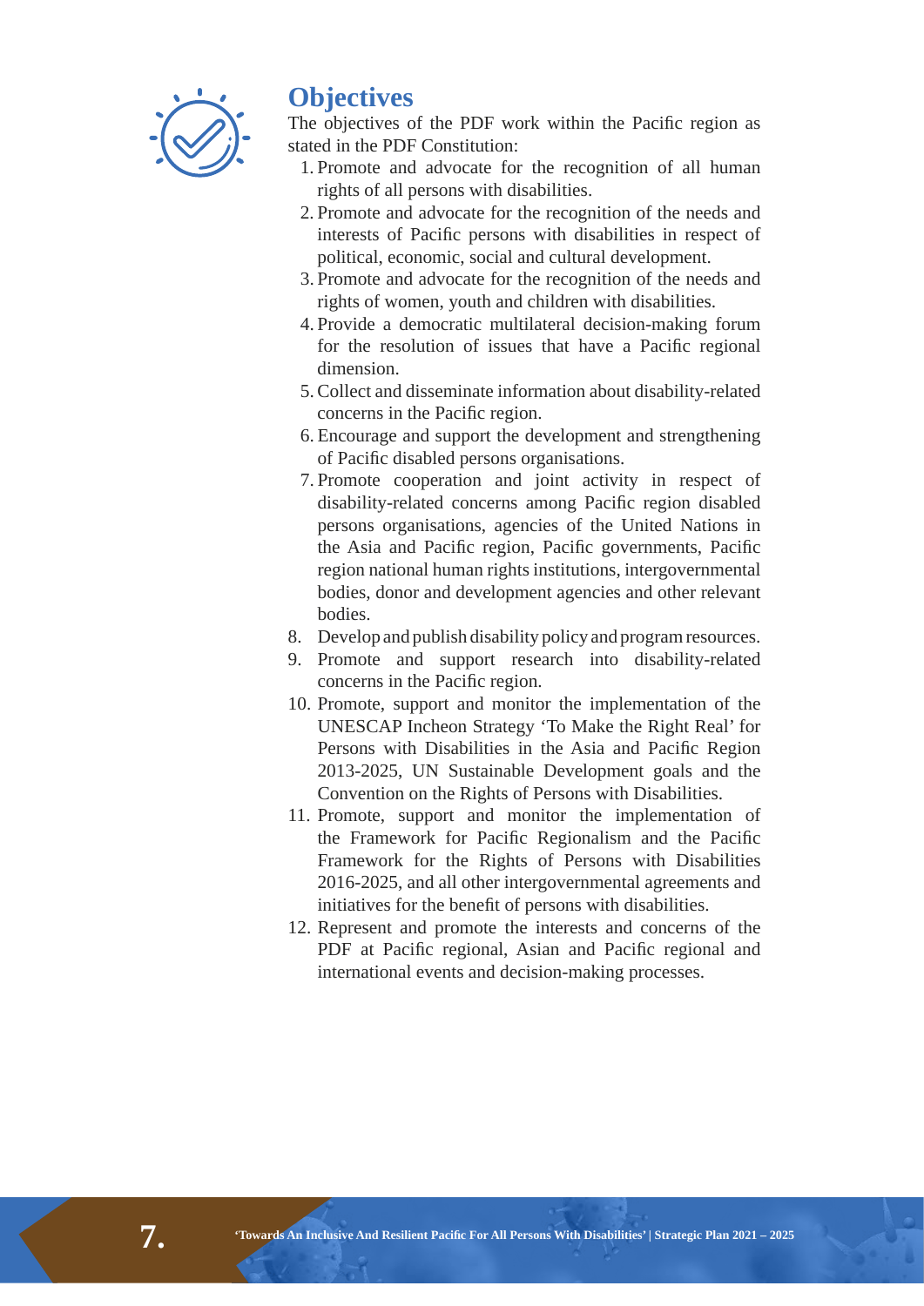## Objectives

The objectives of the PDF work within the Pacific region as stated in the PDF Constitution:

1. Promote and advocate for the recognition of all human rights of all persons with disabilities.
2. Promote and advocate for the recognition of the needs and interests of Pacific persons with disabilities in respect of political, economic, social and cultural development.
3. Promote and advocate for the recognition of the needs and rights of women, youth and children with disabilities.
4. Provide a democratic multilateral decision-making forum for the resolution of issues that have a Pacific regional dimension.
5. Collect and disseminate information about disability-related concerns in the Pacific region.
6. Encourage and support the development and strengthening of Pacific disabled persons organisations.
7. Promote cooperation and joint activity in respect of disability-related concerns among Pacific region disabled persons organisations, agencies of the United Nations in the Asia and Pacific region, Pacific governments, Pacific region national human rights institutions, intergovernmental bodies, donor and development agencies and other relevant bodies.
8. Develop and publish disability policy and program resources.
9. Promote and support research into disability-related concerns in the Pacific region.
10. Promote, support and monitor the implementation of the UNESCAP Incheon Strategy 'To Make the Right Real' for Persons with Disabilities in the Asia and Pacific Region 2013-2025, UN Sustainable Development goals and the Convention on the Rights of Persons with Disabilities.
11. Promote, support and monitor the implementation of the Framework for Pacific Regionalism and the Pacific Framework for the Rights of Persons with Disabilities 2016-2025, and all other intergovernmental agreements and initiatives for the benefit of persons with disabilities.
12. Represent and promote the interests and concerns of the PDF at Pacific regional, Asian and Pacific regional and international events and decision-making processes.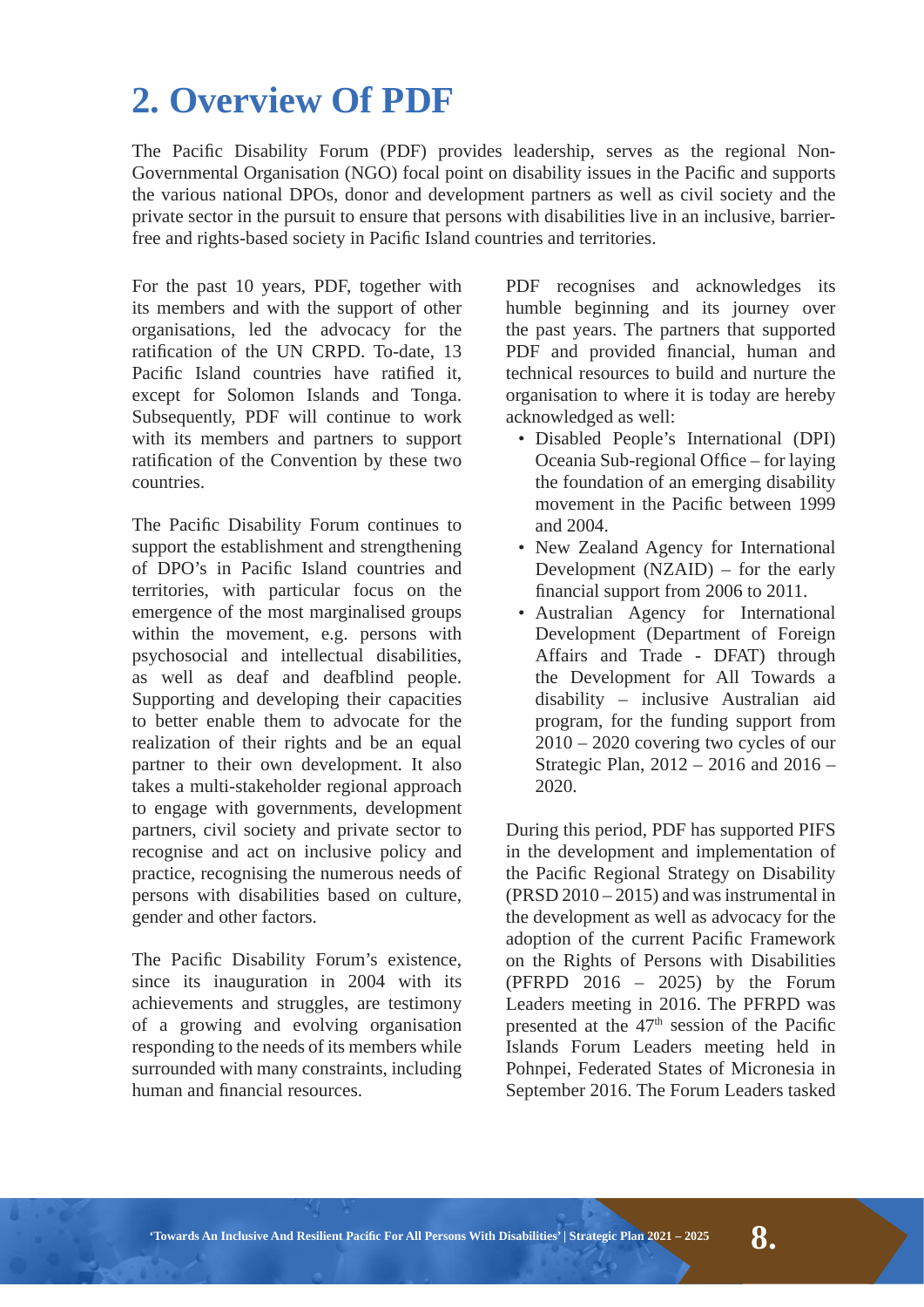# 2. Overview Of PDF

The Pacific Disability Forum (PDF) provides leadership, serves as the regional Non-Governmental Organisation (NGO) focal point on disability issues in the Pacific and supports the various national DPOs, donor and development partners as well as civil society and the private sector in the pursuit to ensure that persons with disabilities live in an inclusive, barrier-free and rights-based society in Pacific Island countries and territories.

For the past 10 years, PDF, together with its members and with the support of other organisations, led the advocacy for the ratification of the UN CRPD. To-date, 13 Pacific Island countries have ratified it, except for Solomon Islands and Tonga. Subsequently, PDF will continue to work with its members and partners to support ratification of the Convention by these two countries.

The Pacific Disability Forum continues to support the establishment and strengthening of DPO's in Pacific Island countries and territories, with particular focus on the emergence of the most marginalised groups within the movement, e.g. persons with psychosocial and intellectual disabilities, as well as deaf and deafblind people. Supporting and developing their capacities to better enable them to advocate for the realization of their rights and be an equal partner to their own development. It also takes a multi-stakeholder regional approach to engage with governments, development partners, civil society and private sector to recognise and act on inclusive policy and practice, recognising the numerous needs of persons with disabilities based on culture, gender and other factors.

The Pacific Disability Forum's existence, since its inauguration in 2004 with its achievements and struggles, are testimony of a growing and evolving organisation responding to the needs of its members while surrounded with many constraints, including human and financial resources.

PDF recognises and acknowledges its humble beginning and its journey over the past years. The partners that supported PDF and provided financial, human and technical resources to build and nurture the organisation to where it is today are hereby acknowledged as well:

- Disabled People's International (DPI) Oceania Sub-regional Office – for laying the foundation of an emerging disability movement in the Pacific between 1999 and 2004.
- New Zealand Agency for International Development (NZAID) – for the early financial support from 2006 to 2011.
- Australian Agency for International Development (Department of Foreign Affairs and Trade - DFAT) through the Development for All Towards a disability – inclusive Australian aid program, for the funding support from 2010 – 2020 covering two cycles of our Strategic Plan, 2012 – 2016 and 2016 – 2020.

During this period, PDF has supported PIFS in the development and implementation of the Pacific Regional Strategy on Disability (PRSD 2010 – 2015) and was instrumental in the development as well as advocacy for the adoption of the current Pacific Framework on the Rights of Persons with Disabilities (PFRPD 2016 – 2025) by the Forum Leaders meeting in 2016. The PFRPD was presented at the 47th session of the Pacific Islands Forum Leaders meeting held in Pohnpei, Federated States of Micronesia in September 2016. The Forum Leaders tasked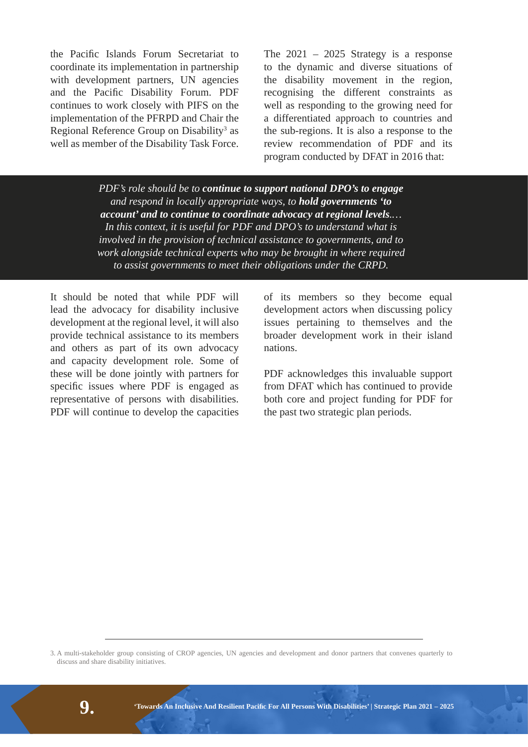the Pacific Islands Forum Secretariat to coordinate its implementation in partnership with development partners, UN agencies and the Pacific Disability Forum. PDF continues to work closely with PIFS on the implementation of the PFRPD and Chair the Regional Reference Group on Disability[3] as well as member of the Disability Task Force.

The 2021 – 2025 Strategy is a response to the dynamic and diverse situations of the disability movement in the region, recognising the different constraints as well as responding to the growing need for a differentiated approach to countries and the sub-regions. It is also a response to the review recommendation of PDF and its program conducted by DFAT in 2016 that:

> *PDF's role should be to* ***continue to support national DPO's to engage*** *and respond in locally appropriate ways, to* ***hold governments 'to account' and to continue to coordinate advocacy at regional levels****.… In this context, it is useful for PDF and DPO's to understand what is involved in the provision of technical assistance to governments, and to work alongside technical experts who may be brought in where required to assist governments to meet their obligations under the CRPD.*

It should be noted that while PDF will lead the advocacy for disability inclusive development at the regional level, it will also provide technical assistance to its members and others as part of its own advocacy and capacity development role. Some of these will be done jointly with partners for specific issues where PDF is engaged as representative of persons with disabilities. PDF will continue to develop the capacities of its members so they become equal development actors when discussing policy issues pertaining to themselves and the broader development work in their island nations.

PDF acknowledges this invaluable support from DFAT which has continued to provide both core and project funding for PDF for the past two strategic plan periods.

---

3. A multi-stakeholder group consisting of CROP agencies, UN agencies and development and donor partners that convenes quarterly to discuss and share disability initiatives.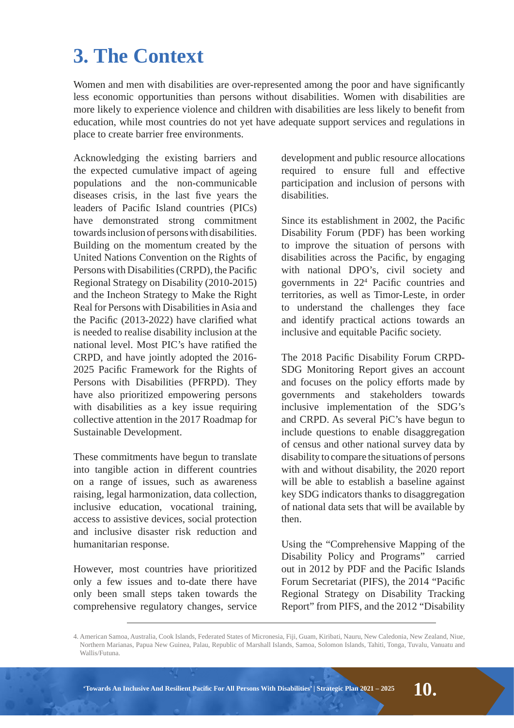# 3. The Context

Women and men with disabilities are over-represented among the poor and have significantly less economic opportunities than persons without disabilities. Women with disabilities are more likely to experience violence and children with disabilities are less likely to benefit from education, while most countries do not yet have adequate support services and regulations in place to create barrier free environments.

Acknowledging the existing barriers and the expected cumulative impact of ageing populations and the non-communicable diseases crisis, in the last five years the leaders of Pacific Island countries (PICs) have demonstrated strong commitment towards inclusion of persons with disabilities. Building on the momentum created by the United Nations Convention on the Rights of Persons with Disabilities (CRPD), the Pacific Regional Strategy on Disability (2010-2015) and the Incheon Strategy to Make the Right Real for Persons with Disabilities in Asia and the Pacific (2013-2022) have clarified what is needed to realise disability inclusion at the national level. Most PIC's have ratified the CRPD, and have jointly adopted the 2016-2025 Pacific Framework for the Rights of Persons with Disabilities (PFRPD). They have also prioritized empowering persons with disabilities as a key issue requiring collective attention in the 2017 Roadmap for Sustainable Development.

These commitments have begun to translate into tangible action in different countries on a range of issues, such as awareness raising, legal harmonization, data collection, inclusive education, vocational training, access to assistive devices, social protection and inclusive disaster risk reduction and humanitarian response.

However, most countries have prioritized only a few issues and to-date there have only been small steps taken towards the comprehensive regulatory changes, service development and public resource allocations required to ensure full and effective participation and inclusion of persons with disabilities.

Since its establishment in 2002, the Pacific Disability Forum (PDF) has been working to improve the situation of persons with disabilities across the Pacific, by engaging with national DPO's, civil society and governments in 22[4] Pacific countries and territories, as well as Timor-Leste, in order to understand the challenges they face and identify practical actions towards an inclusive and equitable Pacific society.

The 2018 Pacific Disability Forum CRPD-SDG Monitoring Report gives an account and focuses on the policy efforts made by governments and stakeholders towards inclusive implementation of the SDG's and CRPD. As several PiC's have begun to include questions to enable disaggregation of census and other national survey data by disability to compare the situations of persons with and without disability, the 2020 report will be able to establish a baseline against key SDG indicators thanks to disaggregation of national data sets that will be available by then.

Using the "Comprehensive Mapping of the Disability Policy and Programs" carried out in 2012 by PDF and the Pacific Islands Forum Secretariat (PIFS), the 2014 "Pacific Regional Strategy on Disability Tracking Report" from PIFS, and the 2012 "Disability

---

4. American Samoa, Australia, Cook Islands, Federated States of Micronesia, Fiji, Guam, Kiribati, Nauru, New Caledonia, New Zealand, Niue, Northern Marianas, Papua New Guinea, Palau, Republic of Marshall Islands, Samoa, Solomon Islands, Tahiti, Tonga, Tuvalu, Vanuatu and Wallis/Futuna.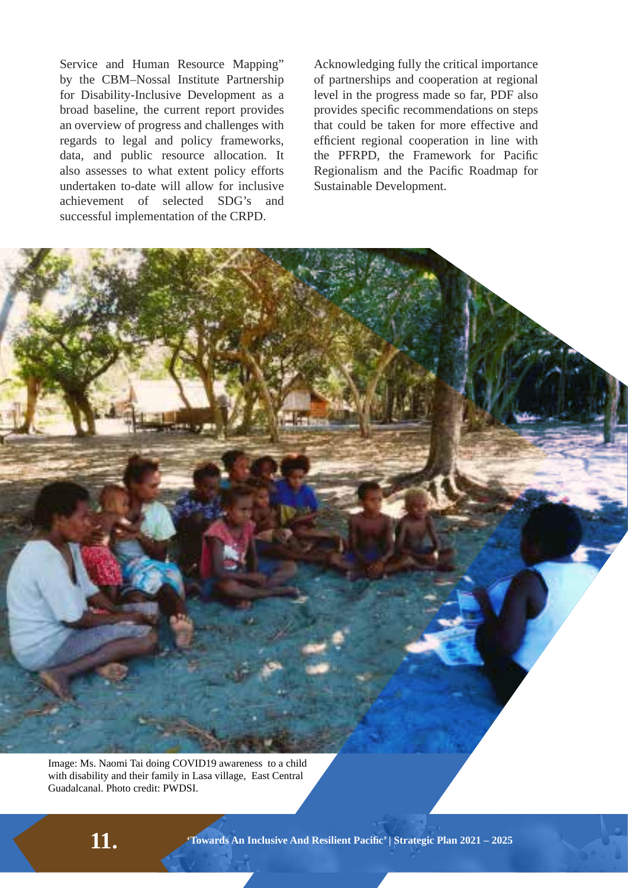Service and Human Resource Mapping" by the CBM–Nossal Institute Partnership for Disability-Inclusive Development as a broad baseline, the current report provides an overview of progress and challenges with regards to legal and policy frameworks, data, and public resource allocation. It also assesses to what extent policy efforts undertaken to-date will allow for inclusive achievement of selected SDG's and successful implementation of the CRPD.

Acknowledging fully the critical importance of partnerships and cooperation at regional level in the progress made so far, PDF also provides specific recommendations on steps that could be taken for more effective and efficient regional cooperation in line with the PFRPD, the Framework for Pacific Regionalism and the Pacific Roadmap for Sustainable Development.

Image: Ms. Naomi Tai doing COVID19 awareness to a child with disability and their family in Lasa village, East Central Guadalcanal. Photo credit: PWDSI.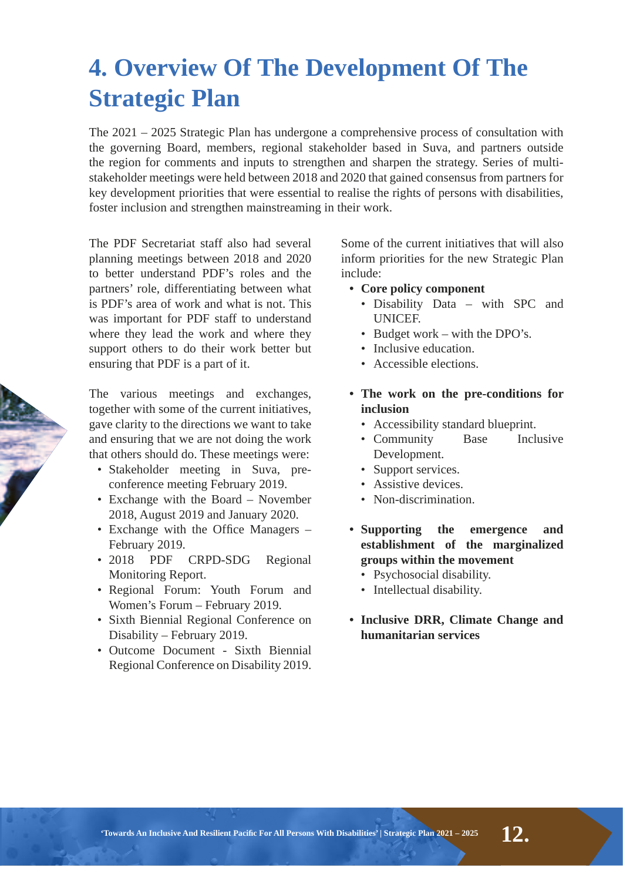# 4. Overview Of The Development Of The Strategic Plan

The 2021 – 2025 Strategic Plan has undergone a comprehensive process of consultation with the governing Board, members, regional stakeholder based in Suva, and partners outside the region for comments and inputs to strengthen and sharpen the strategy. Series of multi-stakeholder meetings were held between 2018 and 2020 that gained consensus from partners for key development priorities that were essential to realise the rights of persons with disabilities, foster inclusion and strengthen mainstreaming in their work.

The PDF Secretariat staff also had several planning meetings between 2018 and 2020 to better understand PDF's roles and the partners' role, differentiating between what is PDF's area of work and what is not. This was important for PDF staff to understand where they lead the work and where they support others to do their work better but ensuring that PDF is a part of it.

The various meetings and exchanges, together with some of the current initiatives, gave clarity to the directions we want to take and ensuring that we are not doing the work that others should do. These meetings were:

- Stakeholder meeting in Suva, pre-conference meeting February 2019.
- Exchange with the Board – November 2018, August 2019 and January 2020.
- Exchange with the Office Managers – February 2019.
- 2018 PDF CRPD-SDG Regional Monitoring Report.
- Regional Forum: Youth Forum and Women's Forum – February 2019.
- Sixth Biennial Regional Conference on Disability – February 2019.
- Outcome Document - Sixth Biennial Regional Conference on Disability 2019.

Some of the current initiatives that will also inform priorities for the new Strategic Plan include:

- **Core policy component**
  - Disability Data – with SPC and UNICEF.
  - Budget work – with the DPO's.
  - Inclusive education.
  - Accessible elections.
- **The work on the pre-conditions for inclusion**
  - Accessibility standard blueprint.
  - Community Base Inclusive Development.
  - Support services.
  - Assistive devices.
  - Non-discrimination.
- **Supporting the emergence and establishment of the marginalized groups within the movement**
  - Psychosocial disability.
  - Intellectual disability.
- **Inclusive DRR, Climate Change and humanitarian services**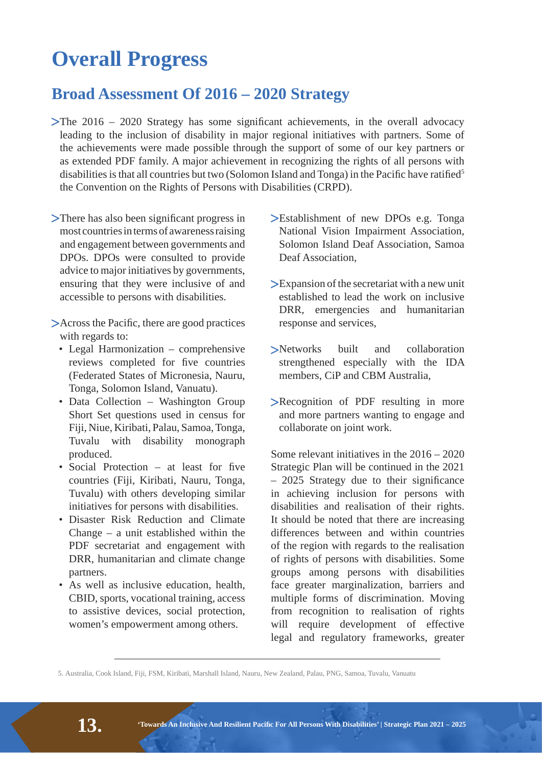# Overall Progress

## Broad Assessment Of 2016 – 2020 Strategy

- The 2016 – 2020 Strategy has some significant achievements, in the overall advocacy leading to the inclusion of disability in major regional initiatives with partners. Some of the achievements were made possible through the support of some of our key partners or as extended PDF family. A major achievement in recognizing the rights of all persons with disabilities is that all countries but two (Solomon Island and Tonga) in the Pacific have ratified[5] the Convention on the Rights of Persons with Disabilities (CRPD).

- There has also been significant progress in most countries in terms of awareness raising and engagement between governments and DPOs. DPOs were consulted to provide advice to major initiatives by governments, ensuring that they were inclusive of and accessible to persons with disabilities.

- Across the Pacific, there are good practices with regards to:
  - Legal Harmonization – comprehensive reviews completed for five countries (Federated States of Micronesia, Nauru, Tonga, Solomon Island, Vanuatu).
  - Data Collection – Washington Group Short Set questions used in census for Fiji, Niue, Kiribati, Palau, Samoa, Tonga, Tuvalu with disability monograph produced.
  - Social Protection – at least for five countries (Fiji, Kiribati, Nauru, Tonga, Tuvalu) with others developing similar initiatives for persons with disabilities.
  - Disaster Risk Reduction and Climate Change – a unit established within the PDF secretariat and engagement with DRR, humanitarian and climate change partners.
  - As well as inclusive education, health, CBID, sports, vocational training, access to assistive devices, social protection, women's empowerment among others.

- Establishment of new DPOs e.g. Tonga National Vision Impairment Association, Solomon Island Deaf Association, Samoa Deaf Association,

- Expansion of the secretariat with a new unit established to lead the work on inclusive DRR, emergencies and humanitarian response and services,

- Networks built and collaboration strengthened especially with the IDA members, CiP and CBM Australia,

- Recognition of PDF resulting in more and more partners wanting to engage and collaborate on joint work.

Some relevant initiatives in the 2016 – 2020 Strategic Plan will be continued in the 2021 – 2025 Strategy due to their significance in achieving inclusion for persons with disabilities and realisation of their rights. It should be noted that there are increasing differences between and within countries of the region with regards to the realisation of rights of persons with disabilities. Some groups among persons with disabilities face greater marginalization, barriers and multiple forms of discrimination. Moving from recognition to realisation of rights will require development of effective legal and regulatory frameworks, greater

---

5. Australia, Cook Island, Fiji, FSM, Kiribati, Marshall Island, Nauru, New Zealand, Palau, PNG, Samoa, Tuvalu, Vanuatu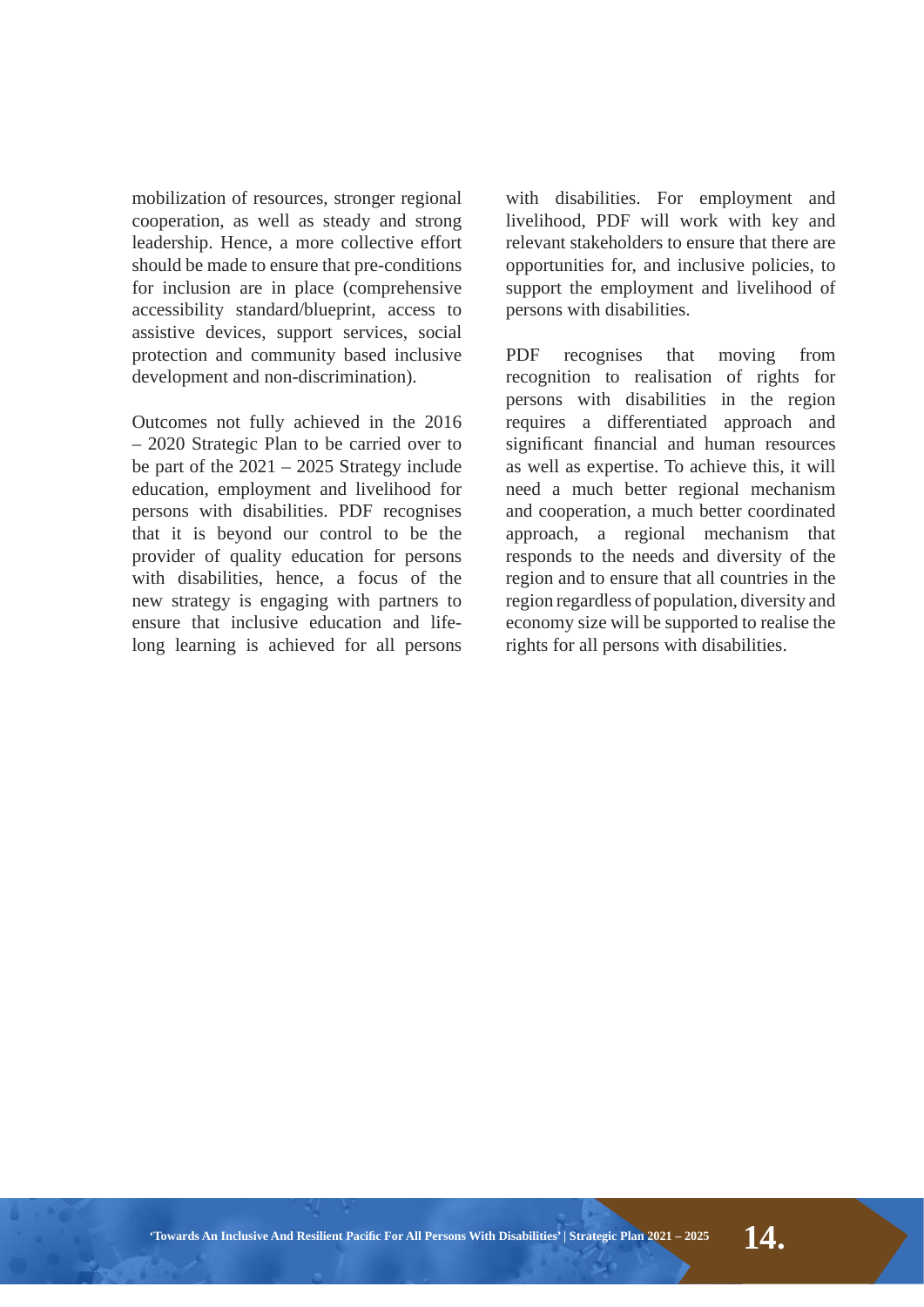mobilization of resources, stronger regional cooperation, as well as steady and strong leadership. Hence, a more collective effort should be made to ensure that pre-conditions for inclusion are in place (comprehensive accessibility standard/blueprint, access to assistive devices, support services, social protection and community based inclusive development and non-discrimination).

Outcomes not fully achieved in the 2016 – 2020 Strategic Plan to be carried over to be part of the 2021 – 2025 Strategy include education, employment and livelihood for persons with disabilities. PDF recognises that it is beyond our control to be the provider of quality education for persons with disabilities, hence, a focus of the new strategy is engaging with partners to ensure that inclusive education and life-long learning is achieved for all persons with disabilities. For employment and livelihood, PDF will work with key and relevant stakeholders to ensure that there are opportunities for, and inclusive policies, to support the employment and livelihood of persons with disabilities.

PDF recognises that moving from recognition to realisation of rights for persons with disabilities in the region requires a differentiated approach and significant financial and human resources as well as expertise. To achieve this, it will need a much better regional mechanism and cooperation, a much better coordinated approach, a regional mechanism that responds to the needs and diversity of the region and to ensure that all countries in the region regardless of population, diversity and economy size will be supported to realise the rights for all persons with disabilities.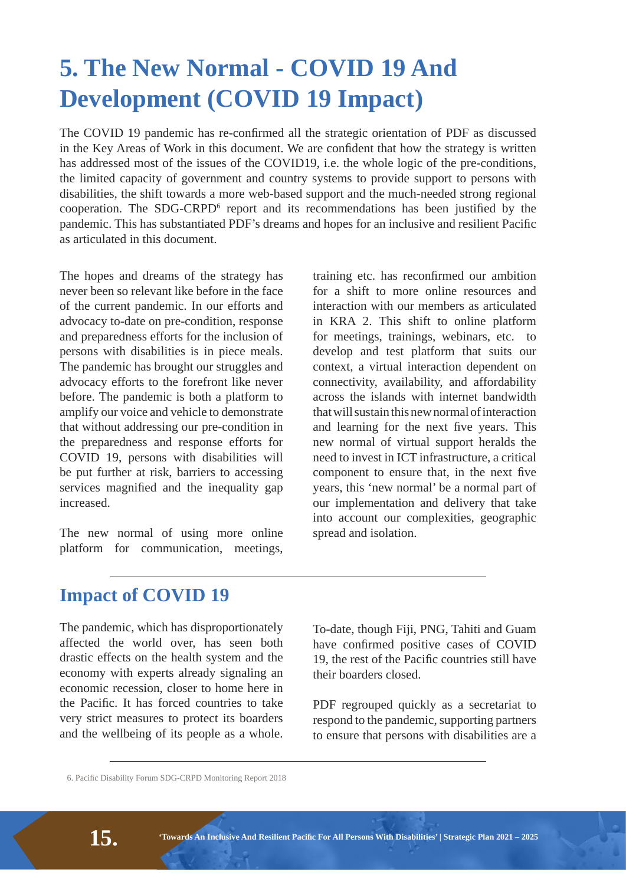# 5. The New Normal - COVID 19 And Development (COVID 19 Impact)

The COVID 19 pandemic has re-confirmed all the strategic orientation of PDF as discussed in the Key Areas of Work in this document. We are confident that how the strategy is written has addressed most of the issues of the COVID19, i.e. the whole logic of the pre-conditions, the limited capacity of government and country systems to provide support to persons with disabilities, the shift towards a more web-based support and the much-needed strong regional cooperation. The SDG-CRPD[6] report and its recommendations has been justified by the pandemic. This has substantiated PDF's dreams and hopes for an inclusive and resilient Pacific as articulated in this document.

The hopes and dreams of the strategy has never been so relevant like before in the face of the current pandemic. In our efforts and advocacy to-date on pre-condition, response and preparedness efforts for the inclusion of persons with disabilities is in piece meals. The pandemic has brought our struggles and advocacy efforts to the forefront like never before. The pandemic is both a platform to amplify our voice and vehicle to demonstrate that without addressing our pre-condition in the preparedness and response efforts for COVID 19, persons with disabilities will be put further at risk, barriers to accessing services magnified and the inequality gap increased.

The new normal of using more online platform for communication, meetings, training etc. has reconfirmed our ambition for a shift to more online resources and interaction with our members as articulated in KRA 2. This shift to online platform for meetings, trainings, webinars, etc. to develop and test platform that suits our context, a virtual interaction dependent on connectivity, availability, and affordability across the islands with internet bandwidth that will sustain this new normal of interaction and learning for the next five years. This new normal of virtual support heralds the need to invest in ICT infrastructure, a critical component to ensure that, in the next five years, this 'new normal' be a normal part of our implementation and delivery that take into account our complexities, geographic spread and isolation.

## Impact of COVID 19

The pandemic, which has disproportionately affected the world over, has seen both drastic effects on the health system and the economy with experts already signaling an economic recession, closer to home here in the Pacific. It has forced countries to take very strict measures to protect its boarders and the wellbeing of its people as a whole.

To-date, though Fiji, PNG, Tahiti and Guam have confirmed positive cases of COVID 19, the rest of the Pacific countries still have their boarders closed.

PDF regrouped quickly as a secretariat to respond to the pandemic, supporting partners to ensure that persons with disabilities are a

6. Pacific Disability Forum SDG-CRPD Monitoring Report 2018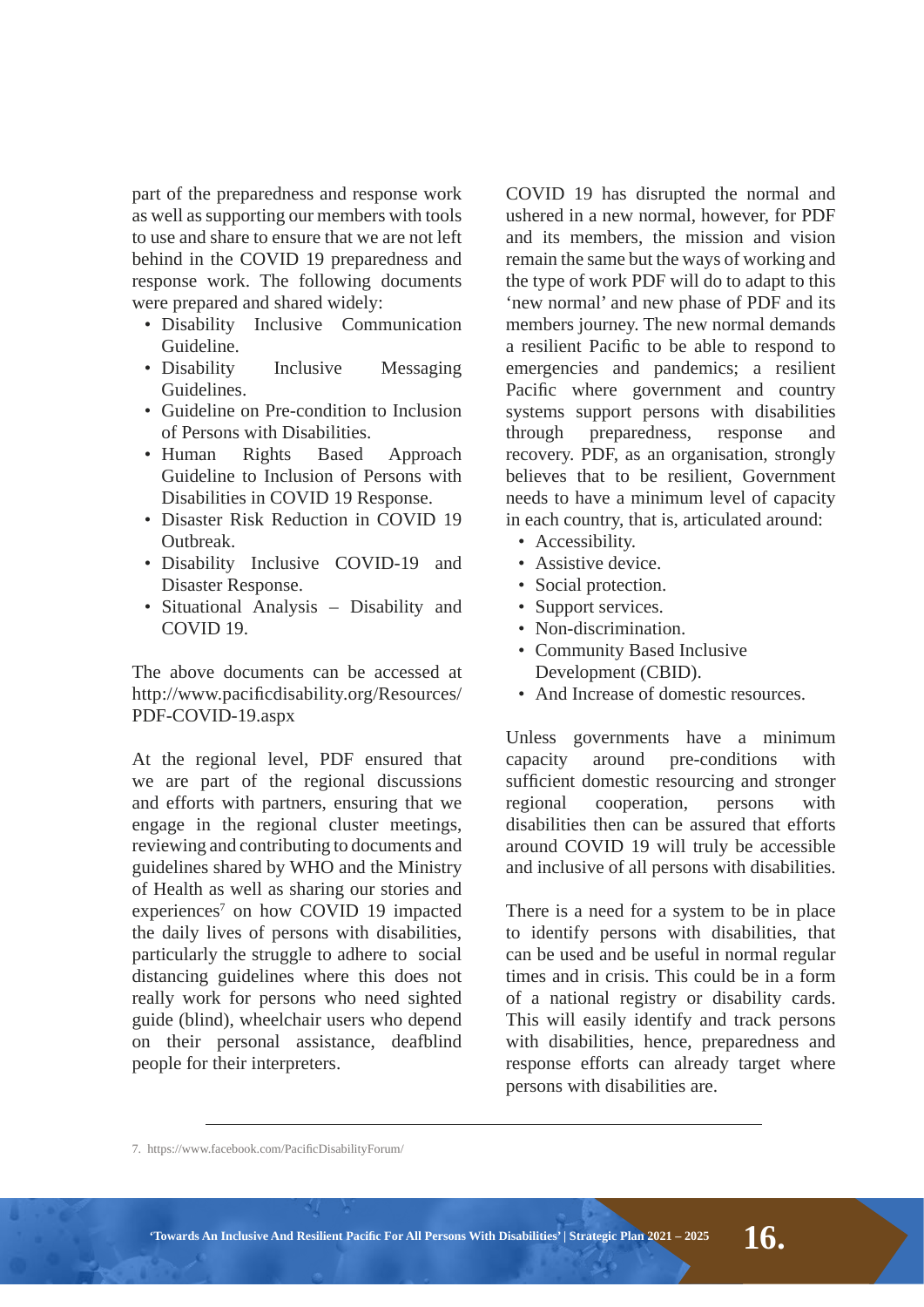part of the preparedness and response work as well as supporting our members with tools to use and share to ensure that we are not left behind in the COVID 19 preparedness and response work. The following documents were prepared and shared widely:

- Disability Inclusive Communication Guideline.
- Disability Inclusive Messaging Guidelines.
- Guideline on Pre-condition to Inclusion of Persons with Disabilities.
- Human Rights Based Approach Guideline to Inclusion of Persons with Disabilities in COVID 19 Response.
- Disaster Risk Reduction in COVID 19 Outbreak.
- Disability Inclusive COVID-19 and Disaster Response.
- Situational Analysis – Disability and COVID 19.

The above documents can be accessed at http://www.pacificdisability.org/Resources/PDF-COVID-19.aspx

At the regional level, PDF ensured that we are part of the regional discussions and efforts with partners, ensuring that we engage in the regional cluster meetings, reviewing and contributing to documents and guidelines shared by WHO and the Ministry of Health as well as sharing our stories and experiences[7] on how COVID 19 impacted the daily lives of persons with disabilities, particularly the struggle to adhere to social distancing guidelines where this does not really work for persons who need sighted guide (blind), wheelchair users who depend on their personal assistance, deafblind people for their interpreters.

COVID 19 has disrupted the normal and ushered in a new normal, however, for PDF and its members, the mission and vision remain the same but the ways of working and the type of work PDF will do to adapt to this 'new normal' and new phase of PDF and its members journey. The new normal demands a resilient Pacific to be able to respond to emergencies and pandemics; a resilient Pacific where government and country systems support persons with disabilities through preparedness, response and recovery. PDF, as an organisation, strongly believes that to be resilient, Government needs to have a minimum level of capacity in each country, that is, articulated around:

- Accessibility.
- Assistive device.
- Social protection.
- Support services.
- Non-discrimination.
- Community Based Inclusive Development (CBID).
- And Increase of domestic resources.

Unless governments have a minimum capacity around pre-conditions with sufficient domestic resourcing and stronger regional cooperation, persons with disabilities then can be assured that efforts around COVID 19 will truly be accessible and inclusive of all persons with disabilities.

There is a need for a system to be in place to identify persons with disabilities, that can be used and be useful in normal regular times and in crisis. This could be in a form of a national registry or disability cards. This will easily identify and track persons with disabilities, hence, preparedness and response efforts can already target where persons with disabilities are.

---

7. https://www.facebook.com/PacificDisabilityForum/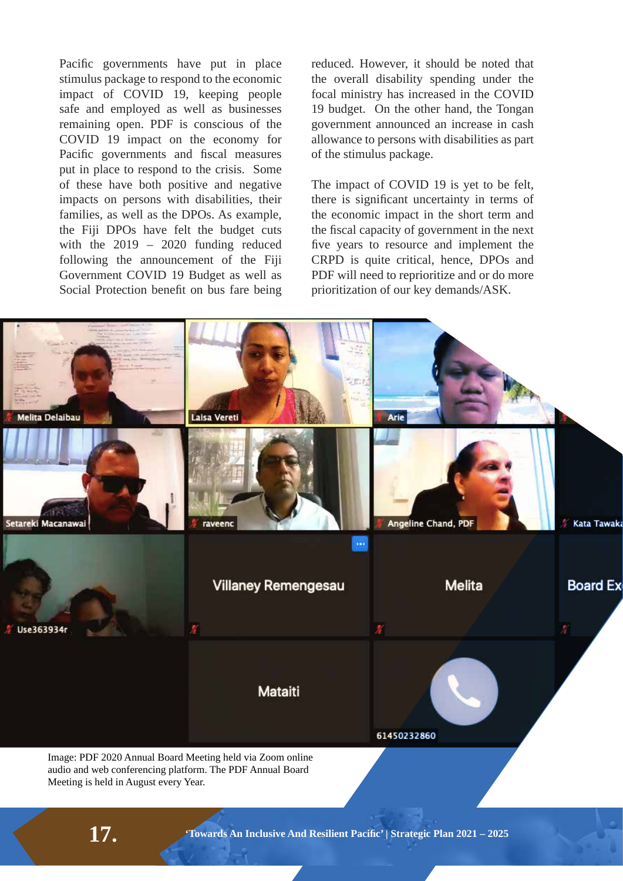Pacific governments have put in place stimulus package to respond to the economic impact of COVID 19, keeping people safe and employed as well as businesses remaining open. PDF is conscious of the COVID 19 impact on the economy for Pacific governments and fiscal measures put in place to respond to the crisis. Some of these have both positive and negative impacts on persons with disabilities, their families, as well as the DPOs. As example, the Fiji DPOs have felt the budget cuts with the 2019 – 2020 funding reduced following the announcement of the Fiji Government COVID 19 Budget as well as Social Protection benefit on bus fare being reduced. However, it should be noted that the overall disability spending under the focal ministry has increased in the COVID 19 budget. On the other hand, the Tongan government announced an increase in cash allowance to persons with disabilities as part of the stimulus package.

The impact of COVID 19 is yet to be felt, there is significant uncertainty in terms of the economic impact in the short term and the fiscal capacity of government in the next five years to resource and implement the CRPD is quite critical, hence, DPOs and PDF will need to reprioritize and or do more prioritization of our key demands/ASK.

Image: PDF 2020 Annual Board Meeting held via Zoom online audio and web conferencing platform. The PDF Annual Board Meeting is held in August every Year.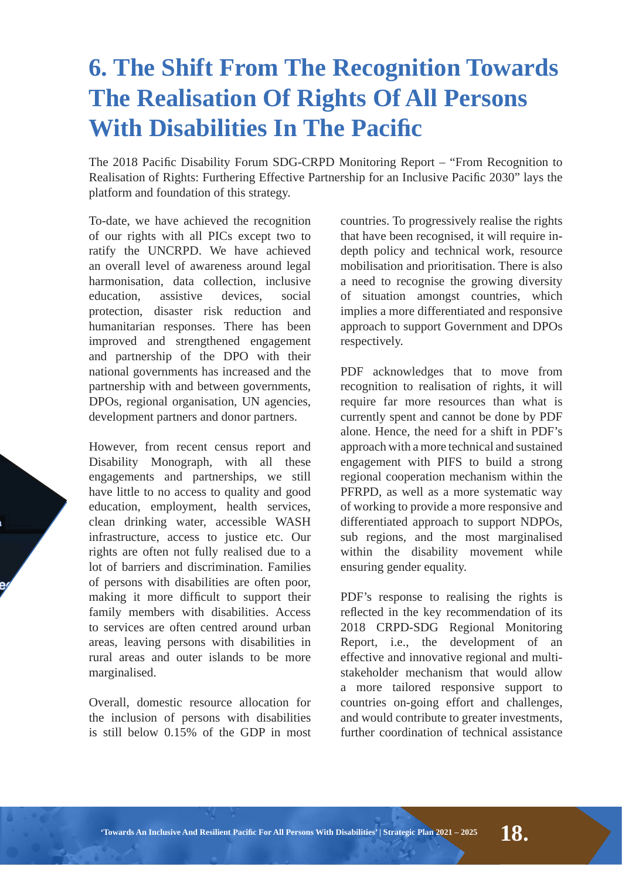# 6. The Shift From The Recognition Towards The Realisation Of Rights Of All Persons With Disabilities In The Pacific

The 2018 Pacific Disability Forum SDG-CRPD Monitoring Report – "From Recognition to Realisation of Rights: Furthering Effective Partnership for an Inclusive Pacific 2030" lays the platform and foundation of this strategy.

To-date, we have achieved the recognition of our rights with all PICs except two to ratify the UNCRPD. We have achieved an overall level of awareness around legal harmonisation, data collection, inclusive education, assistive devices, social protection, disaster risk reduction and humanitarian responses. There has been improved and strengthened engagement and partnership of the DPO with their national governments has increased and the partnership with and between governments, DPOs, regional organisation, UN agencies, development partners and donor partners.

However, from recent census report and Disability Monograph, with all these engagements and partnerships, we still have little to no access to quality and good education, employment, health services, clean drinking water, accessible WASH infrastructure, access to justice etc. Our rights are often not fully realised due to a lot of barriers and discrimination. Families of persons with disabilities are often poor, making it more difficult to support their family members with disabilities. Access to services are often centred around urban areas, leaving persons with disabilities in rural areas and outer islands to be more marginalised.

Overall, domestic resource allocation for the inclusion of persons with disabilities is still below 0.15% of the GDP in most countries. To progressively realise the rights that have been recognised, it will require in-depth policy and technical work, resource mobilisation and prioritisation. There is also a need to recognise the growing diversity of situation amongst countries, which implies a more differentiated and responsive approach to support Government and DPOs respectively.

PDF acknowledges that to move from recognition to realisation of rights, it will require far more resources than what is currently spent and cannot be done by PDF alone. Hence, the need for a shift in PDF's approach with a more technical and sustained engagement with PIFS to build a strong regional cooperation mechanism within the PFRPD, as well as a more systematic way of working to provide a more responsive and differentiated approach to support NDPOs, sub regions, and the most marginalised within the disability movement while ensuring gender equality.

PDF's response to realising the rights is reflected in the key recommendation of its 2018 CRPD-SDG Regional Monitoring Report, i.e., the development of an effective and innovative regional and multi-stakeholder mechanism that would allow a more tailored responsive support to countries on-going effort and challenges, and would contribute to greater investments, further coordination of technical assistance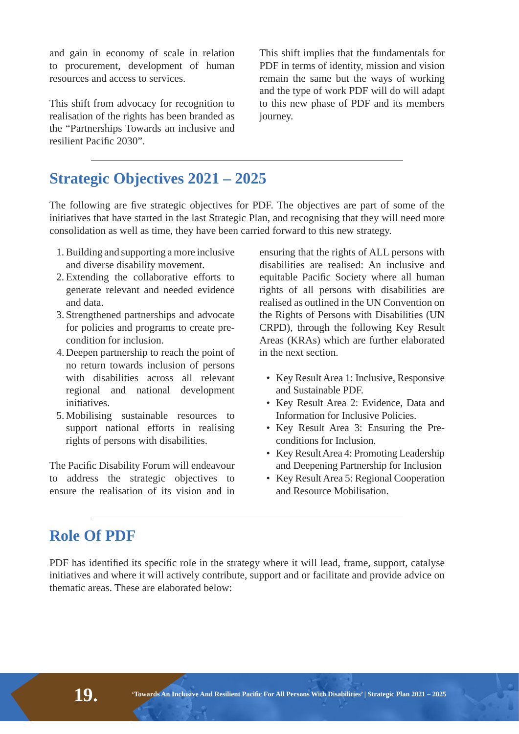and gain in economy of scale in relation to procurement, development of human resources and access to services.

This shift from advocacy for recognition to realisation of the rights has been branded as the "Partnerships Towards an inclusive and resilient Pacific 2030".

This shift implies that the fundamentals for PDF in terms of identity, mission and vision remain the same but the ways of working and the type of work PDF will do will adapt to this new phase of PDF and its members journey.

## Strategic Objectives 2021 – 2025

The following are five strategic objectives for PDF. The objectives are part of some of the initiatives that have started in the last Strategic Plan, and recognising that they will need more consolidation as well as time, they have been carried forward to this new strategy.

1. Building and supporting a more inclusive and diverse disability movement.
2. Extending the collaborative efforts to generate relevant and needed evidence and data.
3. Strengthened partnerships and advocate for policies and programs to create pre-condition for inclusion.
4. Deepen partnership to reach the point of no return towards inclusion of persons with disabilities across all relevant regional and national development initiatives.
5. Mobilising sustainable resources to support national efforts in realising rights of persons with disabilities.

The Pacific Disability Forum will endeavour to address the strategic objectives to ensure the realisation of its vision and in ensuring that the rights of ALL persons with disabilities are realised: An inclusive and equitable Pacific Society where all human rights of all persons with disabilities are realised as outlined in the UN Convention on the Rights of Persons with Disabilities (UN CRPD), through the following Key Result Areas (KRAs) which are further elaborated in the next section.

- Key Result Area 1: Inclusive, Responsive and Sustainable PDF.
- Key Result Area 2: Evidence, Data and Information for Inclusive Policies.
- Key Result Area 3: Ensuring the Pre-conditions for Inclusion.
- Key Result Area 4: Promoting Leadership and Deepening Partnership for Inclusion
- Key Result Area 5: Regional Cooperation and Resource Mobilisation.

## Role Of PDF

PDF has identified its specific role in the strategy where it will lead, frame, support, catalyse initiatives and where it will actively contribute, support and or facilitate and provide advice on thematic areas. These are elaborated below: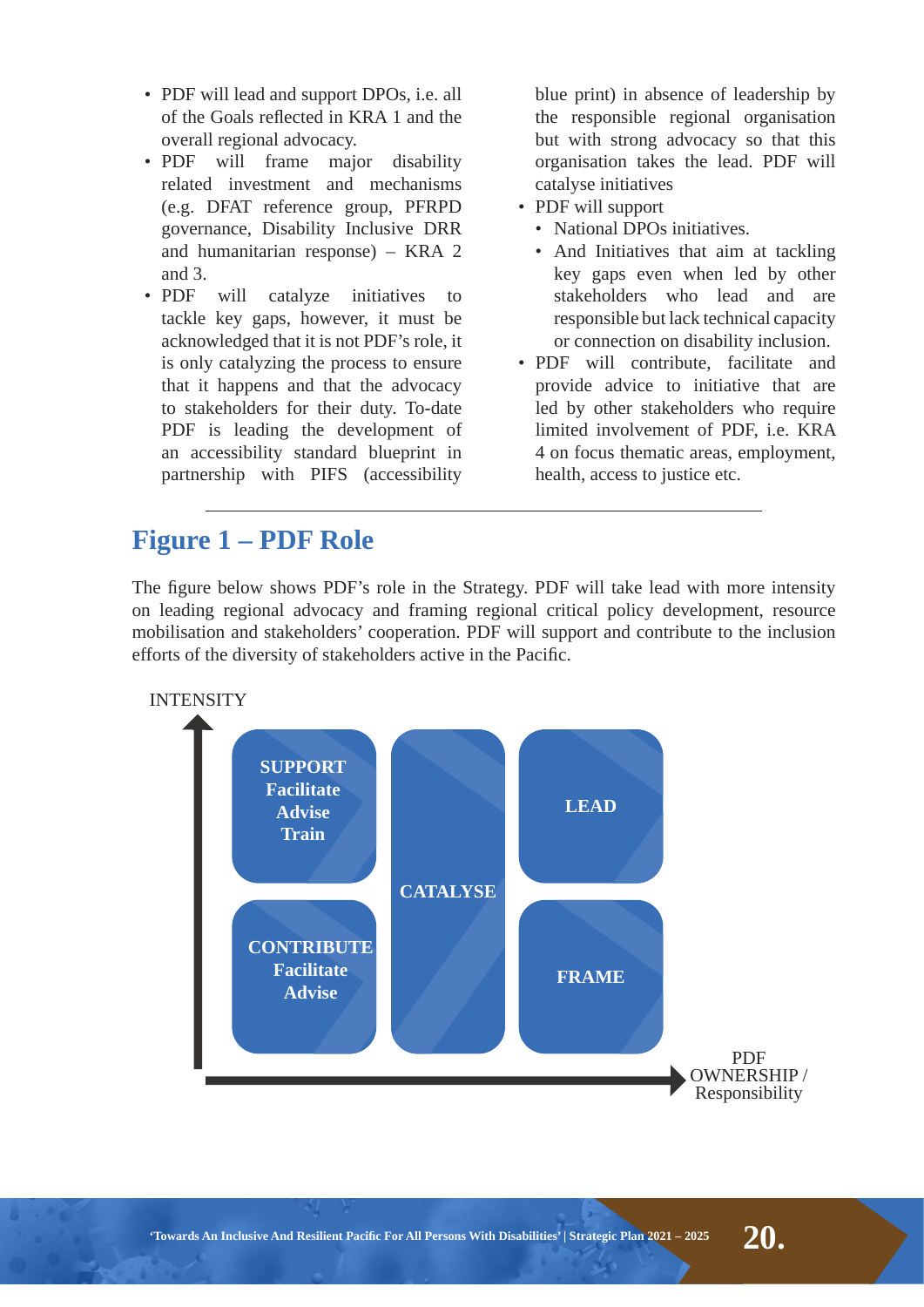- PDF will lead and support DPOs, i.e. all of the Goals reflected in KRA 1 and the overall regional advocacy.
- PDF will frame major disability related investment and mechanisms (e.g. DFAT reference group, PFRPD governance, Disability Inclusive DRR and humanitarian response) – KRA 2 and 3.
- PDF will catalyze initiatives to tackle key gaps, however, it must be acknowledged that it is not PDF's role, it is only catalyzing the process to ensure that it happens and that the advocacy to stakeholders for their duty. To-date PDF is leading the development of an accessibility standard blueprint in partnership with PIFS (accessibility blue print) in absence of leadership by the responsible regional organisation but with strong advocacy so that this organisation takes the lead. PDF will catalyse initiatives
- PDF will support
  - National DPOs initiatives.
  - And Initiatives that aim at tackling key gaps even when led by other stakeholders who lead and are responsible but lack technical capacity or connection on disability inclusion.
- PDF will contribute, facilitate and provide advice to initiative that are led by other stakeholders who require limited involvement of PDF, i.e. KRA 4 on focus thematic areas, employment, health, access to justice etc.

## Figure 1 – PDF Role

The figure below shows PDF's role in the Strategy. PDF will take lead with more intensity on leading regional advocacy and framing regional critical policy development, resource mobilisation and stakeholders' cooperation. PDF will support and contribute to the inclusion efforts of the diversity of stakeholders active in the Pacific.

INTENSITY

**SUPPORT**
**Facilitate**
**Advise**
**Train**

**CATALYSE**

**LEAD**

**CONTRIBUTE**
**Facilitate**
**Advise**

**FRAME**

PDF OWNERSHIP / Responsibility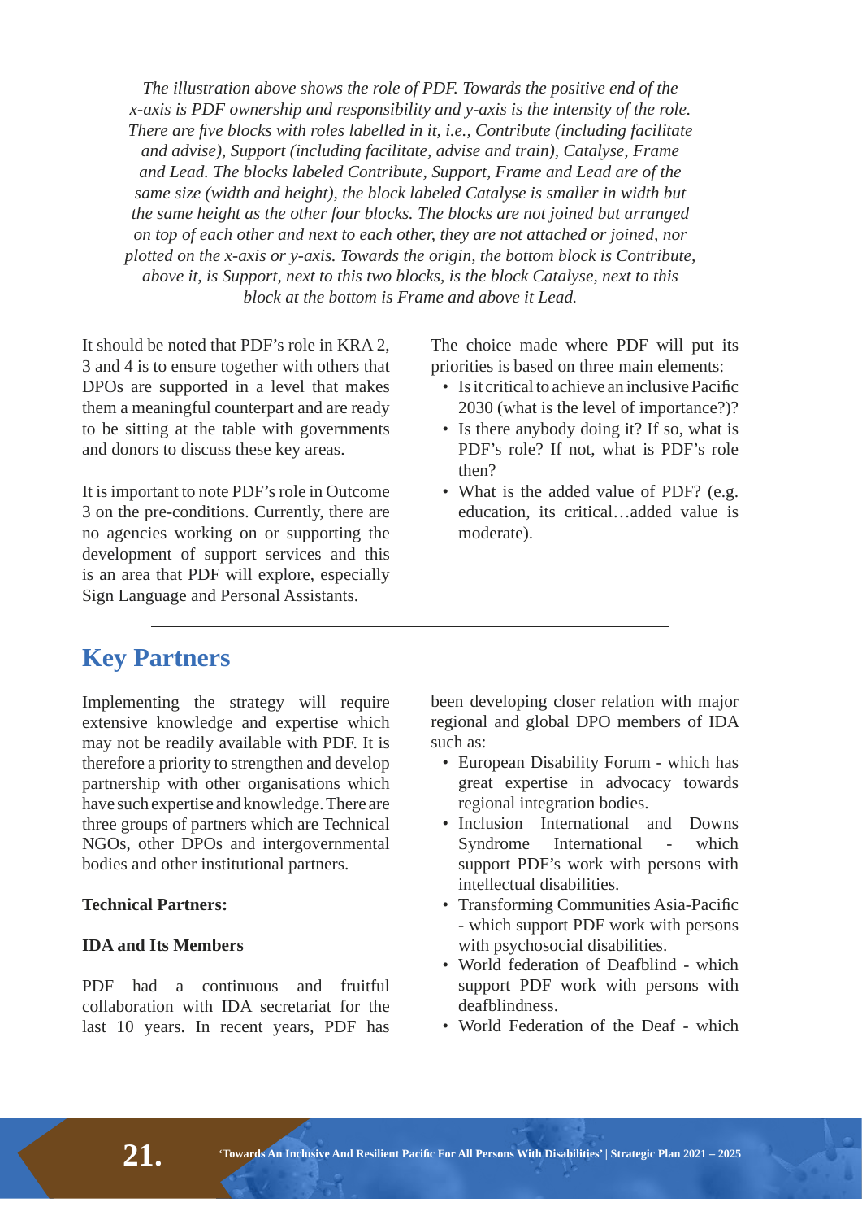*The illustration above shows the role of PDF. Towards the positive end of the x-axis is PDF ownership and responsibility and y-axis is the intensity of the role. There are five blocks with roles labelled in it, i.e., Contribute (including facilitate and advise), Support (including facilitate, advise and train), Catalyse, Frame and Lead. The blocks labeled Contribute, Support, Frame and Lead are of the same size (width and height), the block labeled Catalyse is smaller in width but the same height as the other four blocks. The blocks are not joined but arranged on top of each other and next to each other, they are not attached or joined, nor plotted on the x-axis or y-axis. Towards the origin, the bottom block is Contribute, above it, is Support, next to this two blocks, is the block Catalyse, next to this block at the bottom is Frame and above it Lead.*

It should be noted that PDF's role in KRA 2, 3 and 4 is to ensure together with others that DPOs are supported in a level that makes them a meaningful counterpart and are ready to be sitting at the table with governments and donors to discuss these key areas.

It is important to note PDF's role in Outcome 3 on the pre-conditions. Currently, there are no agencies working on or supporting the development of support services and this is an area that PDF will explore, especially Sign Language and Personal Assistants.

The choice made where PDF will put its priorities is based on three main elements:

- Is it critical to achieve an inclusive Pacific 2030 (what is the level of importance?)?
- Is there anybody doing it? If so, what is PDF's role? If not, what is PDF's role then?
- What is the added value of PDF? (e.g. education, its critical…added value is moderate).

## Key Partners

Implementing the strategy will require extensive knowledge and expertise which may not be readily available with PDF. It is therefore a priority to strengthen and develop partnership with other organisations which have such expertise and knowledge. There are three groups of partners which are Technical NGOs, other DPOs and intergovernmental bodies and other institutional partners.

**Technical Partners:**

**IDA and Its Members**

PDF had a continuous and fruitful collaboration with IDA secretariat for the last 10 years. In recent years, PDF has been developing closer relation with major regional and global DPO members of IDA such as:

- European Disability Forum - which has great expertise in advocacy towards regional integration bodies.
- Inclusion International and Downs Syndrome International - which support PDF's work with persons with intellectual disabilities.
- Transforming Communities Asia-Pacific - which support PDF work with persons with psychosocial disabilities.
- World federation of Deafblind - which support PDF work with persons with deafblindness.
- World Federation of the Deaf - which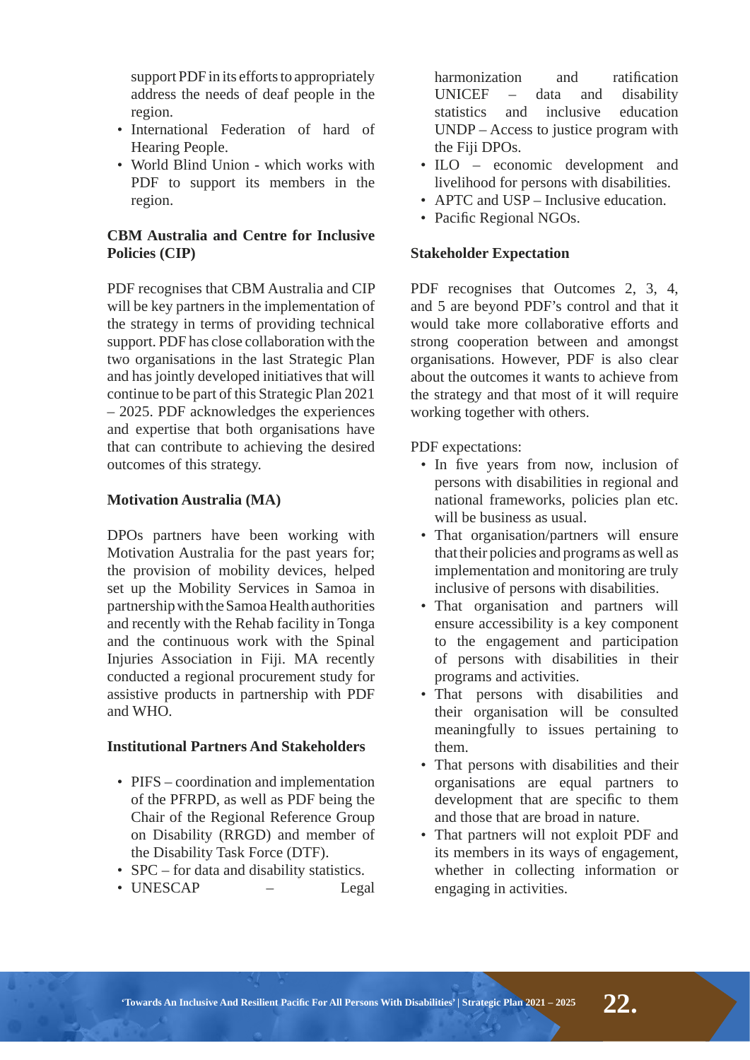support PDF in its efforts to appropriately address the needs of deaf people in the region.

- International Federation of hard of Hearing People.
- World Blind Union - which works with PDF to support its members in the region.

**CBM Australia and Centre for Inclusive Policies (CIP)**

PDF recognises that CBM Australia and CIP will be key partners in the implementation of the strategy in terms of providing technical support. PDF has close collaboration with the two organisations in the last Strategic Plan and has jointly developed initiatives that will continue to be part of this Strategic Plan 2021 – 2025. PDF acknowledges the experiences and expertise that both organisations have that can contribute to achieving the desired outcomes of this strategy.

**Motivation Australia (MA)**

DPOs partners have been working with Motivation Australia for the past years for; the provision of mobility devices, helped set up the Mobility Services in Samoa in partnership with the Samoa Health authorities and recently with the Rehab facility in Tonga and the continuous work with the Spinal Injuries Association in Fiji. MA recently conducted a regional procurement study for assistive products in partnership with PDF and WHO.

**Institutional Partners And Stakeholders**

- PIFS – coordination and implementation of the PFRPD, as well as PDF being the Chair of the Regional Reference Group on Disability (RRGD) and member of the Disability Task Force (DTF).
- SPC – for data and disability statistics.
- UNESCAP – Legal harmonization and ratification UNICEF – data and disability statistics and inclusive education UNDP – Access to justice program with the Fiji DPOs.
- ILO – economic development and livelihood for persons with disabilities.
- APTC and USP – Inclusive education.
- Pacific Regional NGOs.

**Stakeholder Expectation**

PDF recognises that Outcomes 2, 3, 4, and 5 are beyond PDF's control and that it would take more collaborative efforts and strong cooperation between and amongst organisations. However, PDF is also clear about the outcomes it wants to achieve from the strategy and that most of it will require working together with others.

PDF expectations:

- In five years from now, inclusion of persons with disabilities in regional and national frameworks, policies plan etc. will be business as usual.
- That organisation/partners will ensure that their policies and programs as well as implementation and monitoring are truly inclusive of persons with disabilities.
- That organisation and partners will ensure accessibility is a key component to the engagement and participation of persons with disabilities in their programs and activities.
- That persons with disabilities and their organisation will be consulted meaningfully to issues pertaining to them.
- That persons with disabilities and their organisations are equal partners to development that are specific to them and those that are broad in nature.
- That partners will not exploit PDF and its members in its ways of engagement, whether in collecting information or engaging in activities.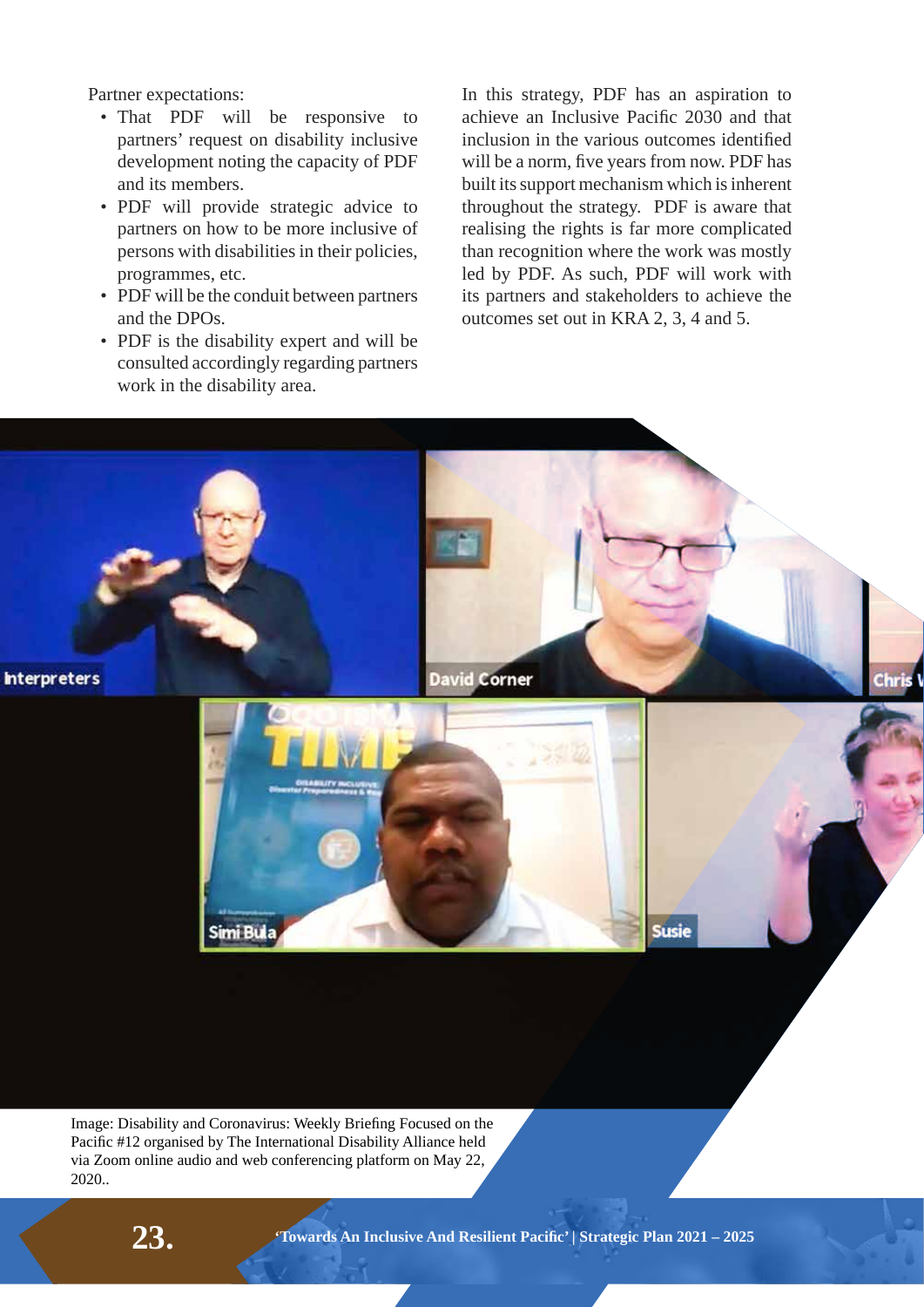Partner expectations:

- That PDF will be responsive to partners' request on disability inclusive development noting the capacity of PDF and its members.
- PDF will provide strategic advice to partners on how to be more inclusive of persons with disabilities in their policies, programmes, etc.
- PDF will be the conduit between partners and the DPOs.
- PDF is the disability expert and will be consulted accordingly regarding partners work in the disability area.

In this strategy, PDF has an aspiration to achieve an Inclusive Pacific 2030 and that inclusion in the various outcomes identified will be a norm, five years from now. PDF has built its support mechanism which is inherent throughout the strategy. PDF is aware that realising the rights is far more complicated than recognition where the work was mostly led by PDF. As such, PDF will work with its partners and stakeholders to achieve the outcomes set out in KRA 2, 3, 4 and 5.

Image: Disability and Coronavirus: Weekly Briefing Focused on the Pacific #12 organised by The International Disability Alliance held via Zoom online audio and web conferencing platform on May 22, 2020..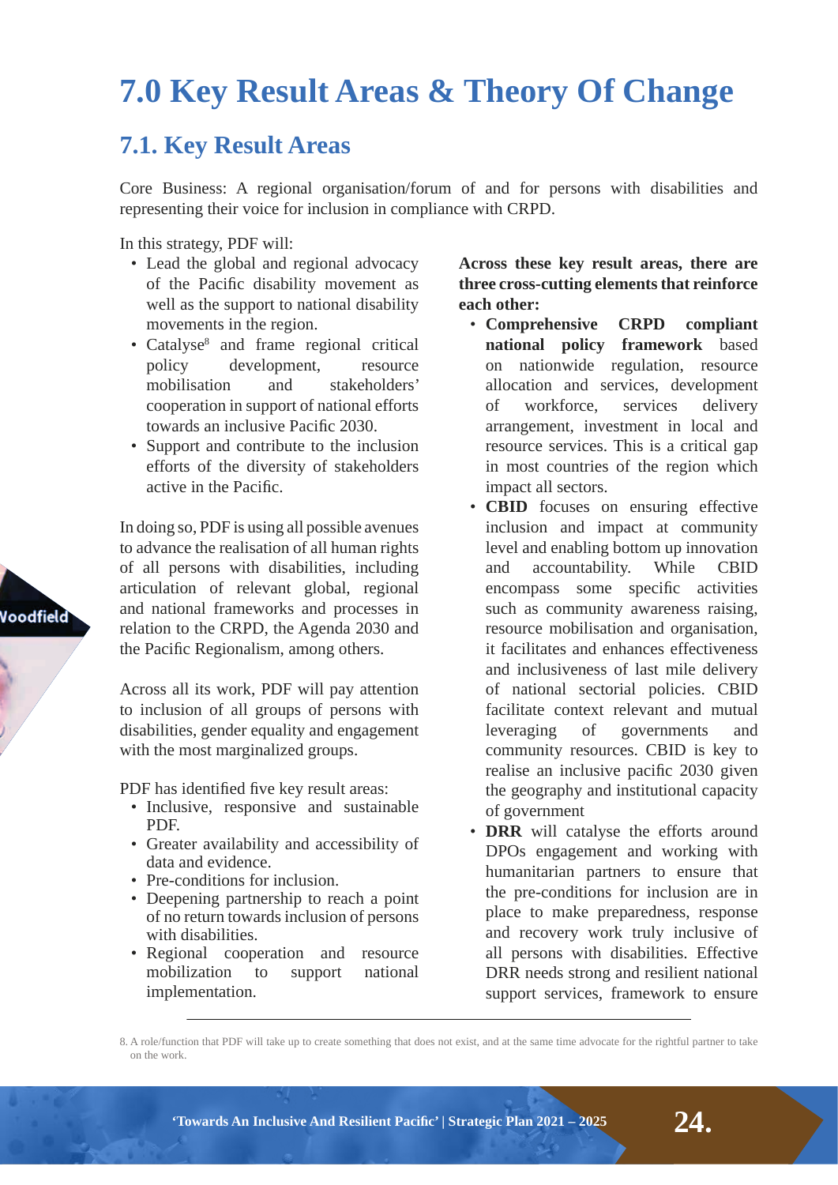# 7.0 Key Result Areas & Theory Of Change

## 7.1. Key Result Areas

Core Business: A regional organisation/forum of and for persons with disabilities and representing their voice for inclusion in compliance with CRPD.

In this strategy, PDF will:

- Lead the global and regional advocacy of the Pacific disability movement as well as the support to national disability movements in the region.
- Catalyse[8] and frame regional critical policy development, resource mobilisation and stakeholders' cooperation in support of national efforts towards an inclusive Pacific 2030.
- Support and contribute to the inclusion efforts of the diversity of stakeholders active in the Pacific.

In doing so, PDF is using all possible avenues to advance the realisation of all human rights of all persons with disabilities, including articulation of relevant global, regional and national frameworks and processes in relation to the CRPD, the Agenda 2030 and the Pacific Regionalism, among others.

Across all its work, PDF will pay attention to inclusion of all groups of persons with disabilities, gender equality and engagement with the most marginalized groups.

PDF has identified five key result areas:

- Inclusive, responsive and sustainable PDF.
- Greater availability and accessibility of data and evidence.
- Pre-conditions for inclusion.
- Deepening partnership to reach a point of no return towards inclusion of persons with disabilities.
- Regional cooperation and resource mobilization to support national implementation.

**Across these key result areas, there are three cross-cutting elements that reinforce each other:**

- **Comprehensive CRPD compliant national policy framework** based on nationwide regulation, resource allocation and services, development of workforce, services delivery arrangement, investment in local and resource services. This is a critical gap in most countries of the region which impact all sectors.
- **CBID** focuses on ensuring effective inclusion and impact at community level and enabling bottom up innovation and accountability. While CBID encompass some specific activities such as community awareness raising, resource mobilisation and organisation, it facilitates and enhances effectiveness and inclusiveness of last mile delivery of national sectorial policies. CBID facilitate context relevant and mutual leveraging of governments and community resources. CBID is key to realise an inclusive pacific 2030 given the geography and institutional capacity of government
- **DRR** will catalyse the efforts around DPOs engagement and working with humanitarian partners to ensure that the pre-conditions for inclusion are in place to make preparedness, response and recovery work truly inclusive of all persons with disabilities. Effective DRR needs strong and resilient national support services, framework to ensure

8. A role/function that PDF will take up to create something that does not exist, and at the same time advocate for the rightful partner to take on the work.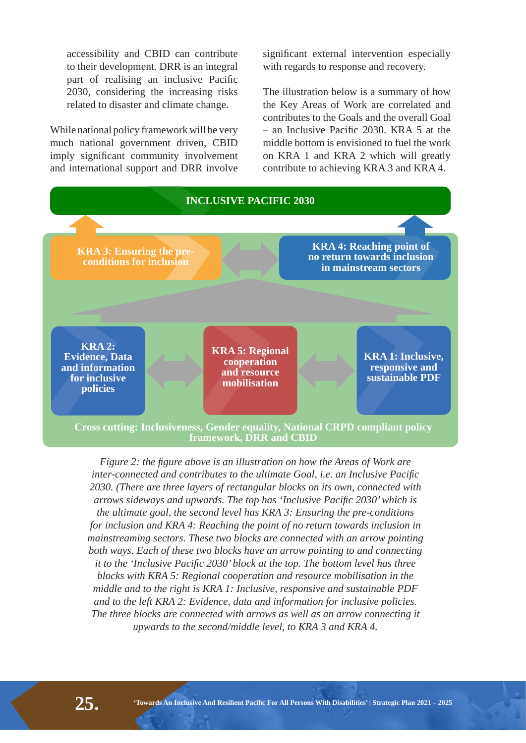accessibility and CBID can contribute to their development. DRR is an integral part of realising an inclusive Pacific 2030, considering the increasing risks related to disaster and climate change.

While national policy framework will be very much national government driven, CBID imply significant community involvement and international support and DRR involve significant external intervention especially with regards to response and recovery.

The illustration below is a summary of how the Key Areas of Work are correlated and contributes to the Goals and the overall Goal – an Inclusive Pacific 2030. KRA 5 at the middle bottom is envisioned to fuel the work on KRA 1 and KRA 2 which will greatly contribute to achieving KRA 3 and KRA 4.

**INCLUSIVE PACIFIC 2030**

**KRA 3: Ensuring the pre-conditions for inclusion**

**KRA 4: Reaching point of no return towards inclusion in mainstream sectors**

**KRA 2: Evidence, Data and information for inclusive policies**

**KRA 5: Regional cooperation and resource mobilisation**

**KRA 1: Inclusive, responsive and sustainable PDF**

**Cross cutting: Inclusiveness, Gender equality, National CRPD compliant policy framework, DRR and CBID**

*Figure 2: the figure above is an illustration on how the Areas of Work are inter-connected and contributes to the ultimate Goal, i.e. an Inclusive Pacific 2030. (There are three layers of rectangular blocks on its own, connected with arrows sideways and upwards. The top has 'Inclusive Pacific 2030' which is the ultimate goal, the second level has KRA 3: Ensuring the pre-conditions for inclusion and KRA 4: Reaching the point of no return towards inclusion in mainstreaming sectors. These two blocks are connected with an arrow pointing both ways. Each of these two blocks have an arrow pointing to and connecting it to the 'Inclusive Pacific 2030' block at the top. The bottom level has three blocks with KRA 5: Regional cooperation and resource mobilisation in the middle and to the right is KRA 1: Inclusive, responsive and sustainable PDF and to the left KRA 2: Evidence, data and information for inclusive policies. The three blocks are connected with arrows as well as an arrow connecting it upwards to the second/middle level, to KRA 3 and KRA 4.*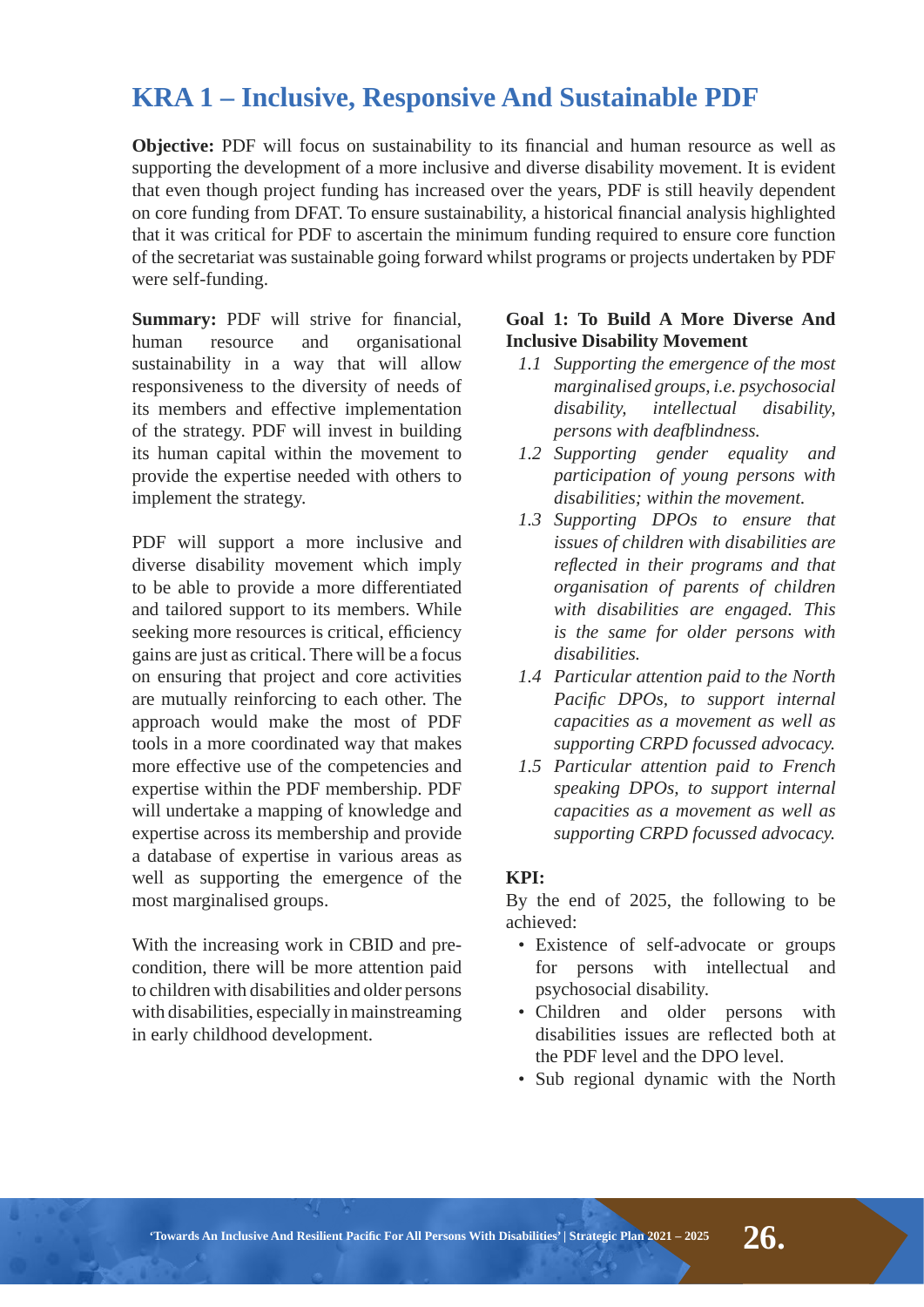# KRA 1 – Inclusive, Responsive And Sustainable PDF

**Objective:** PDF will focus on sustainability to its financial and human resource as well as supporting the development of a more inclusive and diverse disability movement. It is evident that even though project funding has increased over the years, PDF is still heavily dependent on core funding from DFAT. To ensure sustainability, a historical financial analysis highlighted that it was critical for PDF to ascertain the minimum funding required to ensure core function of the secretariat was sustainable going forward whilst programs or projects undertaken by PDF were self-funding.

**Summary:** PDF will strive for financial, human resource and organisational sustainability in a way that will allow responsiveness to the diversity of needs of its members and effective implementation of the strategy. PDF will invest in building its human capital within the movement to provide the expertise needed with others to implement the strategy.

PDF will support a more inclusive and diverse disability movement which imply to be able to provide a more differentiated and tailored support to its members. While seeking more resources is critical, efficiency gains are just as critical. There will be a focus on ensuring that project and core activities are mutually reinforcing to each other. The approach would make the most of PDF tools in a more coordinated way that makes more effective use of the competencies and expertise within the PDF membership. PDF will undertake a mapping of knowledge and expertise across its membership and provide a database of expertise in various areas as well as supporting the emergence of the most marginalised groups.

With the increasing work in CBID and pre-condition, there will be more attention paid to children with disabilities and older persons with disabilities, especially in mainstreaming in early childhood development.

**Goal 1: To Build A More Diverse And Inclusive Disability Movement**

1.1 *Supporting the emergence of the most marginalised groups, i.e. psychosocial disability, intellectual disability, persons with deafblindness.*
1.2 *Supporting gender equality and participation of young persons with disabilities; within the movement.*
1.3 *Supporting DPOs to ensure that issues of children with disabilities are reflected in their programs and that organisation of parents of children with disabilities are engaged. This is the same for older persons with disabilities.*
1.4 *Particular attention paid to the North Pacific DPOs, to support internal capacities as a movement as well as supporting CRPD focussed advocacy.*
1.5 *Particular attention paid to French speaking DPOs, to support internal capacities as a movement as well as supporting CRPD focussed advocacy.*

**KPI:**

By the end of 2025, the following to be achieved:

- Existence of self-advocate or groups for persons with intellectual and psychosocial disability.
- Children and older persons with disabilities issues are reflected both at the PDF level and the DPO level.
- Sub regional dynamic with the North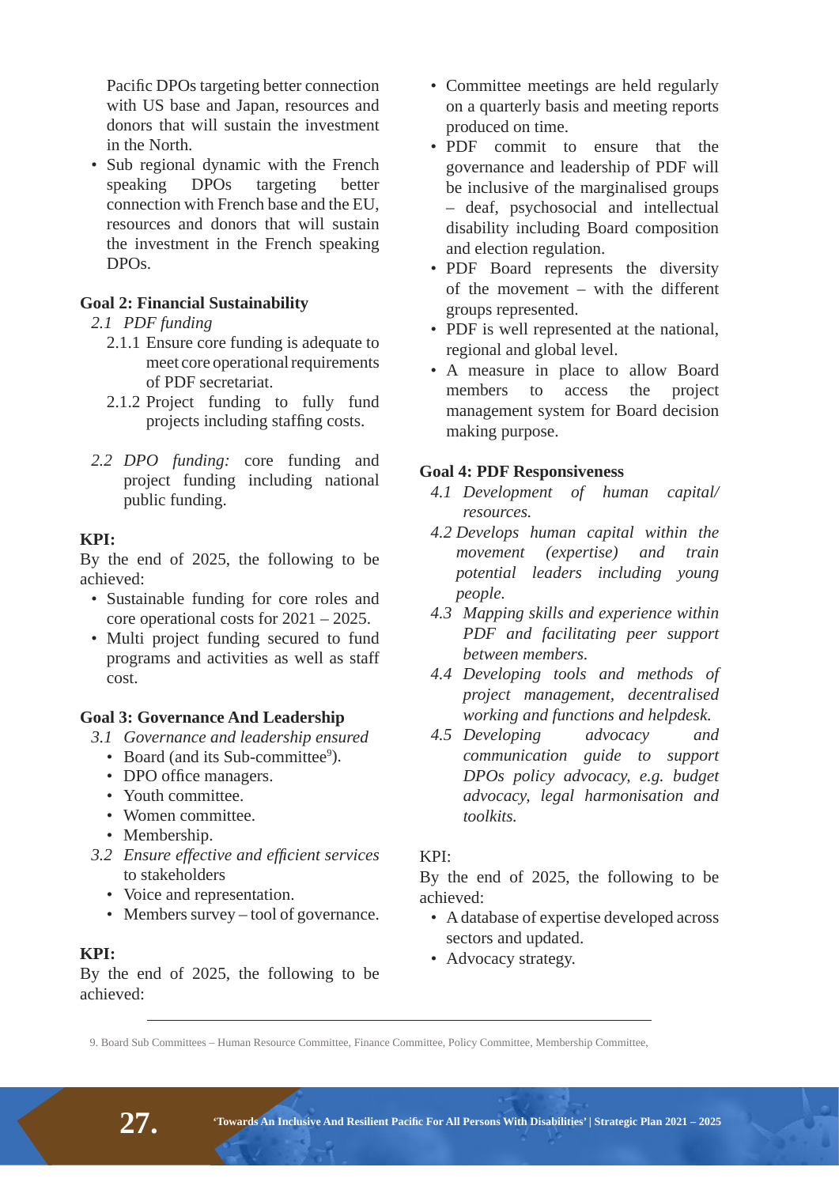Pacific DPOs targeting better connection with US base and Japan, resources and donors that will sustain the investment in the North.

- Sub regional dynamic with the French speaking DPOs targeting better connection with French base and the EU, resources and donors that will sustain the investment in the French speaking DPOs.

### Goal 2: Financial Sustainability

*2.1 PDF funding*

2.1.1 Ensure core funding is adequate to meet core operational requirements of PDF secretariat.

2.1.2 Project funding to fully fund projects including staffing costs.

*2.2 DPO funding:* core funding and project funding including national public funding.

**KPI:**

By the end of 2025, the following to be achieved:

- Sustainable funding for core roles and core operational costs for 2021 – 2025.
- Multi project funding secured to fund programs and activities as well as staff cost.

### Goal 3: Governance And Leadership

*3.1 Governance and leadership ensured*

- Board (and its Sub-committee[9]).
- DPO office managers.
- Youth committee.
- Women committee.
- Membership.

*3.2 Ensure effective and efficient services* to stakeholders

- Voice and representation.
- Members survey – tool of governance.

**KPI:**

By the end of 2025, the following to be achieved:

- Committee meetings are held regularly on a quarterly basis and meeting reports produced on time.
- PDF commit to ensure that the governance and leadership of PDF will be inclusive of the marginalised groups – deaf, psychosocial and intellectual disability including Board composition and election regulation.
- PDF Board represents the diversity of the movement – with the different groups represented.
- PDF is well represented at the national, regional and global level.
- A measure in place to allow Board members to access the project management system for Board decision making purpose.

### Goal 4: PDF Responsiveness

*4.1 Development of human capital/ resources.*

*4.2 Develops human capital within the movement (expertise) and train potential leaders including young people.*

*4.3 Mapping skills and experience within PDF and facilitating peer support between members.*

*4.4 Developing tools and methods of project management, decentralised working and functions and helpdesk.*

*4.5 Developing advocacy and communication guide to support DPOs policy advocacy, e.g. budget advocacy, legal harmonisation and toolkits.*

KPI:

By the end of 2025, the following to be achieved:

- A database of expertise developed across sectors and updated.
- Advocacy strategy.

---

9. Board Sub Committees – Human Resource Committee, Finance Committee, Policy Committee, Membership Committee,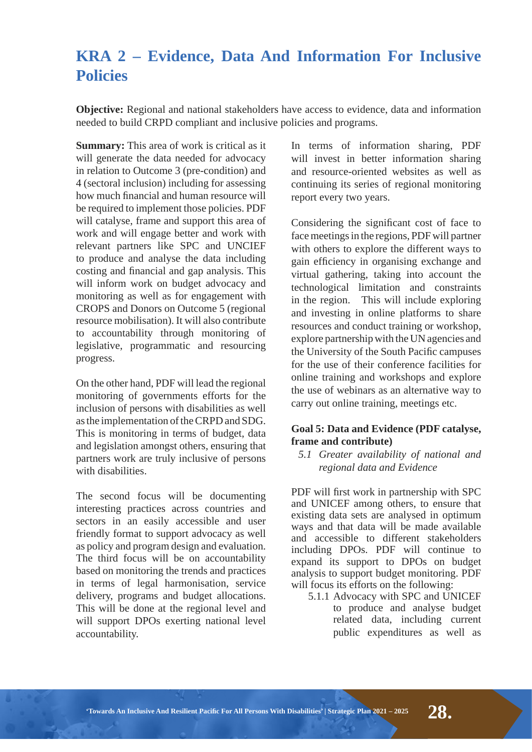# KRA 2 – Evidence, Data And Information For Inclusive Policies

**Objective:** Regional and national stakeholders have access to evidence, data and information needed to build CRPD compliant and inclusive policies and programs.

**Summary:** This area of work is critical as it will generate the data needed for advocacy in relation to Outcome 3 (pre-condition) and 4 (sectoral inclusion) including for assessing how much financial and human resource will be required to implement those policies. PDF will catalyse, frame and support this area of work and will engage better and work with relevant partners like SPC and UNCIEF to produce and analyse the data including costing and financial and gap analysis. This will inform work on budget advocacy and monitoring as well as for engagement with CROPS and Donors on Outcome 5 (regional resource mobilisation). It will also contribute to accountability through monitoring of legislative, programmatic and resourcing progress.

On the other hand, PDF will lead the regional monitoring of governments efforts for the inclusion of persons with disabilities as well as the implementation of the CRPD and SDG. This is monitoring in terms of budget, data and legislation amongst others, ensuring that partners work are truly inclusive of persons with disabilities.

The second focus will be documenting interesting practices across countries and sectors in an easily accessible and user friendly format to support advocacy as well as policy and program design and evaluation. The third focus will be on accountability based on monitoring the trends and practices in terms of legal harmonisation, service delivery, programs and budget allocations. This will be done at the regional level and will support DPOs exerting national level accountability.

In terms of information sharing, PDF will invest in better information sharing and resource-oriented websites as well as continuing its series of regional monitoring report every two years.

Considering the significant cost of face to face meetings in the regions, PDF will partner with others to explore the different ways to gain efficiency in organising exchange and virtual gathering, taking into account the technological limitation and constraints in the region. This will include exploring and investing in online platforms to share resources and conduct training or workshop, explore partnership with the UN agencies and the University of the South Pacific campuses for the use of their conference facilities for online training and workshops and explore the use of webinars as an alternative way to carry out online training, meetings etc.

**Goal 5: Data and Evidence (PDF catalyse, frame and contribute)**

*5.1 Greater availability of national and regional data and Evidence*

PDF will first work in partnership with SPC and UNICEF among others, to ensure that existing data sets are analysed in optimum ways and that data will be made available and accessible to different stakeholders including DPOs. PDF will continue to expand its support to DPOs on budget analysis to support budget monitoring. PDF will focus its efforts on the following:

5.1.1 Advocacy with SPC and UNICEF to produce and analyse budget related data, including current public expenditures as well as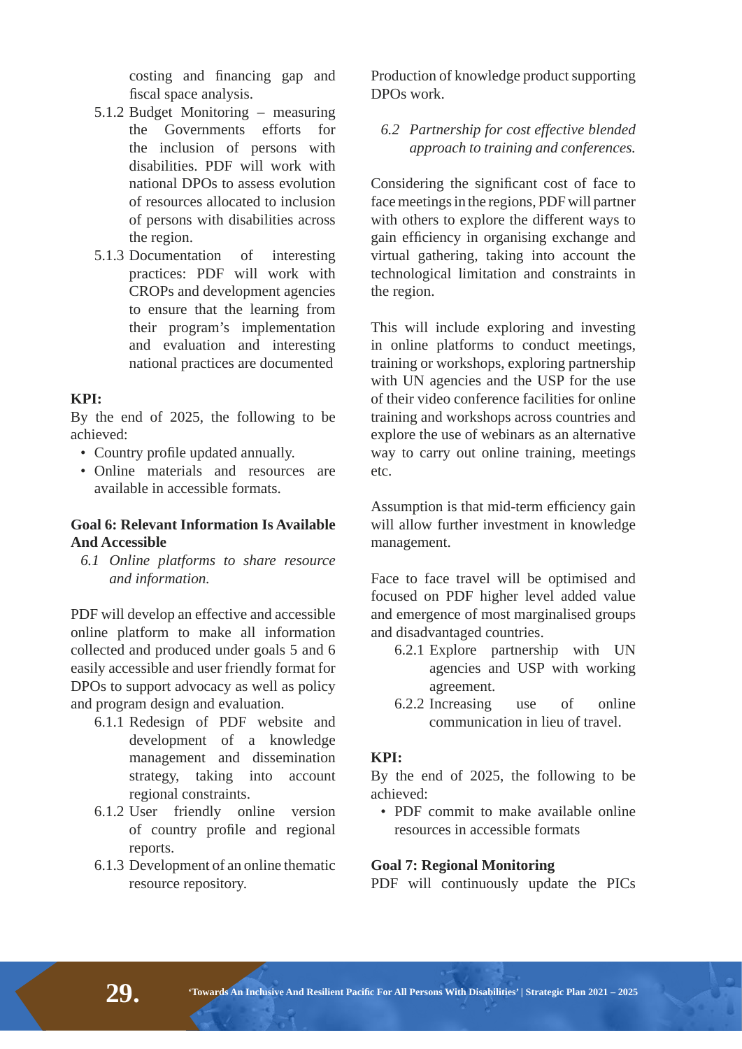costing and financing gap and fiscal space analysis.

5.1.2 Budget Monitoring – measuring the Governments efforts for the inclusion of persons with disabilities. PDF will work with national DPOs to assess evolution of resources allocated to inclusion of persons with disabilities across the region.

5.1.3 Documentation of interesting practices: PDF will work with CROPs and development agencies to ensure that the learning from their program's implementation and evaluation and interesting national practices are documented

**KPI:**

By the end of 2025, the following to be achieved:

- Country profile updated annually.
- Online materials and resources are available in accessible formats.

**Goal 6: Relevant Information Is Available And Accessible**

*6.1 Online platforms to share resource and information.*

PDF will develop an effective and accessible online platform to make all information collected and produced under goals 5 and 6 easily accessible and user friendly format for DPOs to support advocacy as well as policy and program design and evaluation.

6.1.1 Redesign of PDF website and development of a knowledge management and dissemination strategy, taking into account regional constraints.

6.1.2 User friendly online version of country profile and regional reports.

6.1.3 Development of an online thematic resource repository.

Production of knowledge product supporting DPOs work.

*6.2 Partnership for cost effective blended approach to training and conferences.*

Considering the significant cost of face to face meetings in the regions, PDF will partner with others to explore the different ways to gain efficiency in organising exchange and virtual gathering, taking into account the technological limitation and constraints in the region.

This will include exploring and investing in online platforms to conduct meetings, training or workshops, exploring partnership with UN agencies and the USP for the use of their video conference facilities for online training and workshops across countries and explore the use of webinars as an alternative way to carry out online training, meetings etc.

Assumption is that mid-term efficiency gain will allow further investment in knowledge management.

Face to face travel will be optimised and focused on PDF higher level added value and emergence of most marginalised groups and disadvantaged countries.

6.2.1 Explore partnership with UN agencies and USP with working agreement.

6.2.2 Increasing use of online communication in lieu of travel.

**KPI:**

By the end of 2025, the following to be achieved:

- PDF commit to make available online resources in accessible formats

**Goal 7: Regional Monitoring**

PDF will continuously update the PICs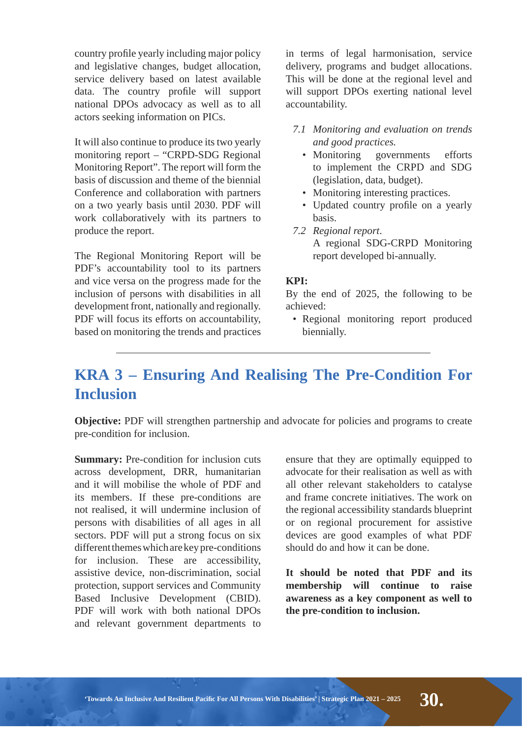country profile yearly including major policy and legislative changes, budget allocation, service delivery based on latest available data. The country profile will support national DPOs advocacy as well as to all actors seeking information on PICs.

It will also continue to produce its two yearly monitoring report – "CRPD-SDG Regional Monitoring Report". The report will form the basis of discussion and theme of the biennial Conference and collaboration with partners on a two yearly basis until 2030. PDF will work collaboratively with its partners to produce the report.

The Regional Monitoring Report will be PDF's accountability tool to its partners and vice versa on the progress made for the inclusion of persons with disabilities in all development front, nationally and regionally. PDF will focus its efforts on accountability, based on monitoring the trends and practices in terms of legal harmonisation, service delivery, programs and budget allocations. This will be done at the regional level and will support DPOs exerting national level accountability.

7.1 *Monitoring and evaluation on trends and good practices.*
- Monitoring governments efforts to implement the CRPD and SDG (legislation, data, budget).
- Monitoring interesting practices.
- Updated country profile on a yearly basis.

7.2 *Regional report*.
A regional SDG-CRPD Monitoring report developed bi-annually.

**KPI:**
By the end of 2025, the following to be achieved:
- Regional monitoring report produced biennially.

## KRA 3 – Ensuring And Realising The Pre-Condition For Inclusion

**Objective:** PDF will strengthen partnership and advocate for policies and programs to create pre-condition for inclusion.

**Summary:** Pre-condition for inclusion cuts across development, DRR, humanitarian and it will mobilise the whole of PDF and its members. If these pre-conditions are not realised, it will undermine inclusion of persons with disabilities of all ages in all sectors. PDF will put a strong focus on six different themes which are key pre-conditions for inclusion. These are accessibility, assistive device, non-discrimination, social protection, support services and Community Based Inclusive Development (CBID). PDF will work with both national DPOs and relevant government departments to ensure that they are optimally equipped to advocate for their realisation as well as with all other relevant stakeholders to catalyse and frame concrete initiatives. The work on the regional accessibility standards blueprint or on regional procurement for assistive devices are good examples of what PDF should do and how it can be done.

**It should be noted that PDF and its membership will continue to raise awareness as a key component as well to the pre-condition to inclusion.**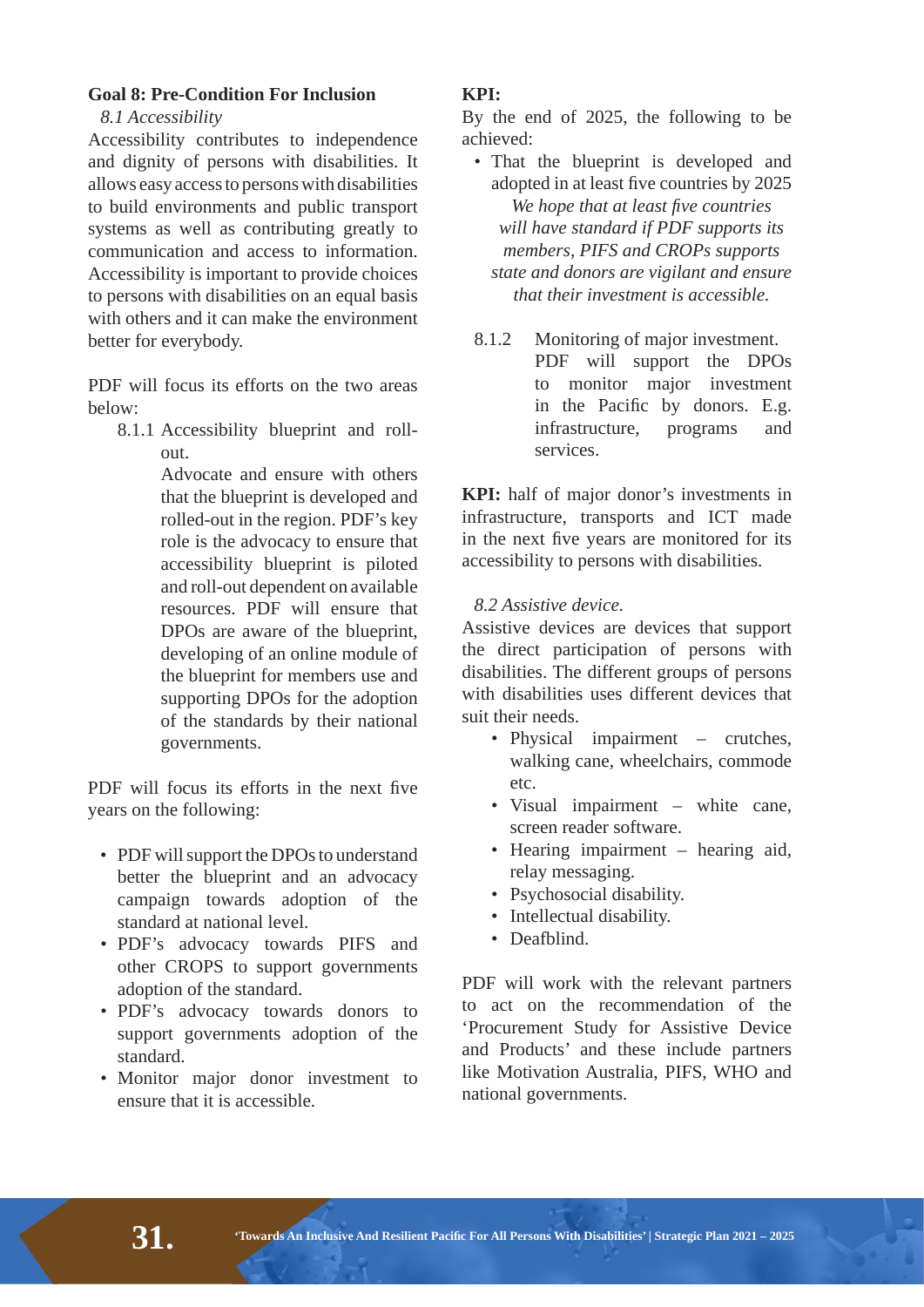## Goal 8: Pre-Condition For Inclusion

### *8.1 Accessibility*

Accessibility contributes to independence and dignity of persons with disabilities. It allows easy access to persons with disabilities to build environments and public transport systems as well as contributing greatly to communication and access to information. Accessibility is important to provide choices to persons with disabilities on an equal basis with others and it can make the environment better for everybody.

PDF will focus its efforts on the two areas below:

8.1.1 Accessibility blueprint and roll-out.

Advocate and ensure with others that the blueprint is developed and rolled-out in the region. PDF's key role is the advocacy to ensure that accessibility blueprint is piloted and roll-out dependent on available resources. PDF will ensure that DPOs are aware of the blueprint, developing of an online module of the blueprint for members use and supporting DPOs for the adoption of the standards by their national governments.

PDF will focus its efforts in the next five years on the following:

- PDF will support the DPOs to understand better the blueprint and an advocacy campaign towards adoption of the standard at national level.
- PDF's advocacy towards PIFS and other CROPS to support governments adoption of the standard.
- PDF's advocacy towards donors to support governments adoption of the standard.
- Monitor major donor investment to ensure that it is accessible.

**KPI:**

By the end of 2025, the following to be achieved:

- That the blueprint is developed and adopted in at least five countries by 2025

  *We hope that at least five countries will have standard if PDF supports its members, PIFS and CROPs supports state and donors are vigilant and ensure that their investment is accessible.*

8.1.2 Monitoring of major investment.

PDF will support the DPOs to monitor major investment in the Pacific by donors. E.g. infrastructure, programs and services.

**KPI:** half of major donor's investments in infrastructure, transports and ICT made in the next five years are monitored for its accessibility to persons with disabilities.

### *8.2 Assistive device.*

Assistive devices are devices that support the direct participation of persons with disabilities. The different groups of persons with disabilities uses different devices that suit their needs.

- Physical impairment – crutches, walking cane, wheelchairs, commode etc.
- Visual impairment – white cane, screen reader software.
- Hearing impairment – hearing aid, relay messaging.
- Psychosocial disability.
- Intellectual disability.
- Deafblind.

PDF will work with the relevant partners to act on the recommendation of the 'Procurement Study for Assistive Device and Products' and these include partners like Motivation Australia, PIFS, WHO and national governments.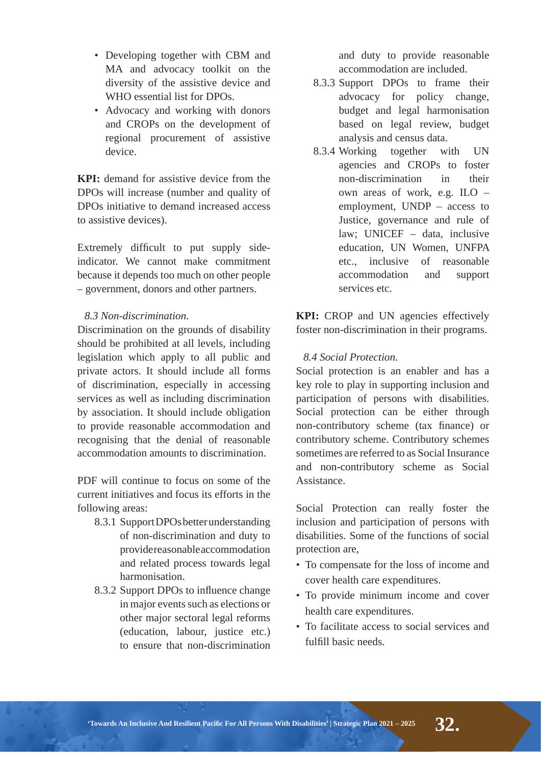- Developing together with CBM and MA and advocacy toolkit on the diversity of the assistive device and WHO essential list for DPOs.
- Advocacy and working with donors and CROPs on the development of regional procurement of assistive device.

**KPI:** demand for assistive device from the DPOs will increase (number and quality of DPOs initiative to demand increased access to assistive devices).

Extremely difficult to put supply side-indicator. We cannot make commitment because it depends too much on other people – government, donors and other partners.

### *8.3 Non-discrimination.*

Discrimination on the grounds of disability should be prohibited at all levels, including legislation which apply to all public and private actors. It should include all forms of discrimination, especially in accessing services as well as including discrimination by association. It should include obligation to provide reasonable accommodation and recognising that the denial of reasonable accommodation amounts to discrimination.

PDF will continue to focus on some of the current initiatives and focus its efforts in the following areas:

8.3.1 Support DPOs better understanding of non-discrimination and duty to provide reasonable accommodation and related process towards legal harmonisation.

8.3.2 Support DPOs to influence change in major events such as elections or other major sectoral legal reforms (education, labour, justice etc.) to ensure that non-discrimination and duty to provide reasonable accommodation are included.

8.3.3 Support DPOs to frame their advocacy for policy change, budget and legal harmonisation based on legal review, budget analysis and census data.

8.3.4 Working together with UN agencies and CROPs to foster non-discrimination in their own areas of work, e.g. ILO – employment, UNDP – access to Justice, governance and rule of law; UNICEF – data, inclusive education, UN Women, UNFPA etc., inclusive of reasonable accommodation and support services etc.

**KPI:** CROP and UN agencies effectively foster non-discrimination in their programs.

### *8.4 Social Protection.*

Social protection is an enabler and has a key role to play in supporting inclusion and participation of persons with disabilities. Social protection can be either through non-contributory scheme (tax finance) or contributory scheme. Contributory schemes sometimes are referred to as Social Insurance and non-contributory scheme as Social Assistance.

Social Protection can really foster the inclusion and participation of persons with disabilities. Some of the functions of social protection are,

- To compensate for the loss of income and cover health care expenditures.
- To provide minimum income and cover health care expenditures.
- To facilitate access to social services and fulfill basic needs.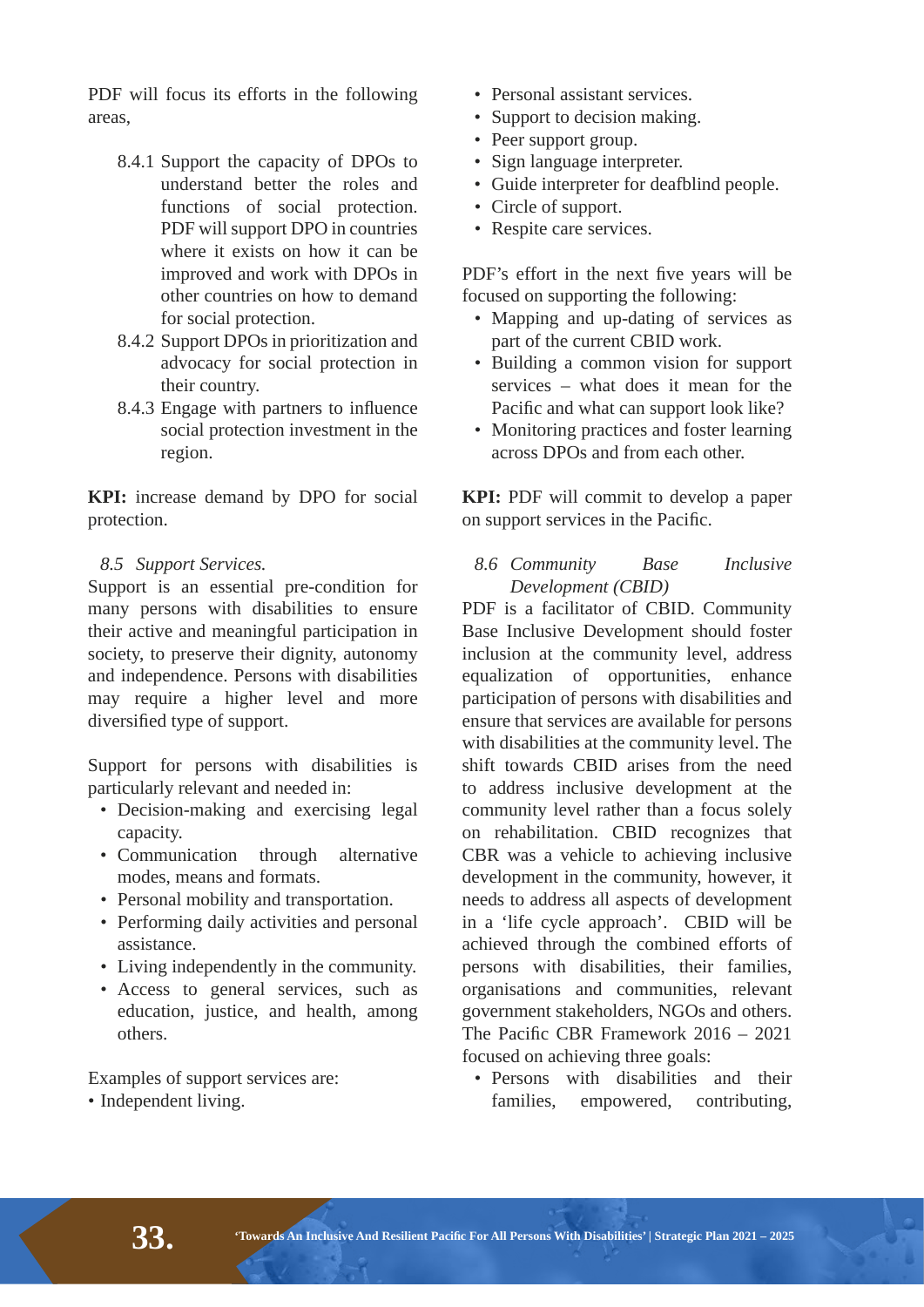PDF will focus its efforts in the following areas,

8.4.1 Support the capacity of DPOs to understand better the roles and functions of social protection. PDF will support DPO in countries where it exists on how it can be improved and work with DPOs in other countries on how to demand for social protection.

8.4.2 Support DPOs in prioritization and advocacy for social protection in their country.

8.4.3 Engage with partners to influence social protection investment in the region.

**KPI:** increase demand by DPO for social protection.

### *8.5 Support Services.*

Support is an essential pre-condition for many persons with disabilities to ensure their active and meaningful participation in society, to preserve their dignity, autonomy and independence. Persons with disabilities may require a higher level and more diversified type of support.

Support for persons with disabilities is particularly relevant and needed in:

- Decision-making and exercising legal capacity.
- Communication through alternative modes, means and formats.
- Personal mobility and transportation.
- Performing daily activities and personal assistance.
- Living independently in the community.
- Access to general services, such as education, justice, and health, among others.

Examples of support services are:

- Independent living.
- Personal assistant services.
- Support to decision making.
- Peer support group.
- Sign language interpreter.
- Guide interpreter for deafblind people.
- Circle of support.
- Respite care services.

PDF's effort in the next five years will be focused on supporting the following:

- Mapping and up-dating of services as part of the current CBID work.
- Building a common vision for support services – what does it mean for the Pacific and what can support look like?
- Monitoring practices and foster learning across DPOs and from each other.

**KPI:** PDF will commit to develop a paper on support services in the Pacific.

### *8.6 Community Base Inclusive Development (CBID)*

PDF is a facilitator of CBID. Community Base Inclusive Development should foster inclusion at the community level, address equalization of opportunities, enhance participation of persons with disabilities and ensure that services are available for persons with disabilities at the community level. The shift towards CBID arises from the need to address inclusive development at the community level rather than a focus solely on rehabilitation. CBID recognizes that CBR was a vehicle to achieving inclusive development in the community, however, it needs to address all aspects of development in a 'life cycle approach'. CBID will be achieved through the combined efforts of persons with disabilities, their families, organisations and communities, relevant government stakeholders, NGOs and others. The Pacific CBR Framework 2016 – 2021 focused on achieving three goals:

- Persons with disabilities and their families, empowered, contributing,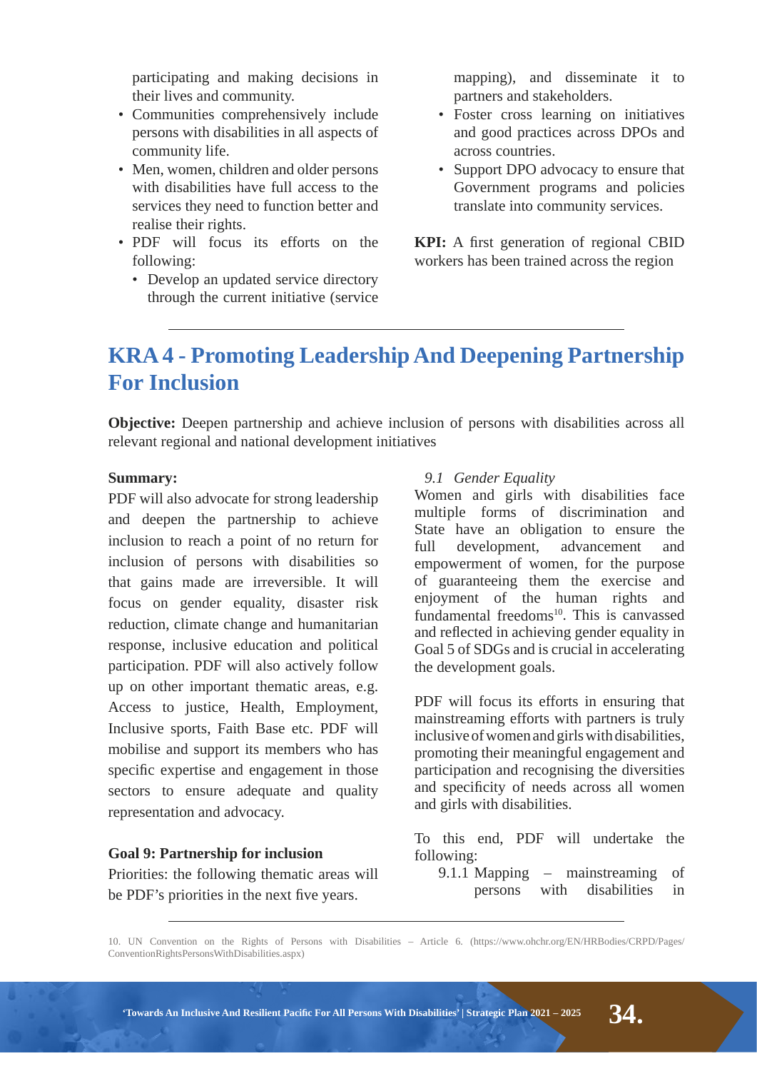participating and making decisions in their lives and community.

- Communities comprehensively include persons with disabilities in all aspects of community life.
- Men, women, children and older persons with disabilities have full access to the services they need to function better and realise their rights.
- PDF will focus its efforts on the following:
  - Develop an updated service directory through the current initiative (service mapping), and disseminate it to partners and stakeholders.
- Foster cross learning on initiatives and good practices across DPOs and across countries.
- Support DPO advocacy to ensure that Government programs and policies translate into community services.

**KPI:** A first generation of regional CBID workers has been trained across the region

## KRA 4 - Promoting Leadership And Deepening Partnership For Inclusion

**Objective:** Deepen partnership and achieve inclusion of persons with disabilities across all relevant regional and national development initiatives

**Summary:**

PDF will also advocate for strong leadership and deepen the partnership to achieve inclusion to reach a point of no return for inclusion of persons with disabilities so that gains made are irreversible. It will focus on gender equality, disaster risk reduction, climate change and humanitarian response, inclusive education and political participation. PDF will also actively follow up on other important thematic areas, e.g. Access to justice, Health, Employment, Inclusive sports, Faith Base etc. PDF will mobilise and support its members who has specific expertise and engagement in those sectors to ensure adequate and quality representation and advocacy.

**Goal 9: Partnership for inclusion**

Priorities: the following thematic areas will be PDF's priorities in the next five years.

*9.1 Gender Equality*

Women and girls with disabilities face multiple forms of discrimination and State have an obligation to ensure the full development, advancement and empowerment of women, for the purpose of guaranteeing them the exercise and enjoyment of the human rights and fundamental freedoms[10]. This is canvassed and reflected in achieving gender equality in Goal 5 of SDGs and is crucial in accelerating the development goals.

PDF will focus its efforts in ensuring that mainstreaming efforts with partners is truly inclusive of women and girls with disabilities, promoting their meaningful engagement and participation and recognising the diversities and specificity of needs across all women and girls with disabilities.

To this end, PDF will undertake the following:

9.1.1 Mapping – mainstreaming of persons with disabilities in

10. UN Convention on the Rights of Persons with Disabilities – Article 6. (https://www.ohchr.org/EN/HRBodies/CRPD/Pages/ConventionRightsPersonsWithDisabilities.aspx)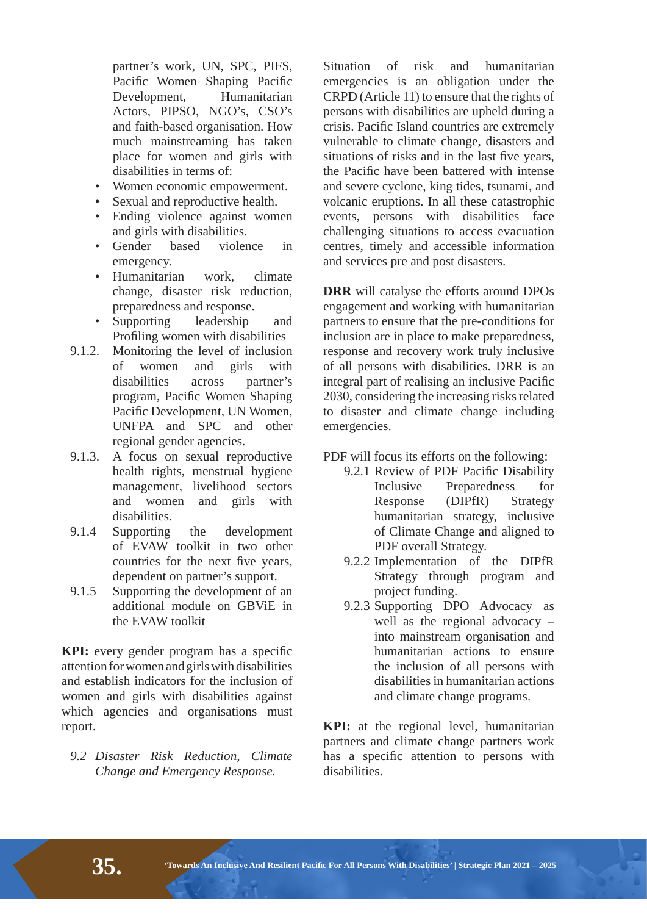partner's work, UN, SPC, PIFS, Pacific Women Shaping Pacific Development, Humanitarian Actors, PIPSO, NGO's, CSO's and faith-based organisation. How much mainstreaming has taken place for women and girls with disabilities in terms of:

- Women economic empowerment.
- Sexual and reproductive health.
- Ending violence against women and girls with disabilities.
- Gender based violence in emergency.
- Humanitarian work, climate change, disaster risk reduction, preparedness and response.
- Supporting leadership and Profiling women with disabilities

9.1.2. Monitoring the level of inclusion of women and girls with disabilities across partner's program, Pacific Women Shaping Pacific Development, UN Women, UNFPA and SPC and other regional gender agencies.

9.1.3. A focus on sexual reproductive health rights, menstrual hygiene management, livelihood sectors and women and girls with disabilities.

9.1.4 Supporting the development of EVAW toolkit in two other countries for the next five years, dependent on partner's support.

9.1.5 Supporting the development of an additional module on GBViE in the EVAW toolkit

**KPI:** every gender program has a specific attention for women and girls with disabilities and establish indicators for the inclusion of women and girls with disabilities against which agencies and organisations must report.

*9.2 Disaster Risk Reduction, Climate Change and Emergency Response.*

Situation of risk and humanitarian emergencies is an obligation under the CRPD (Article 11) to ensure that the rights of persons with disabilities are upheld during a crisis. Pacific Island countries are extremely vulnerable to climate change, disasters and situations of risks and in the last five years, the Pacific have been battered with intense and severe cyclone, king tides, tsunami, and volcanic eruptions. In all these catastrophic events, persons with disabilities face challenging situations to access evacuation centres, timely and accessible information and services pre and post disasters.

**DRR** will catalyse the efforts around DPOs engagement and working with humanitarian partners to ensure that the pre-conditions for inclusion are in place to make preparedness, response and recovery work truly inclusive of all persons with disabilities. DRR is an integral part of realising an inclusive Pacific 2030, considering the increasing risks related to disaster and climate change including emergencies.

PDF will focus its efforts on the following:

9.2.1 Review of PDF Pacific Disability Inclusive Preparedness for Response (DIPfR) Strategy humanitarian strategy, inclusive of Climate Change and aligned to PDF overall Strategy.

9.2.2 Implementation of the DIPfR Strategy through program and project funding.

9.2.3 Supporting DPO Advocacy as well as the regional advocacy – into mainstream organisation and humanitarian actions to ensure the inclusion of all persons with disabilities in humanitarian actions and climate change programs.

**KPI:** at the regional level, humanitarian partners and climate change partners work has a specific attention to persons with disabilities.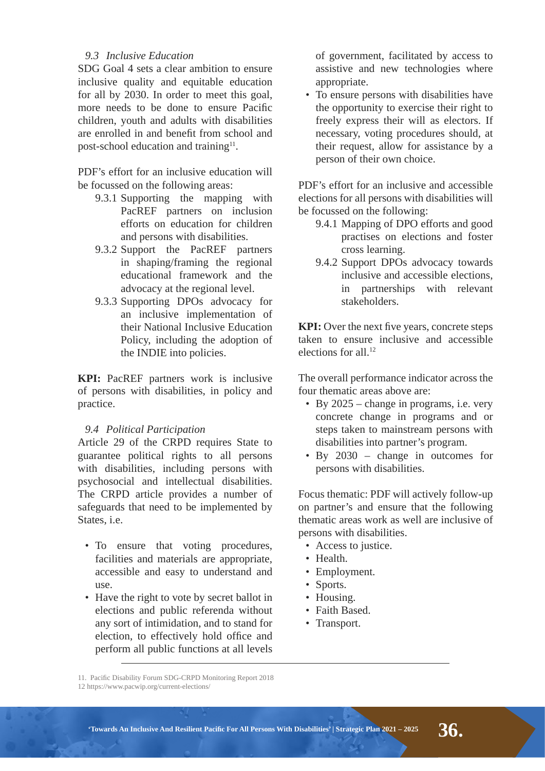### *9.3 Inclusive Education*

SDG Goal 4 sets a clear ambition to ensure inclusive quality and equitable education for all by 2030. In order to meet this goal, more needs to be done to ensure Pacific children, youth and adults with disabilities are enrolled in and benefit from school and post-school education and training[11].

PDF's effort for an inclusive education will be focussed on the following areas:

- 9.3.1 Supporting the mapping with PacREF partners on inclusion efforts on education for children and persons with disabilities.
- 9.3.2 Support the PacREF partners in shaping/framing the regional educational framework and the advocacy at the regional level.
- 9.3.3 Supporting DPOs advocacy for an inclusive implementation of their National Inclusive Education Policy, including the adoption of the INDIE into policies.

**KPI:** PacREF partners work is inclusive of persons with disabilities, in policy and practice.

### *9.4 Political Participation*

Article 29 of the CRPD requires State to guarantee political rights to all persons with disabilities, including persons with psychosocial and intellectual disabilities. The CRPD article provides a number of safeguards that need to be implemented by States, i.e.

- To ensure that voting procedures, facilities and materials are appropriate, accessible and easy to understand and use.
- Have the right to vote by secret ballot in elections and public referenda without any sort of intimidation, and to stand for election, to effectively hold office and perform all public functions at all levels of government, facilitated by access to assistive and new technologies where appropriate.
- To ensure persons with disabilities have the opportunity to exercise their right to freely express their will as electors. If necessary, voting procedures should, at their request, allow for assistance by a person of their own choice.

PDF's effort for an inclusive and accessible elections for all persons with disabilities will be focussed on the following:

- 9.4.1 Mapping of DPO efforts and good practises on elections and foster cross learning.
- 9.4.2 Support DPOs advocacy towards inclusive and accessible elections, in partnerships with relevant stakeholders.

**KPI:** Over the next five years, concrete steps taken to ensure inclusive and accessible elections for all.[12]

The overall performance indicator across the four thematic areas above are:

- By 2025 – change in programs, i.e. very concrete change in programs and or steps taken to mainstream persons with disabilities into partner's program.
- By 2030 – change in outcomes for persons with disabilities.

Focus thematic: PDF will actively follow-up on partner's and ensure that the following thematic areas work as well are inclusive of persons with disabilities.

- Access to justice.
- Health.
- Employment.
- Sports.
- Housing.
- Faith Based.
- Transport.

---

11. Pacific Disability Forum SDG-CRPD Monitoring Report 2018
12 https://www.pacwip.org/current-elections/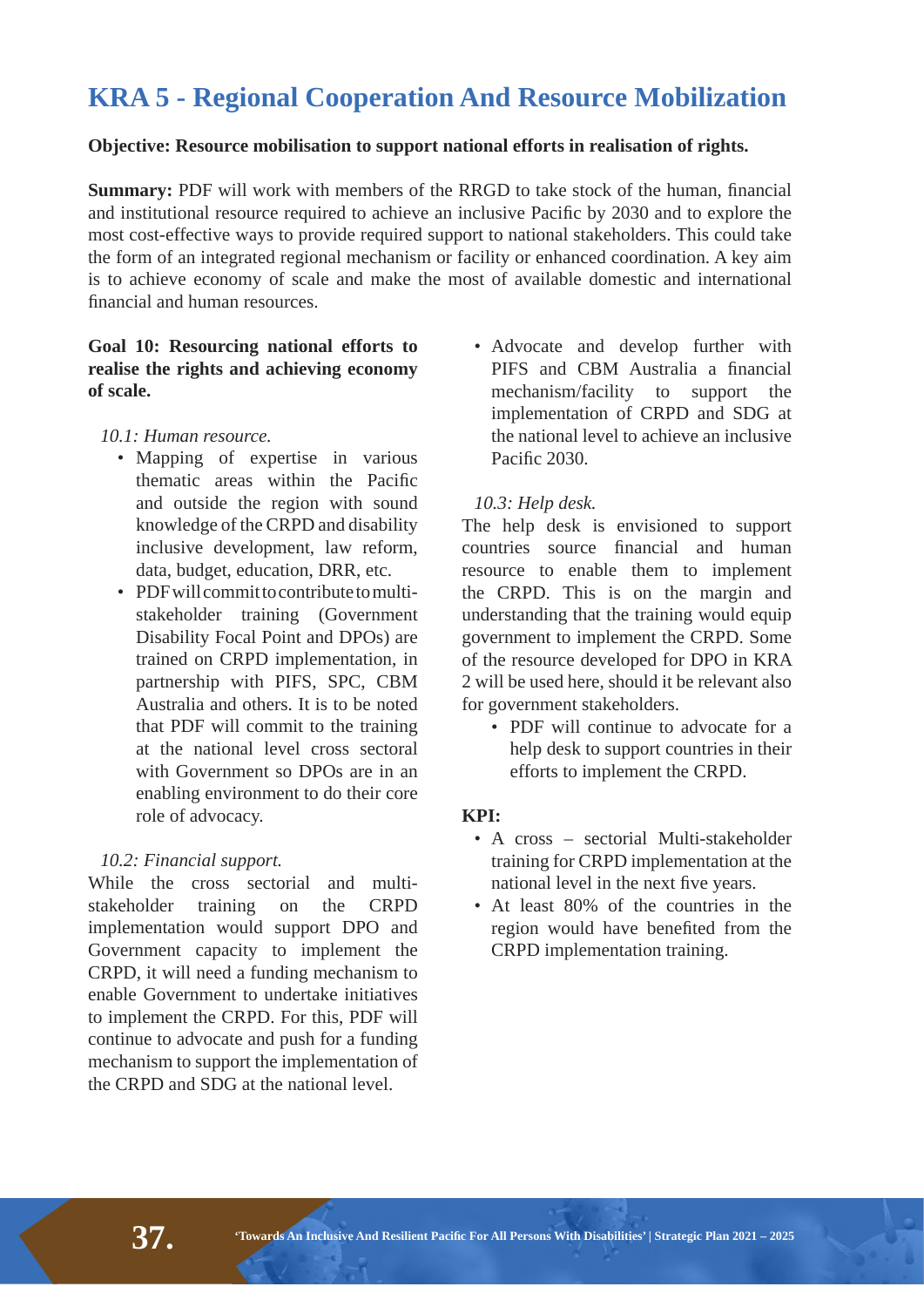# KRA 5 - Regional Cooperation And Resource Mobilization

**Objective: Resource mobilisation to support national efforts in realisation of rights.**

**Summary:** PDF will work with members of the RRGD to take stock of the human, financial and institutional resource required to achieve an inclusive Pacific by 2030 and to explore the most cost-effective ways to provide required support to national stakeholders. This could take the form of an integrated regional mechanism or facility or enhanced coordination. A key aim is to achieve economy of scale and make the most of available domestic and international financial and human resources.

**Goal 10: Resourcing national efforts to realise the rights and achieving economy of scale.**

*10.1: Human resource.*

- Mapping of expertise in various thematic areas within the Pacific and outside the region with sound knowledge of the CRPD and disability inclusive development, law reform, data, budget, education, DRR, etc.
- PDF will commit to contribute to multi-stakeholder training (Government Disability Focal Point and DPOs) are trained on CRPD implementation, in partnership with PIFS, SPC, CBM Australia and others. It is to be noted that PDF will commit to the training at the national level cross sectoral with Government so DPOs are in an enabling environment to do their core role of advocacy.

*10.2: Financial support.*

While the cross sectorial and multi-stakeholder training on the CRPD implementation would support DPO and Government capacity to implement the CRPD, it will need a funding mechanism to enable Government to undertake initiatives to implement the CRPD. For this, PDF will continue to advocate and push for a funding mechanism to support the implementation of the CRPD and SDG at the national level.

- Advocate and develop further with PIFS and CBM Australia a financial mechanism/facility to support the implementation of CRPD and SDG at the national level to achieve an inclusive Pacific 2030.

*10.3: Help desk.*

The help desk is envisioned to support countries source financial and human resource to enable them to implement the CRPD. This is on the margin and understanding that the training would equip government to implement the CRPD. Some of the resource developed for DPO in KRA 2 will be used here, should it be relevant also for government stakeholders.

- PDF will continue to advocate for a help desk to support countries in their efforts to implement the CRPD.

**KPI:**

- A cross – sectorial Multi-stakeholder training for CRPD implementation at the national level in the next five years.
- At least 80% of the countries in the region would have benefited from the CRPD implementation training.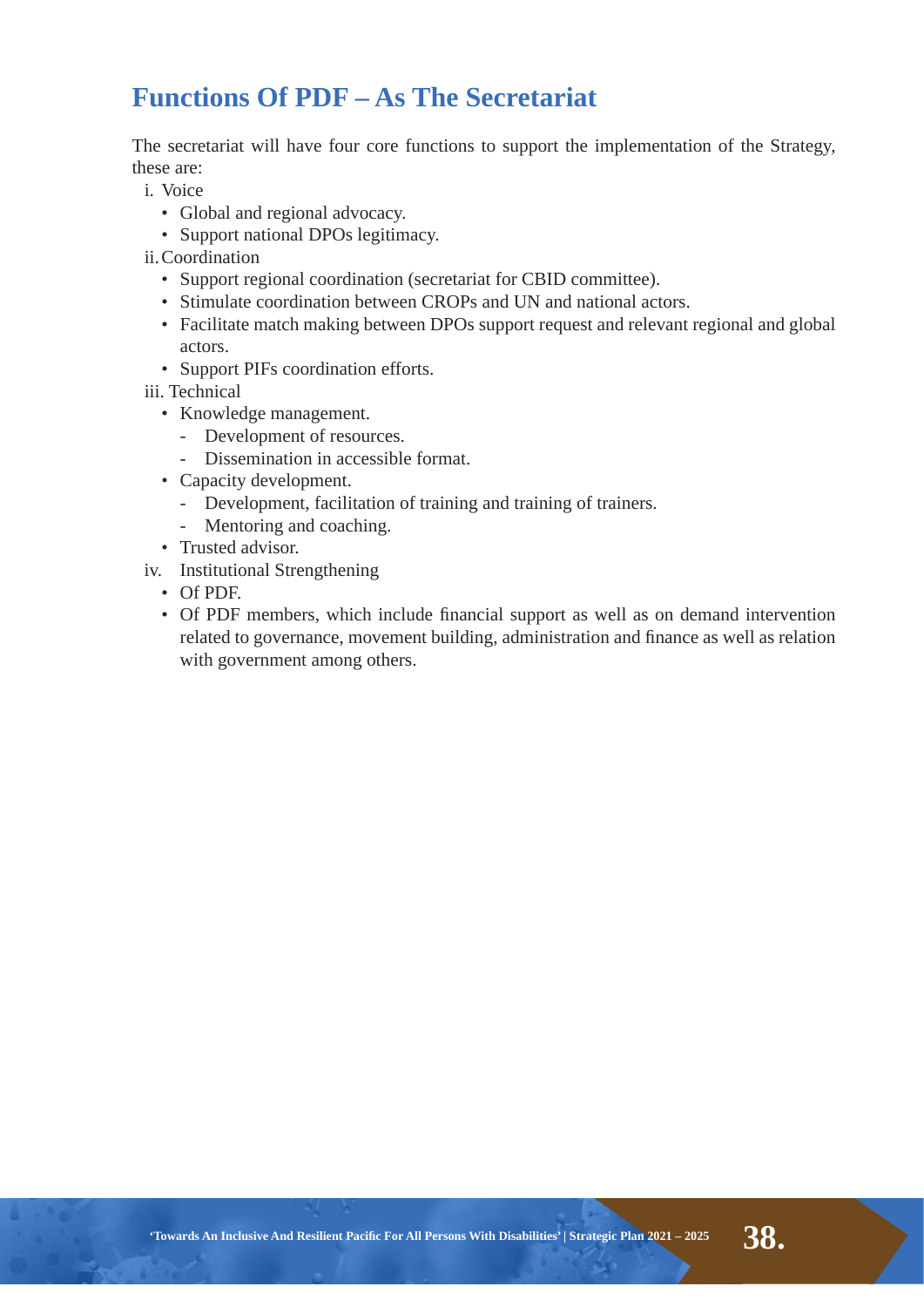## Functions Of PDF – As The Secretariat

The secretariat will have four core functions to support the implementation of the Strategy, these are:

i. Voice
   - Global and regional advocacy.
   - Support national DPOs legitimacy.

ii. Coordination
   - Support regional coordination (secretariat for CBID committee).
   - Stimulate coordination between CROPs and UN and national actors.
   - Facilitate match making between DPOs support request and relevant regional and global actors.
   - Support PIFs coordination efforts.

iii. Technical
   - Knowledge management.
     - Development of resources.
     - Dissemination in accessible format.
   - Capacity development.
     - Development, facilitation of training and training of trainers.
     - Mentoring and coaching.
   - Trusted advisor.

iv. Institutional Strengthening
   - Of PDF.
   - Of PDF members, which include financial support as well as on demand intervention related to governance, movement building, administration and finance as well as relation with government among others.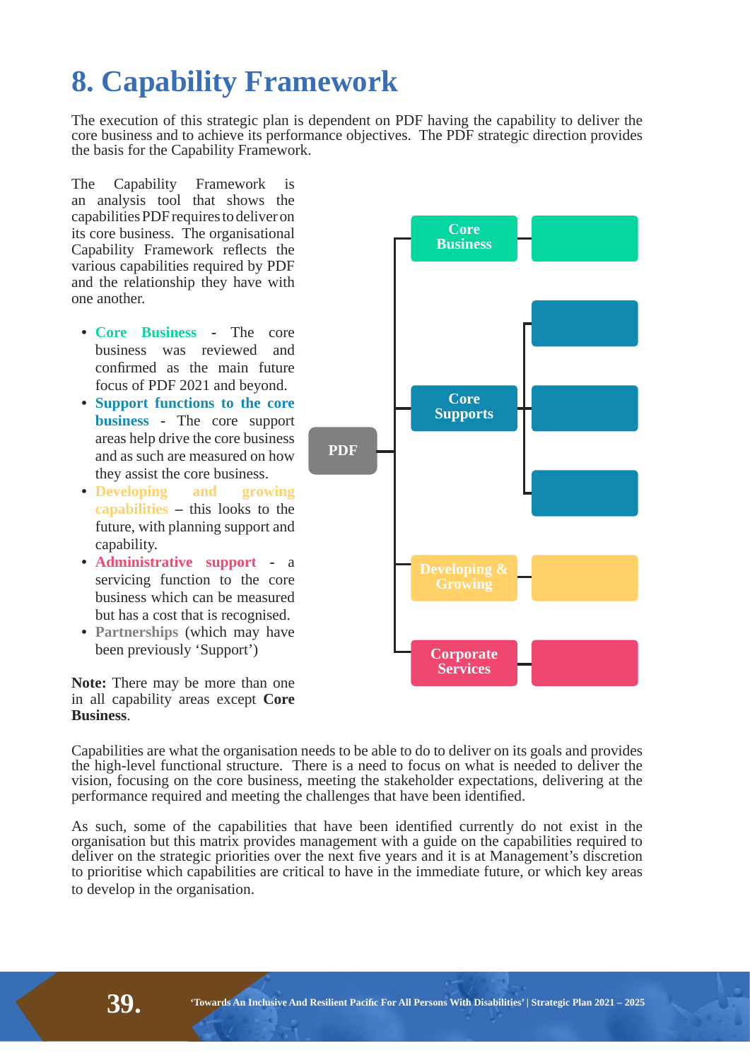# 8. Capability Framework

The execution of this strategic plan is dependent on PDF having the capability to deliver the core business and to achieve its performance objectives. The PDF strategic direction provides the basis for the Capability Framework.

The Capability Framework is an analysis tool that shows the capabilities PDF requires to deliver on its core business. The organisational Capability Framework reflects the various capabilities required by PDF and the relationship they have with one another.

- **Core Business** - The core business was reviewed and confirmed as the main future focus of PDF 2021 and beyond.
- **Support functions to the core business** - The core support areas help drive the core business and as such are measured on how they assist the core business.
- **Developing and growing capabilities** – this looks to the future, with planning support and capability.
- **Administrative support** - a servicing function to the core business which can be measured but has a cost that is recognised.
- **Partnerships** (which may have been previously 'Support')

**Note:** There may be more than one in all capability areas except **Core Business**.

PDF

- Core Business
- Core Supports
- Developing & Growing
- Corporate Services

Capabilities are what the organisation needs to be able to do to deliver on its goals and provides the high-level functional structure. There is a need to focus on what is needed to deliver the vision, focusing on the core business, meeting the stakeholder expectations, delivering at the performance required and meeting the challenges that have been identified.

As such, some of the capabilities that have been identified currently do not exist in the organisation but this matrix provides management with a guide on the capabilities required to deliver on the strategic priorities over the next five years and it is at Management's discretion to prioritise which capabilities are critical to have in the immediate future, or which key areas to develop in the organisation.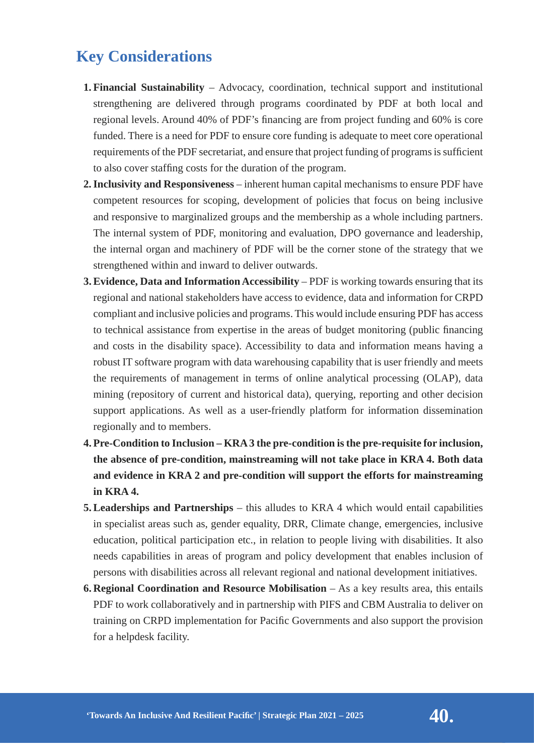## Key Considerations

1. **Financial Sustainability** – Advocacy, coordination, technical support and institutional strengthening are delivered through programs coordinated by PDF at both local and regional levels. Around 40% of PDF's financing are from project funding and 60% is core funded. There is a need for PDF to ensure core funding is adequate to meet core operational requirements of the PDF secretariat, and ensure that project funding of programs is sufficient to also cover staffing costs for the duration of the program.
2. **Inclusivity and Responsiveness** – inherent human capital mechanisms to ensure PDF have competent resources for scoping, development of policies that focus on being inclusive and responsive to marginalized groups and the membership as a whole including partners. The internal system of PDF, monitoring and evaluation, DPO governance and leadership, the internal organ and machinery of PDF will be the corner stone of the strategy that we strengthened within and inward to deliver outwards.
3. **Evidence, Data and Information Accessibility** – PDF is working towards ensuring that its regional and national stakeholders have access to evidence, data and information for CRPD compliant and inclusive policies and programs. This would include ensuring PDF has access to technical assistance from expertise in the areas of budget monitoring (public financing and costs in the disability space). Accessibility to data and information means having a robust IT software program with data warehousing capability that is user friendly and meets the requirements of management in terms of online analytical processing (OLAP), data mining (repository of current and historical data), querying, reporting and other decision support applications. As well as a user-friendly platform for information dissemination regionally and to members.
4. **Pre-Condition to Inclusion – KRA 3 the pre-condition is the pre-requisite for inclusion, the absence of pre-condition, mainstreaming will not take place in KRA 4. Both data and evidence in KRA 2 and pre-condition will support the efforts for mainstreaming in KRA 4.**
5. **Leaderships and Partnerships** – this alludes to KRA 4 which would entail capabilities in specialist areas such as, gender equality, DRR, Climate change, emergencies, inclusive education, political participation etc., in relation to people living with disabilities. It also needs capabilities in areas of program and policy development that enables inclusion of persons with disabilities across all relevant regional and national development initiatives.
6. **Regional Coordination and Resource Mobilisation** – As a key results area, this entails PDF to work collaboratively and in partnership with PIFS and CBM Australia to deliver on training on CRPD implementation for Pacific Governments and also support the provision for a helpdesk facility.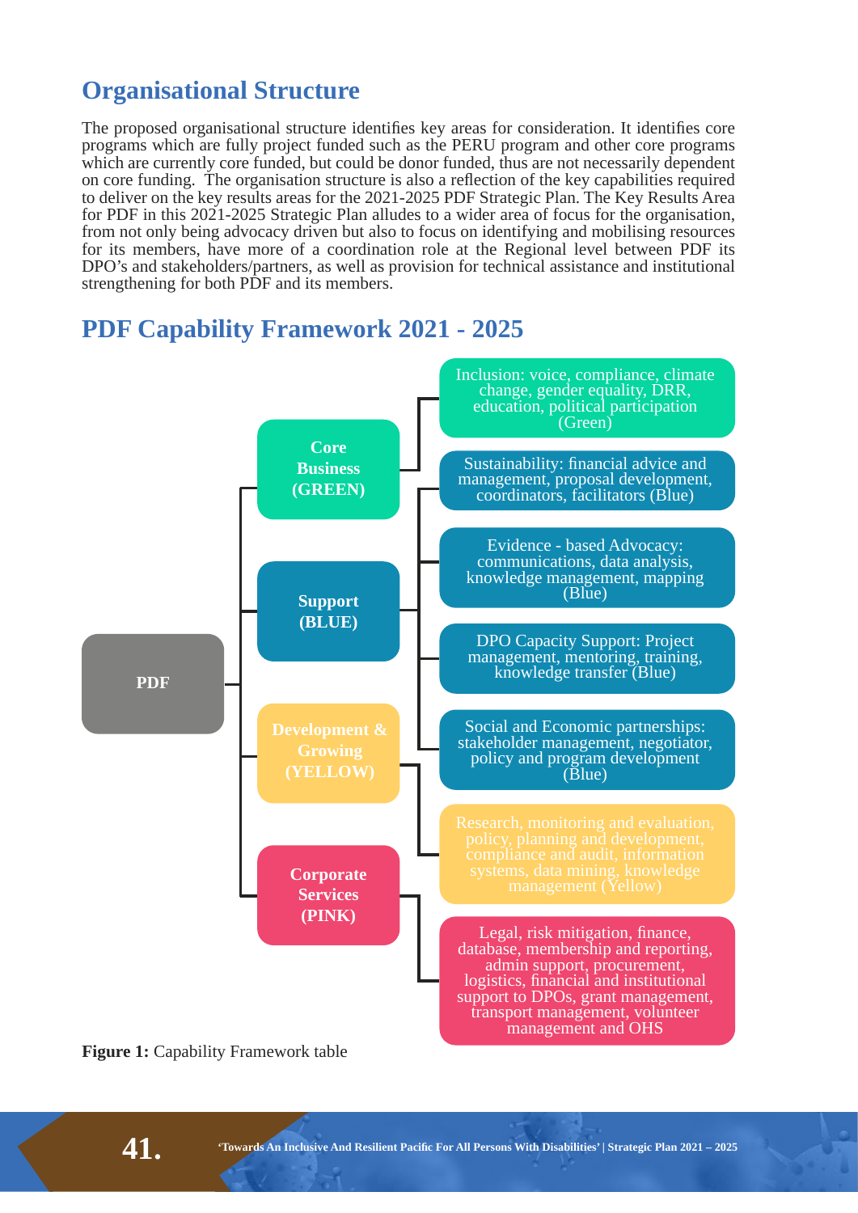## Organisational Structure

The proposed organisational structure identifies key areas for consideration. It identifies core programs which are fully project funded such as the PERU program and other core programs which are currently core funded, but could be donor funded, thus are not necessarily dependent on core funding. The organisation structure is also a reflection of the key capabilities required to deliver on the key results areas for the 2021-2025 PDF Strategic Plan. The Key Results Area for PDF in this 2021-2025 Strategic Plan alludes to a wider area of focus for the organisation, from not only being advocacy driven but also to focus on identifying and mobilising resources for its members, have more of a coordination role at the Regional level between PDF its DPO's and stakeholders/partners, as well as provision for technical assistance and institutional strengthening for both PDF and its members.

## PDF Capability Framework 2021 - 2025

- **PDF**
  - **Core Business (GREEN)**
    - Inclusion: voice, compliance, climate change, gender equality, DRR, education, political participation (Green)
  - **Support (BLUE)**
    - Sustainability: financial advice and management, proposal development, coordinators, facilitators (Blue)
    - Evidence - based Advocacy: communications, data analysis, knowledge management, mapping (Blue)
    - DPO Capacity Support: Project management, mentoring, training, knowledge transfer (Blue)
    - Social and Economic partnerships: stakeholder management, negotiator, policy and program development (Blue)
  - **Development & Growing (YELLOW)**
    - Research, monitoring and evaluation, policy, planning and development, compliance and audit, information systems, data mining, knowledge management (Yellow)
  - **Corporate Services (PINK)**
    - Legal, risk mitigation, finance, database, membership and reporting, admin support, procurement, logistics, financial and institutional support to DPOs, grant management, transport management, volunteer management and OHS

**Figure 1:** Capability Framework table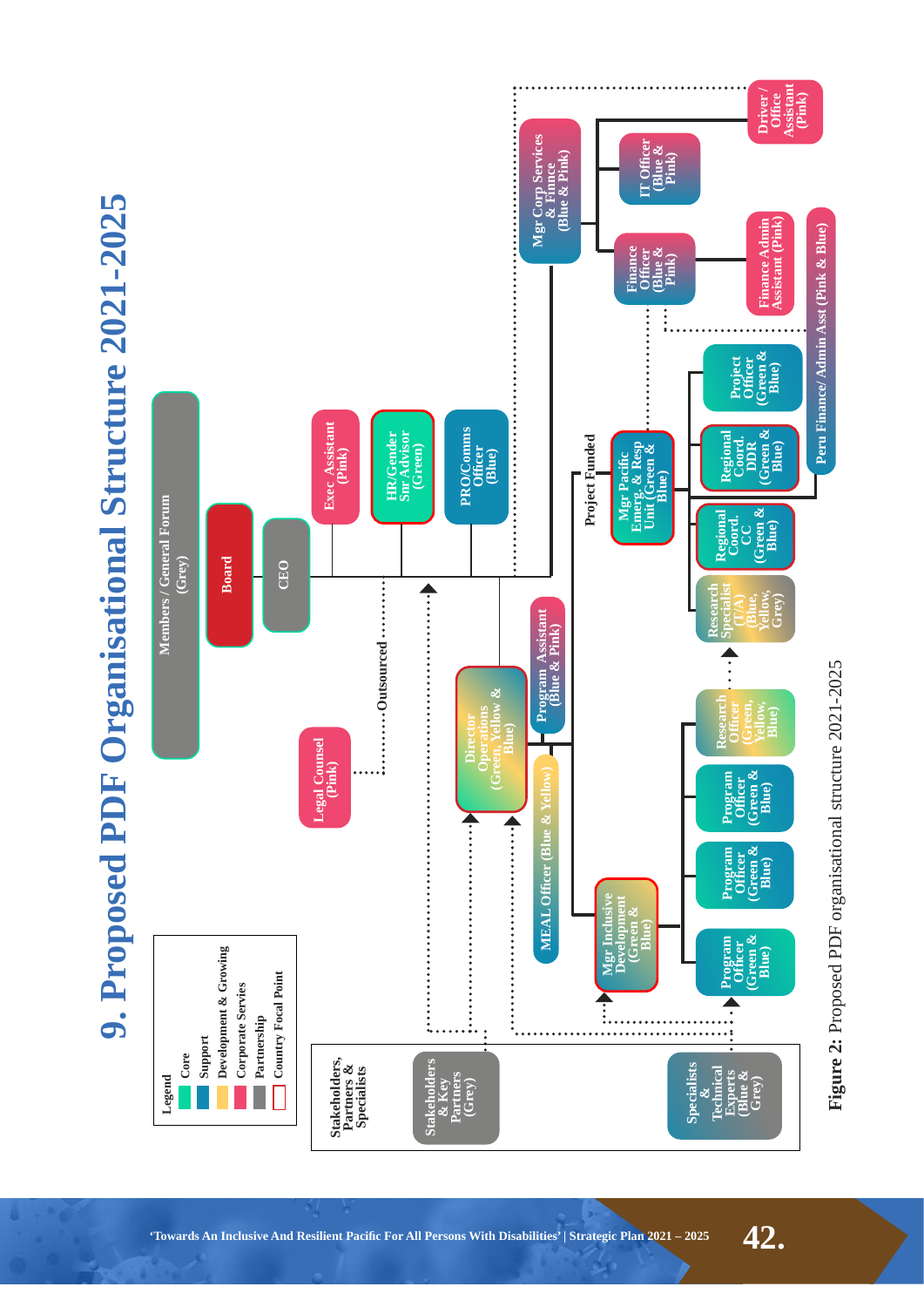# 9. Proposed PDF Organisational Structure 2021-2025

**Legend**
- Core
- Support
- Development & Growing
- Corporate Servies
- Partnership
- Country Focal Point

Members / General Forum (Grey)

Board

CEO

Exec Assistant (Pink)

HR/Gender Snr Advisor (Green)

PRO/Comms Officer (Blue)

Legal Counsel (Pink)

Outsourced

Mgr Corp Services & Finnce (Blue & Pink)

Driver / Office Assistant (Pink)

IT Officer (Blue & Pink)

Finance Officer (Blue & Pink)

Finance Admin Assistant (Pink)

Peru Finance/ Admin Asst (Pink & Blue)

Director Operations (Green, Yellow & Blue)

Program Assistant (Blue & Pink)

MEAL Officer (Blue & Yellow)

Project Funded

Mgr Pacific Emerg. & Resp Unit (Green & Blue)

Project Officer (Green & Blue)

Regional Coord. DDR (Green & Blue)

Regional Coord. CC (Green & Blue)

Research Specialist (T/A) (Blue, Yellow, Grey)

Mgr Inclusive Development (Green & Blue)

Program Officer (Green & Blue)

Program Officer (Green & Blue)

Program Officer (Green & Blue)

Research Officer (Green, Yellow, Blue)

Stakeholders, Partners & Specialists

Stakeholders & Key Partners (Grey)

Specialists & Technical Experts (Blue & Grey)

**Figure 2:** Proposed PDF organisational structure 2021-2025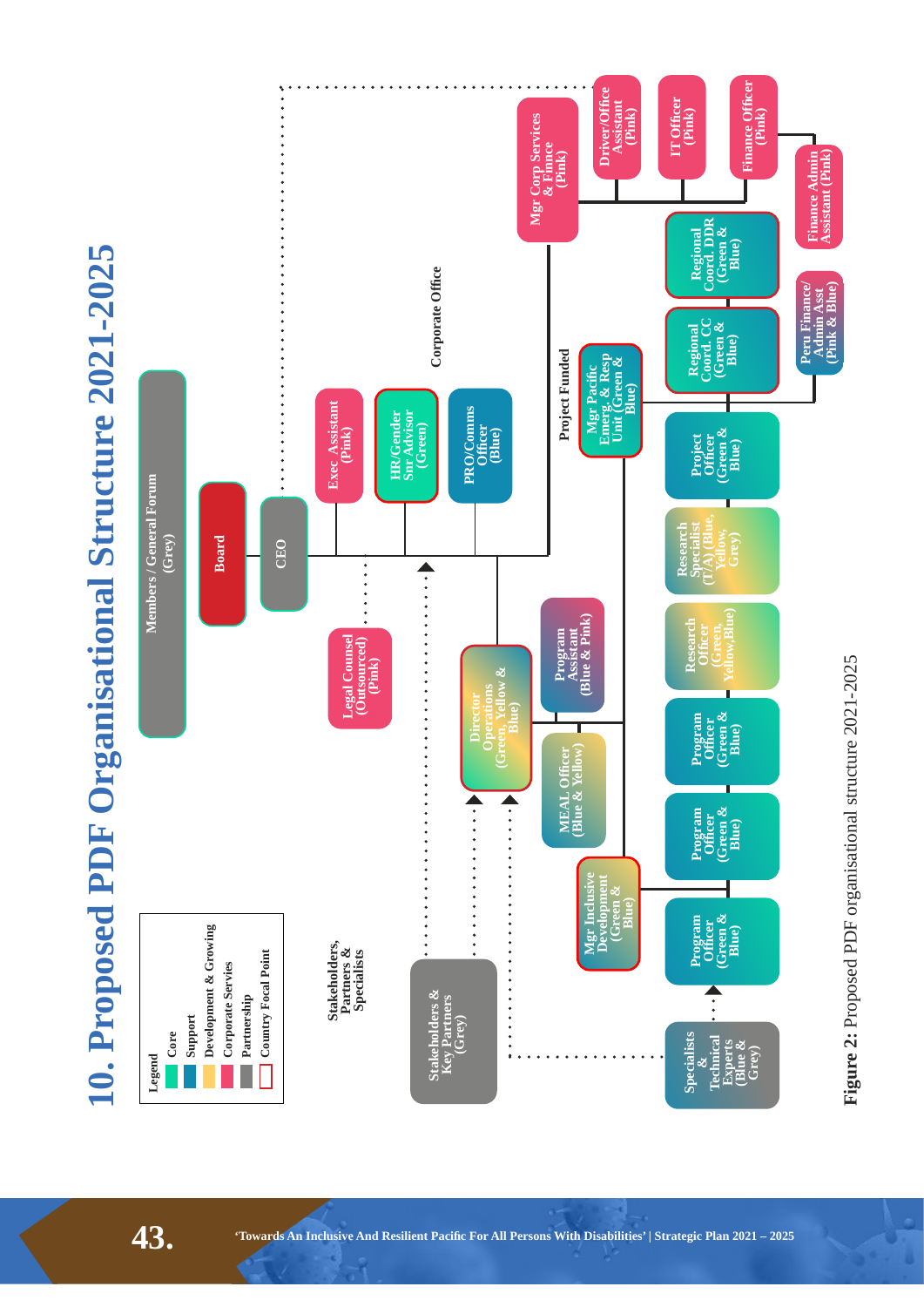# 10. Proposed PDF Organisational Structure 2021-2025

**Legend**
- Core
- Support
- Development & Growing
- Corporate Servies
- Partnership
- Country Focal Point

Members / General Forum (Grey)

Board

CEO

Exec Assistant (Pink)

HR/Gender Snr Advisor (Green)

PRO/Comms Officer (Blue)

Corporate Office

Legal Counsel (Outsourced) (Pink)

Mgr Corp Services & Finance (Pink)

Driver/Office Assistant (Pink)

IT Officer (Pink)

Finance Officer (Pink)

Finance Admin Assistant (Pink)

Project Funded

Mgr Pacific Emerg. & Resp Unit (Green & Blue)

Project Officer (Green & Blue)

Regional Coord. CC (Green & Blue)

Regional Coord. DDR (Green & Blue)

Peru Finance/ Admin Asst (Pink & Blue)

Director Operations (Green, Yellow & Blue)

Program Assistant (Blue & Pink)

MEAL Officer (Blue & Yellow)

Mgr Inclusive Development (Green & Blue)

Program Officer (Green & Blue)

Program Officer (Green & Blue)

Program Officer (Green & Blue)

Research Officer (Green, Yellow, Blue)

Research Specialist (T/A) (Blue, Yellow, Grey)

Stakeholders, Partners & Specialists

Stakeholders & Key Partners (Grey)

Specialists & Technical Experts (Blue & Grey)

**Figure 2:** Proposed PDF organisational structure 2021-2025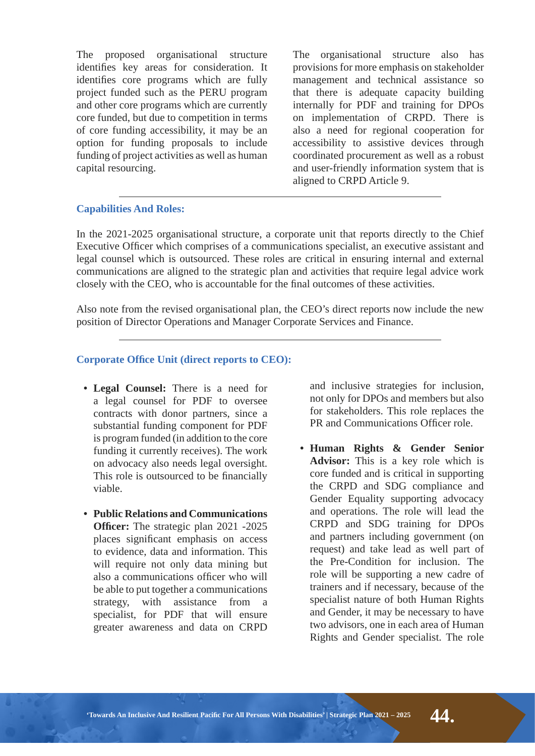The proposed organisational structure identifies key areas for consideration. It identifies core programs which are fully project funded such as the PERU program and other core programs which are currently core funded, but due to competition in terms of core funding accessibility, it may be an option for funding proposals to include funding of project activities as well as human capital resourcing.

The organisational structure also has provisions for more emphasis on stakeholder management and technical assistance so that there is adequate capacity building internally for PDF and training for DPOs on implementation of CRPD. There is also a need for regional cooperation for accessibility to assistive devices through coordinated procurement as well as a robust and user-friendly information system that is aligned to CRPD Article 9.

---

### Capabilities And Roles:

In the 2021-2025 organisational structure, a corporate unit that reports directly to the Chief Executive Officer which comprises of a communications specialist, an executive assistant and legal counsel which is outsourced. These roles are critical in ensuring internal and external communications are aligned to the strategic plan and activities that require legal advice work closely with the CEO, who is accountable for the final outcomes of these activities.

Also note from the revised organisational plan, the CEO's direct reports now include the new position of Director Operations and Manager Corporate Services and Finance.

---

### Corporate Office Unit (direct reports to CEO):

- **Legal Counsel:** There is a need for a legal counsel for PDF to oversee contracts with donor partners, since a substantial funding component for PDF is program funded (in addition to the core funding it currently receives). The work on advocacy also needs legal oversight. This role is outsourced to be financially viable.

- **Public Relations and Communications Officer:** The strategic plan 2021 -2025 places significant emphasis on access to evidence, data and information. This will require not only data mining but also a communications officer who will be able to put together a communications strategy, with assistance from a specialist, for PDF that will ensure greater awareness and data on CRPD and inclusive strategies for inclusion, not only for DPOs and members but also for stakeholders. This role replaces the PR and Communications Officer role.

- **Human Rights & Gender Senior Advisor:** This is a key role which is core funded and is critical in supporting the CRPD and SDG compliance and Gender Equality supporting advocacy and operations. The role will lead the CRPD and SDG training for DPOs and partners including government (on request) and take lead as well part of the Pre-Condition for inclusion. The role will be supporting a new cadre of trainers and if necessary, because of the specialist nature of both Human Rights and Gender, it may be necessary to have two advisors, one in each area of Human Rights and Gender specialist. The role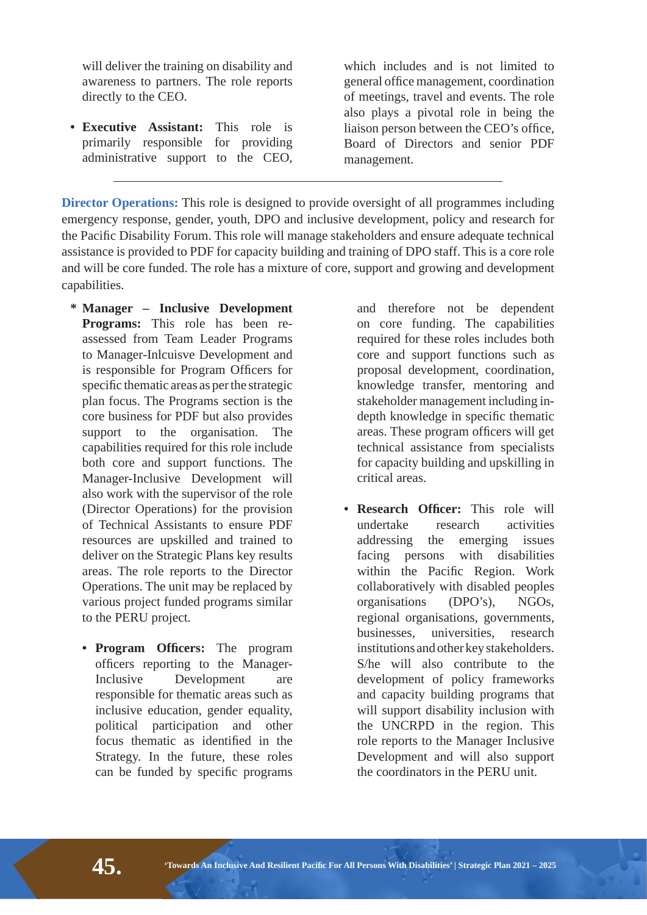will deliver the training on disability and awareness to partners. The role reports directly to the CEO.

- **Executive Assistant:** This role is primarily responsible for providing administrative support to the CEO, which includes and is not limited to general office management, coordination of meetings, travel and events. The role also plays a pivotal role in being the liaison person between the CEO's office, Board of Directors and senior PDF management.

---

**Director Operations:** This role is designed to provide oversight of all programmes including emergency response, gender, youth, DPO and inclusive development, policy and research for the Pacific Disability Forum. This role will manage stakeholders and ensure adequate technical assistance is provided to PDF for capacity building and training of DPO staff. This is a core role and will be core funded. The role has a mixture of core, support and growing and development capabilities.

* **Manager – Inclusive Development Programs:** This role has been re-assessed from Team Leader Programs to Manager-Inlcuisve Development and is responsible for Program Officers for specific thematic areas as per the strategic plan focus. The Programs section is the core business for PDF but also provides support to the organisation. The capabilities required for this role include both core and support functions. The Manager-Inclusive Development will also work with the supervisor of the role (Director Operations) for the provision of Technical Assistants to ensure PDF resources are upskilled and trained to deliver on the Strategic Plans key results areas. The role reports to the Director Operations. The unit may be replaced by various project funded programs similar to the PERU project.

  - **Program Officers:** The program officers reporting to the Manager-Inclusive Development are responsible for thematic areas such as inclusive education, gender equality, political participation and other focus thematic as identified in the Strategy. In the future, these roles can be funded by specific programs and therefore not be dependent on core funding. The capabilities required for these roles includes both core and support functions such as proposal development, coordination, knowledge transfer, mentoring and stakeholder management including in-depth knowledge in specific thematic areas. These program officers will get technical assistance from specialists for capacity building and upskilling in critical areas.

  - **Research Officer:** This role will undertake research activities addressing the emerging issues facing persons with disabilities within the Pacific Region. Work collaboratively with disabled peoples organisations (DPO's), NGOs, regional organisations, governments, businesses, universities, research institutions and other key stakeholders. S/he will also contribute to the development of policy frameworks and capacity building programs that will support disability inclusion with the UNCRPD in the region. This role reports to the Manager Inclusive Development and will also support the coordinators in the PERU unit.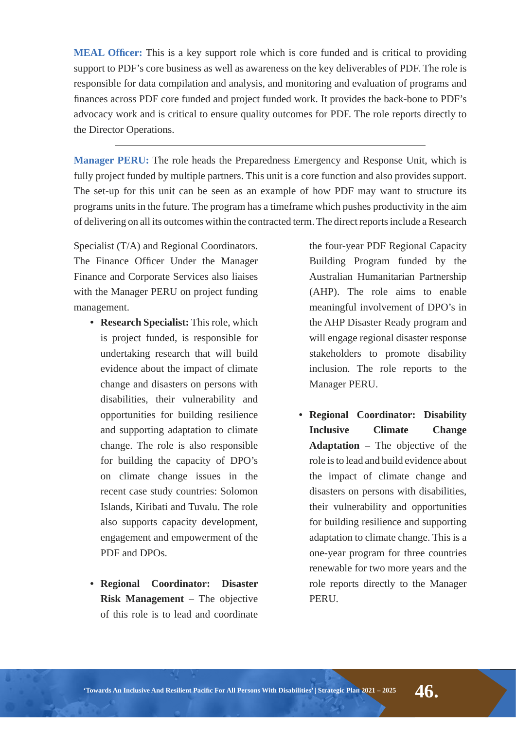**MEAL Officer:** This is a key support role which is core funded and is critical to providing support to PDF's core business as well as awareness on the key deliverables of PDF. The role is responsible for data compilation and analysis, and monitoring and evaluation of programs and finances across PDF core funded and project funded work. It provides the back-bone to PDF's advocacy work and is critical to ensure quality outcomes for PDF. The role reports directly to the Director Operations.

---

**Manager PERU:** The role heads the Preparedness Emergency and Response Unit, which is fully project funded by multiple partners. This unit is a core function and also provides support. The set-up for this unit can be seen as an example of how PDF may want to structure its programs units in the future. The program has a timeframe which pushes productivity in the aim of delivering on all its outcomes within the contracted term. The direct reports include a Research Specialist (T/A) and Regional Coordinators. The Finance Officer Under the Manager Finance and Corporate Services also liaises with the Manager PERU on project funding management.

- **Research Specialist:** This role, which is project funded, is responsible for undertaking research that will build evidence about the impact of climate change and disasters on persons with disabilities, their vulnerability and opportunities for building resilience and supporting adaptation to climate change. The role is also responsible for building the capacity of DPO's on climate change issues in the recent case study countries: Solomon Islands, Kiribati and Tuvalu. The role also supports capacity development, engagement and empowerment of the PDF and DPOs.

- **Regional Coordinator: Disaster Risk Management** – The objective of this role is to lead and coordinate the four-year PDF Regional Capacity Building Program funded by the Australian Humanitarian Partnership (AHP). The role aims to enable meaningful involvement of DPO's in the AHP Disaster Ready program and will engage regional disaster response stakeholders to promote disability inclusion. The role reports to the Manager PERU.

- **Regional Coordinator: Disability Inclusive Climate Change Adaptation** – The objective of the role is to lead and build evidence about the impact of climate change and disasters on persons with disabilities, their vulnerability and opportunities for building resilience and supporting adaptation to climate change. This is a one-year program for three countries renewable for two more years and the role reports directly to the Manager PERU.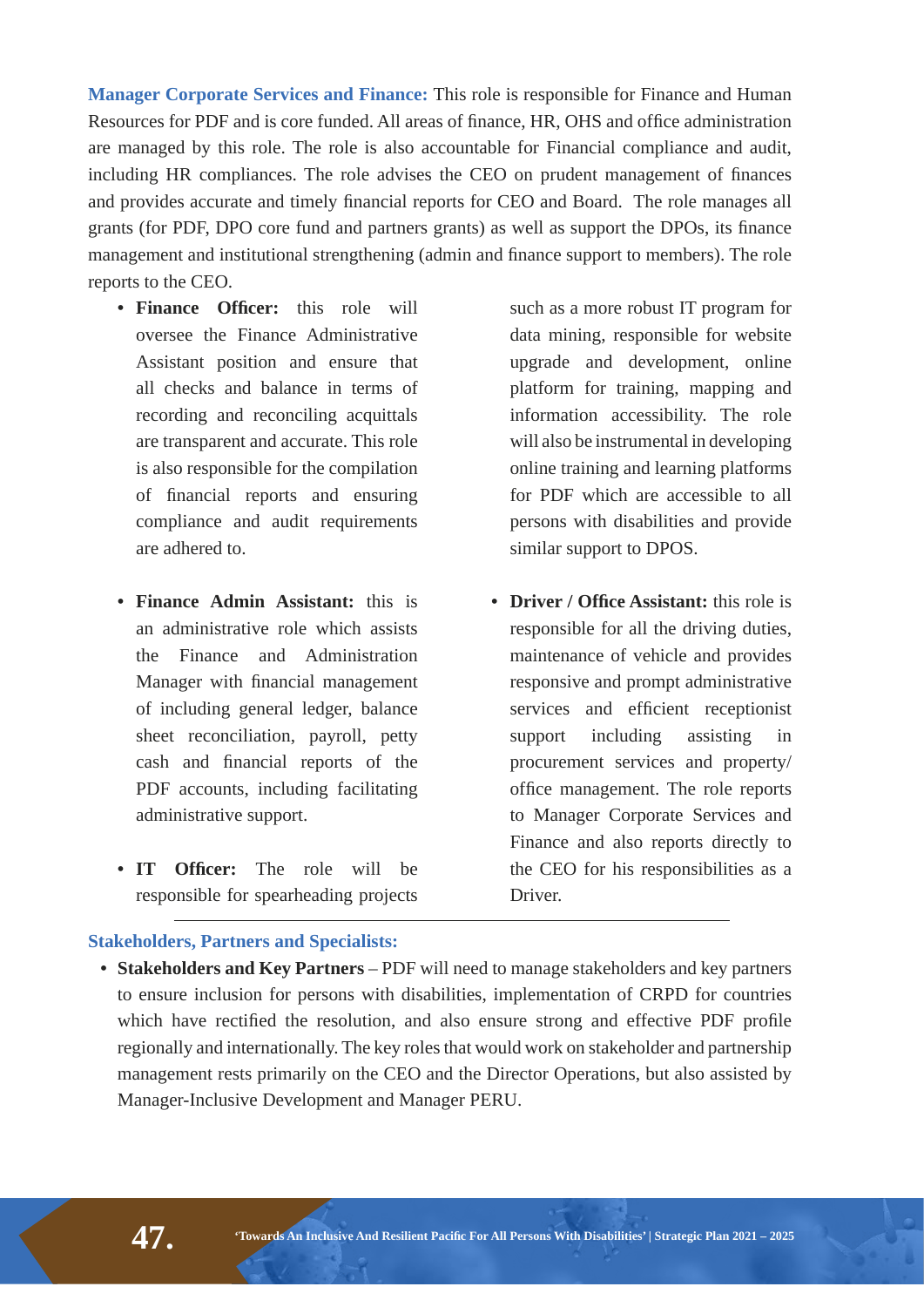**Manager Corporate Services and Finance:** This role is responsible for Finance and Human Resources for PDF and is core funded. All areas of finance, HR, OHS and office administration are managed by this role. The role is also accountable for Financial compliance and audit, including HR compliances. The role advises the CEO on prudent management of finances and provides accurate and timely financial reports for CEO and Board. The role manages all grants (for PDF, DPO core fund and partners grants) as well as support the DPOs, its finance management and institutional strengthening (admin and finance support to members). The role reports to the CEO.

- **Finance Officer:** this role will oversee the Finance Administrative Assistant position and ensure that all checks and balance in terms of recording and reconciling acquittals are transparent and accurate. This role is also responsible for the compilation of financial reports and ensuring compliance and audit requirements are adhered to.

- **Finance Admin Assistant:** this is an administrative role which assists the Finance and Administration Manager with financial management of including general ledger, balance sheet reconciliation, payroll, petty cash and financial reports of the PDF accounts, including facilitating administrative support.

- **IT Officer:** The role will be responsible for spearheading projects such as a more robust IT program for data mining, responsible for website upgrade and development, online platform for training, mapping and information accessibility. The role will also be instrumental in developing online training and learning platforms for PDF which are accessible to all persons with disabilities and provide similar support to DPOS.

- **Driver / Office Assistant:** this role is responsible for all the driving duties, maintenance of vehicle and provides responsive and prompt administrative services and efficient receptionist support including assisting in procurement services and property/ office management. The role reports to Manager Corporate Services and Finance and also reports directly to the CEO for his responsibilities as a Driver.

---

**Stakeholders, Partners and Specialists:**

- **Stakeholders and Key Partners** – PDF will need to manage stakeholders and key partners to ensure inclusion for persons with disabilities, implementation of CRPD for countries which have rectified the resolution, and also ensure strong and effective PDF profile regionally and internationally. The key roles that would work on stakeholder and partnership management rests primarily on the CEO and the Director Operations, but also assisted by Manager-Inclusive Development and Manager PERU.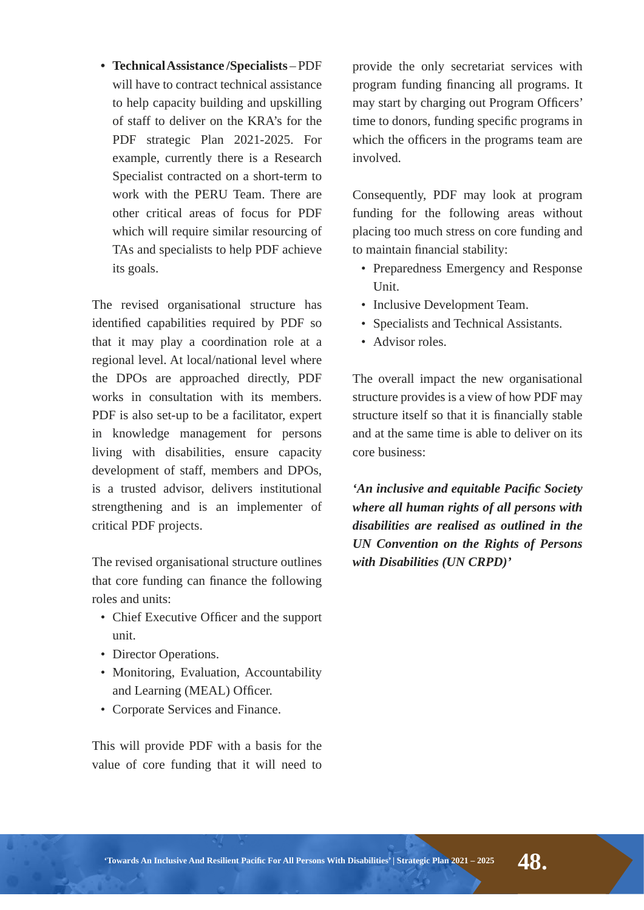- **Technical Assistance /Specialists** – PDF will have to contract technical assistance to help capacity building and upskilling of staff to deliver on the KRA's for the PDF strategic Plan 2021-2025. For example, currently there is a Research Specialist contracted on a short-term to work with the PERU Team. There are other critical areas of focus for PDF which will require similar resourcing of TAs and specialists to help PDF achieve its goals.

The revised organisational structure has identified capabilities required by PDF so that it may play a coordination role at a regional level. At local/national level where the DPOs are approached directly, PDF works in consultation with its members. PDF is also set-up to be a facilitator, expert in knowledge management for persons living with disabilities, ensure capacity development of staff, members and DPOs, is a trusted advisor, delivers institutional strengthening and is an implementer of critical PDF projects.

The revised organisational structure outlines that core funding can finance the following roles and units:

- Chief Executive Officer and the support unit.
- Director Operations.
- Monitoring, Evaluation, Accountability and Learning (MEAL) Officer.
- Corporate Services and Finance.

This will provide PDF with a basis for the value of core funding that it will need to provide the only secretariat services with program funding financing all programs. It may start by charging out Program Officers' time to donors, funding specific programs in which the officers in the programs team are involved.

Consequently, PDF may look at program funding for the following areas without placing too much stress on core funding and to maintain financial stability:

- Preparedness Emergency and Response Unit.
- Inclusive Development Team.
- Specialists and Technical Assistants.
- Advisor roles.

The overall impact the new organisational structure provides is a view of how PDF may structure itself so that it is financially stable and at the same time is able to deliver on its core business:

***'An inclusive and equitable Pacific Society where all human rights of all persons with disabilities are realised as outlined in the UN Convention on the Rights of Persons with Disabilities (UN CRPD)'***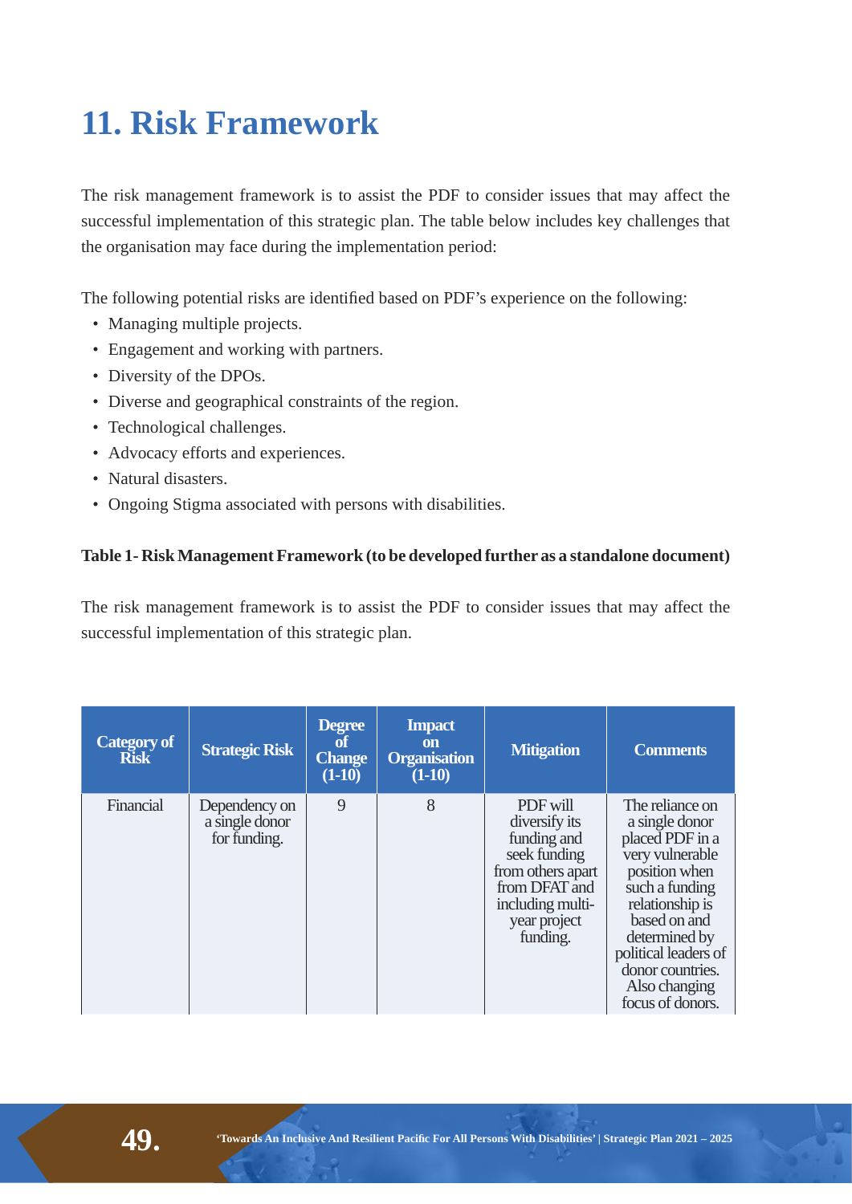# 11. Risk Framework

The risk management framework is to assist the PDF to consider issues that may affect the successful implementation of this strategic plan. The table below includes key challenges that the organisation may face during the implementation period:

The following potential risks are identified based on PDF's experience on the following:

- Managing multiple projects.
- Engagement and working with partners.
- Diversity of the DPOs.
- Diverse and geographical constraints of the region.
- Technological challenges.
- Advocacy efforts and experiences.
- Natural disasters.
- Ongoing Stigma associated with persons with disabilities.

**Table 1- Risk Management Framework (to be developed further as a standalone document)**

The risk management framework is to assist the PDF to consider issues that may affect the successful implementation of this strategic plan.

| Category of Risk | Strategic Risk | Degree of Change (1-10) | Impact on Organisation (1-10) | Mitigation | Comments |
|---|---|---|---|---|---|
| Financial | Dependency on a single donor for funding. | 9 | 8 | PDF will diversify its funding and seek funding from others apart from DFAT and including multi-year project funding. | The reliance on a single donor placed PDF in a very vulnerable position when such a funding relationship is based on and determined by political leaders of donor countries. Also changing focus of donors. |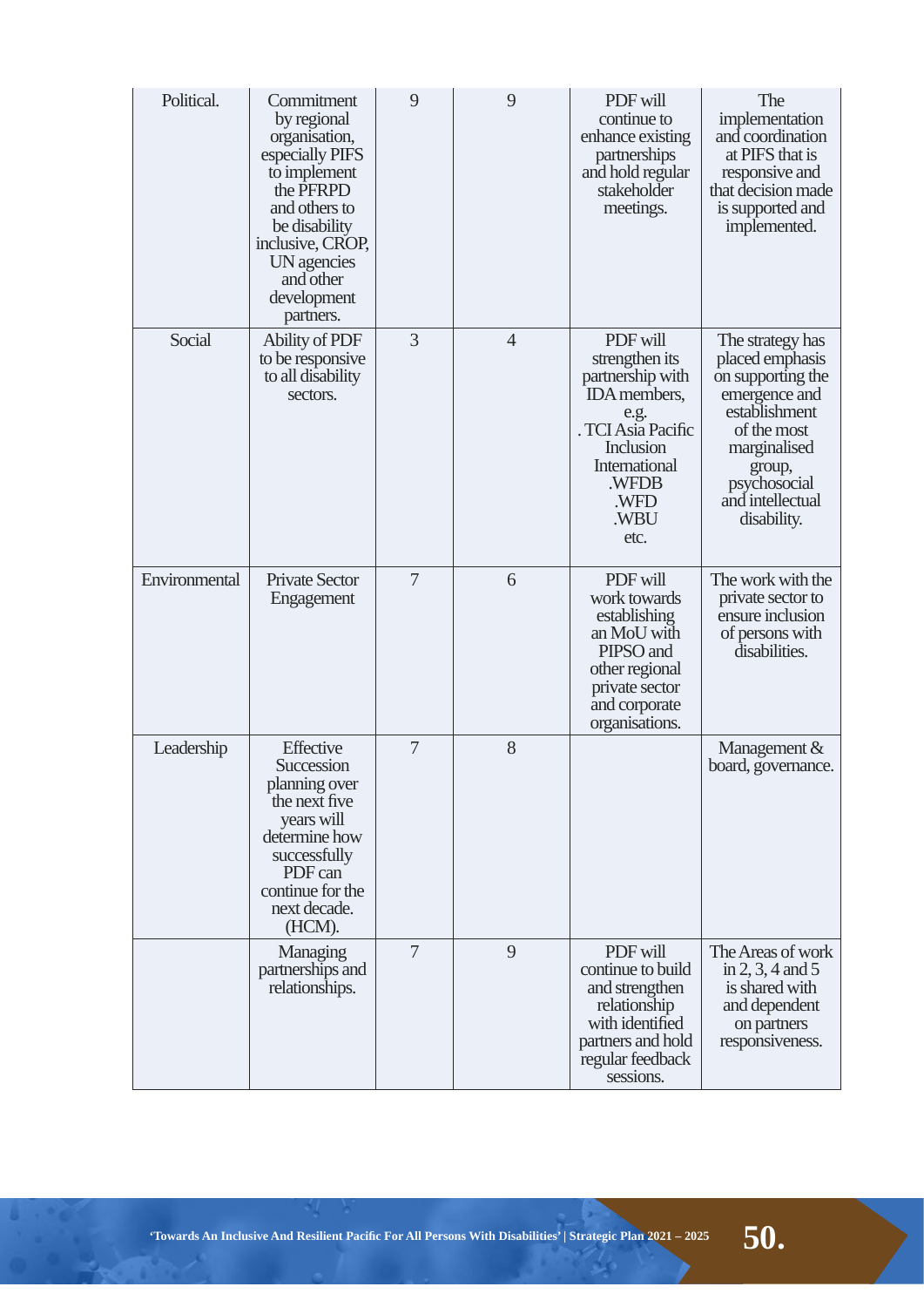| Political. | Commitment by regional organisation, especially PIFS to implement the PFRPD and others to be disability inclusive, CROP, UN agencies and other development partners. | 9 | 9 | PDF will continue to enhance existing partnerships and hold regular stakeholder meetings. | The implementation and coordination at PIFS that is responsive and that decision made is supported and implemented. |
|---|---|---|---|---|---|
| Social | Ability of PDF to be responsive to all disability sectors. | 3 | 4 | PDF will strengthen its partnership with IDA members, e.g. . TCI Asia Pacific Inclusion International .WFDB .WFD .WBU etc. | The strategy has placed emphasis on supporting the emergence and establishment of the most marginalised group, psychosocial and intellectual disability. |
| Environmental | Private Sector Engagement | 7 | 6 | PDF will work towards establishing an MoU with PIPSO and other regional private sector and corporate organisations. | The work with the private sector to ensure inclusion of persons with disabilities. |
| Leadership | Effective Succession planning over the next five years will determine how successfully PDF can continue for the next decade. (HCM). | 7 | 8 | | Management & board, governance. |
| | Managing partnerships and relationships. | 7 | 9 | PDF will continue to build and strengthen relationship with identified partners and hold regular feedback sessions. | The Areas of work in 2, 3, 4 and 5 is shared with and dependent on partners responsiveness. |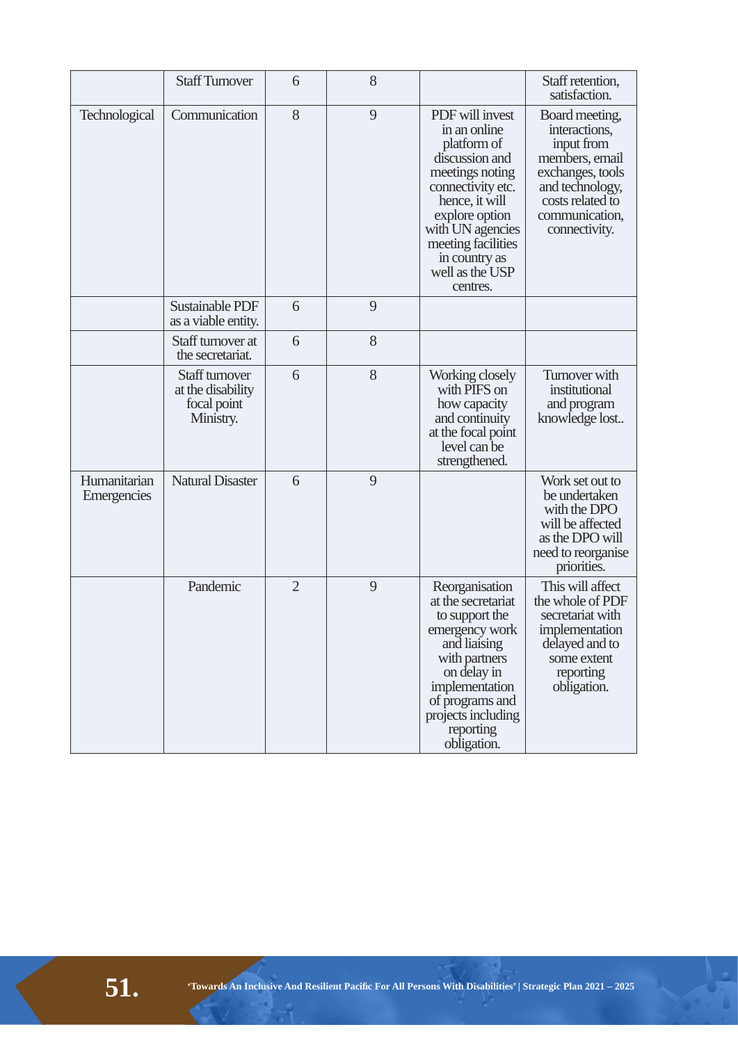|  |  |  |  |  |  |
|---|---|---|---|---|---|
|  | Staff Turnover | 6 | 8 |  | Staff retention, satisfaction. |
| Technological | Communication | 8 | 9 | PDF will invest in an online platform of discussion and meetings noting connectivity etc. hence, it will explore option with UN agencies meeting facilities in country as well as the USP centres. | Board meeting, interactions, input from members, email exchanges, tools and technology, costs related to communication, connectivity. |
|  | Sustainable PDF as a viable entity. | 6 | 9 |  |  |
|  | Staff turnover at the secretariat. | 6 | 8 |  |  |
|  | Staff turnover at the disability focal point Ministry. | 6 | 8 | Working closely with PIFS on how capacity and continuity at the focal point level can be strengthened. | Turnover with institutional and program knowledge lost.. |
| Humanitarian Emergencies | Natural Disaster | 6 | 9 |  | Work set out to be undertaken with the DPO will be affected as the DPO will need to reorganise priorities. |
|  | Pandemic | 2 | 9 | Reorganisation at the secretariat to support the emergency work and liaising with partners on delay in implementation of programs and projects including reporting obligation. | This will affect the whole of PDF secretariat with implementation delayed and to some extent reporting obligation. |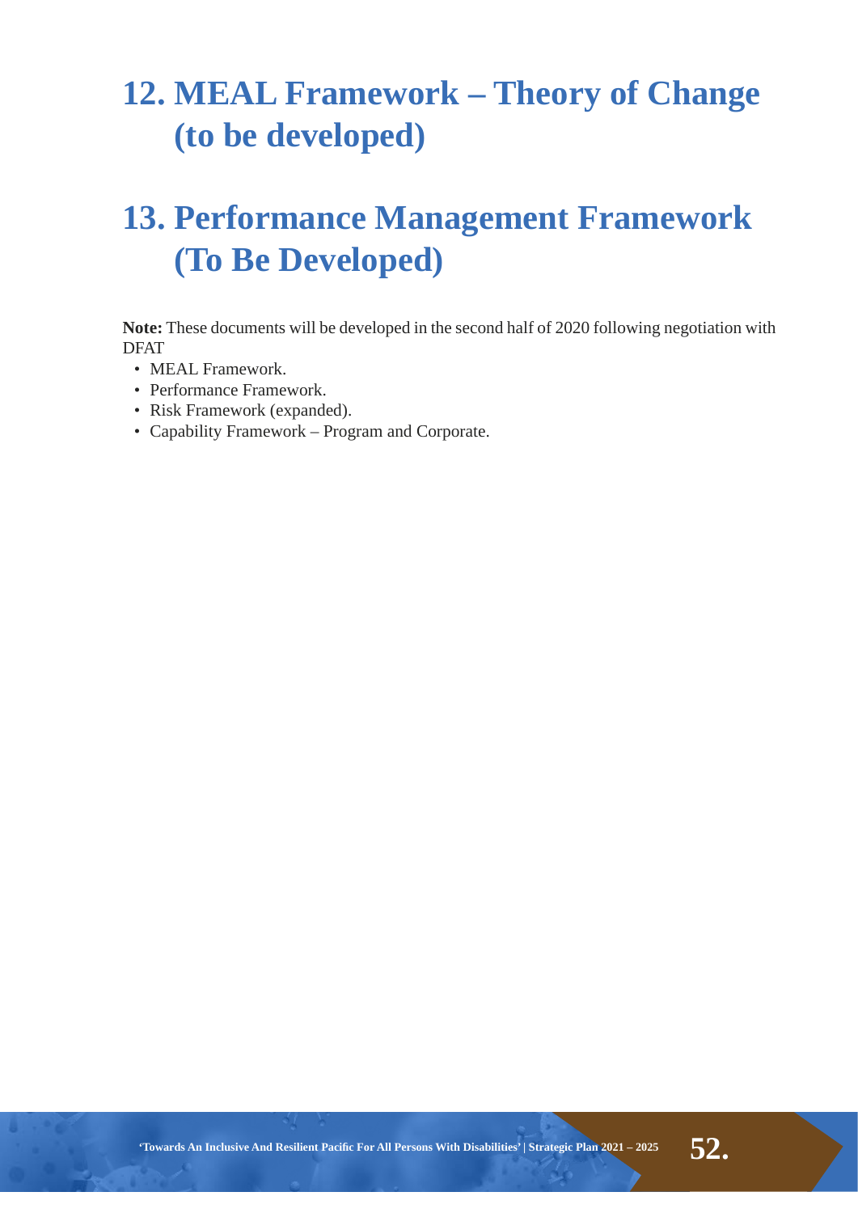# 12. MEAL Framework – Theory of Change (to be developed)

# 13. Performance Management Framework (To Be Developed)

**Note:** These documents will be developed in the second half of 2020 following negotiation with DFAT

- MEAL Framework.
- Performance Framework.
- Risk Framework (expanded).
- Capability Framework – Program and Corporate.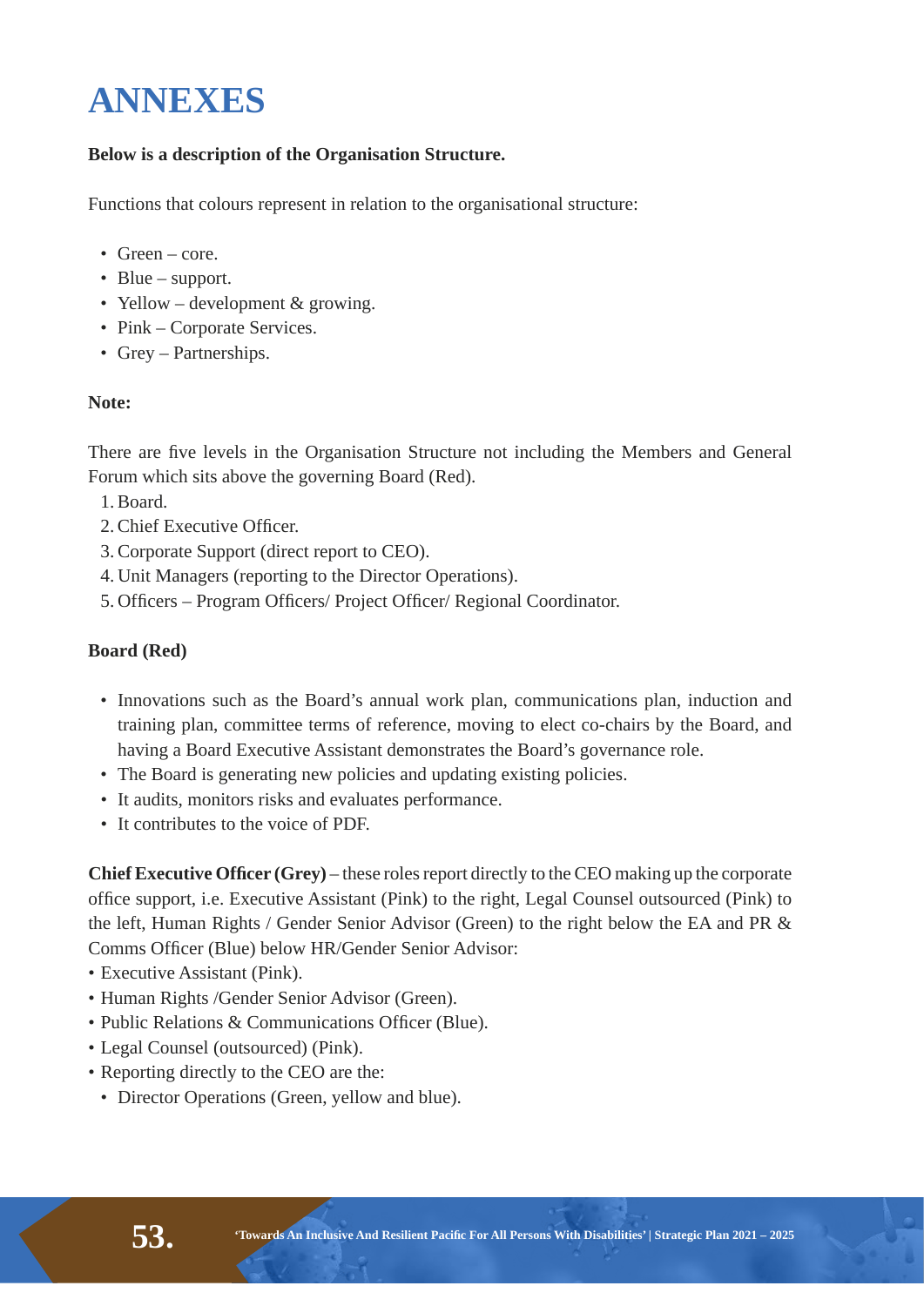# ANNEXES

**Below is a description of the Organisation Structure.**

Functions that colours represent in relation to the organisational structure:

- Green – core.
- Blue – support.
- Yellow – development & growing.
- Pink – Corporate Services.
- Grey – Partnerships.

**Note:**

There are five levels in the Organisation Structure not including the Members and General Forum which sits above the governing Board (Red).

1. Board.
2. Chief Executive Officer.
3. Corporate Support (direct report to CEO).
4. Unit Managers (reporting to the Director Operations).
5. Officers – Program Officers/ Project Officer/ Regional Coordinator.

**Board (Red)**

- Innovations such as the Board's annual work plan, communications plan, induction and training plan, committee terms of reference, moving to elect co-chairs by the Board, and having a Board Executive Assistant demonstrates the Board's governance role.
- The Board is generating new policies and updating existing policies.
- It audits, monitors risks and evaluates performance.
- It contributes to the voice of PDF.

**Chief Executive Officer (Grey)** – these roles report directly to the CEO making up the corporate office support, i.e. Executive Assistant (Pink) to the right, Legal Counsel outsourced (Pink) to the left, Human Rights / Gender Senior Advisor (Green) to the right below the EA and PR & Comms Officer (Blue) below HR/Gender Senior Advisor:

- Executive Assistant (Pink).
- Human Rights /Gender Senior Advisor (Green).
- Public Relations & Communications Officer (Blue).
- Legal Counsel (outsourced) (Pink).
- Reporting directly to the CEO are the:
  - Director Operations (Green, yellow and blue).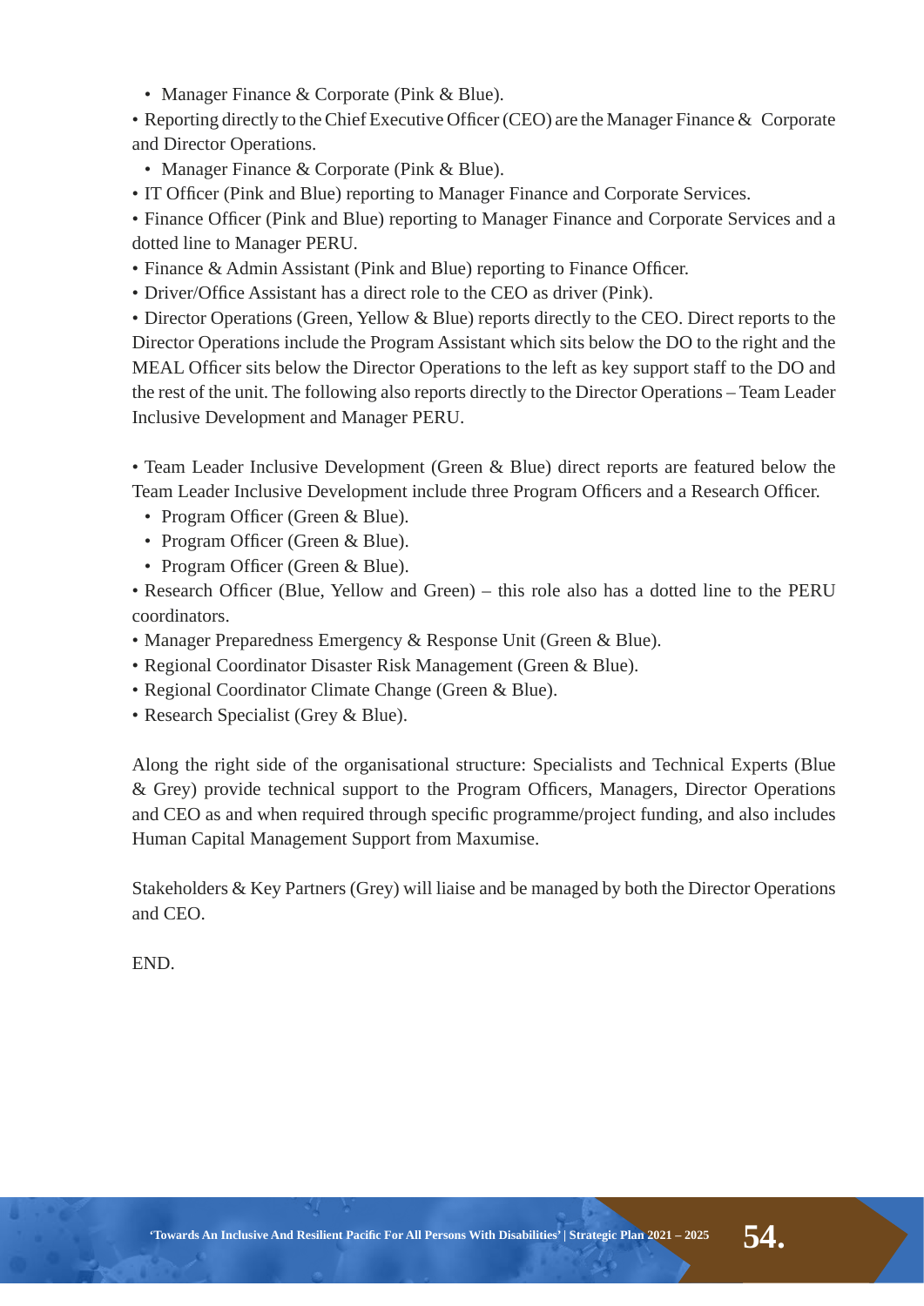- Manager Finance & Corporate (Pink & Blue).

• Reporting directly to the Chief Executive Officer (CEO) are the Manager Finance & Corporate and Director Operations.

- Manager Finance & Corporate (Pink & Blue).

• IT Officer (Pink and Blue) reporting to Manager Finance and Corporate Services.

• Finance Officer (Pink and Blue) reporting to Manager Finance and Corporate Services and a dotted line to Manager PERU.

• Finance & Admin Assistant (Pink and Blue) reporting to Finance Officer.

• Driver/Office Assistant has a direct role to the CEO as driver (Pink).

• Director Operations (Green, Yellow & Blue) reports directly to the CEO. Direct reports to the Director Operations include the Program Assistant which sits below the DO to the right and the MEAL Officer sits below the Director Operations to the left as key support staff to the DO and the rest of the unit. The following also reports directly to the Director Operations – Team Leader Inclusive Development and Manager PERU.

• Team Leader Inclusive Development (Green & Blue) direct reports are featured below the Team Leader Inclusive Development include three Program Officers and a Research Officer.

- Program Officer (Green & Blue).
- Program Officer (Green & Blue).
- Program Officer (Green & Blue).

• Research Officer (Blue, Yellow and Green) – this role also has a dotted line to the PERU coordinators.

• Manager Preparedness Emergency & Response Unit (Green & Blue).

• Regional Coordinator Disaster Risk Management (Green & Blue).

• Regional Coordinator Climate Change (Green & Blue).

• Research Specialist (Grey & Blue).

Along the right side of the organisational structure: Specialists and Technical Experts (Blue & Grey) provide technical support to the Program Officers, Managers, Director Operations and CEO as and when required through specific programme/project funding, and also includes Human Capital Management Support from Maxumise.

Stakeholders & Key Partners (Grey) will liaise and be managed by both the Director Operations and CEO.

END.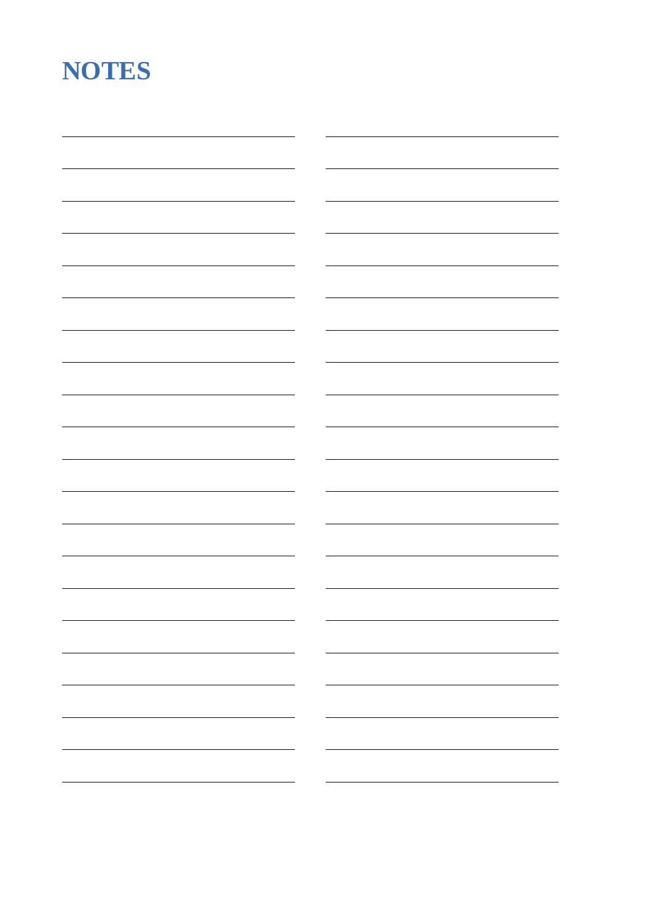# NOTES